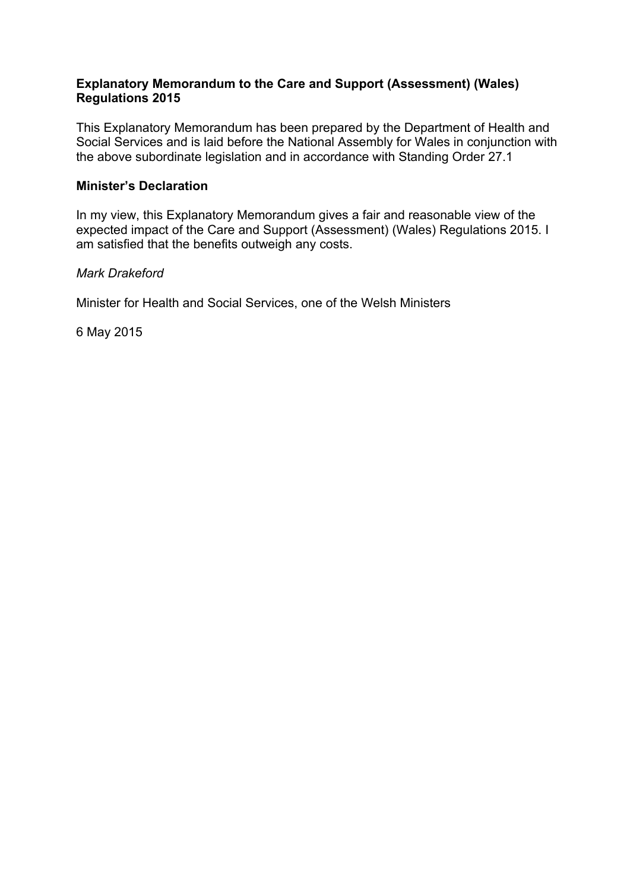**Explanatory Memorandum to the Care and Support (Assessment) (Wales) Regulations 2015**

This Explanatory Memorandum has been prepared by the Department of Health and Social Services and is laid before the National Assembly for Wales in conjunction with the above subordinate legislation and in accordance with Standing Order 27.1

**Minister's Declaration**

In my view, this Explanatory Memorandum gives a fair and reasonable view of the expected impact of the Care and Support (Assessment) (Wales) Regulations 2015. I am satisfied that the benefits outweigh any costs.

*Mark Drakeford*

Minister for Health and Social Services, one of the Welsh Ministers

6 May 2015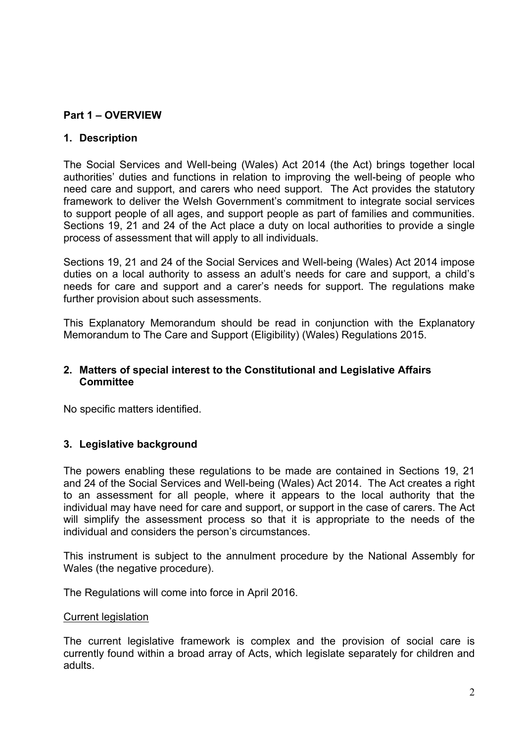## Part 1 – OVERVIEW

### 1. Description

The Social Services and Well-being (Wales) Act 2014 (the Act) brings together local authorities' duties and functions in relation to improving the well-being of people who need care and support, and carers who need support. The Act provides the statutory framework to deliver the Welsh Government's commitment to integrate social services to support people of all ages, and support people as part of families and communities. Sections 19, 21 and 24 of the Act place a duty on local authorities to provide a single process of assessment that will apply to all individuals.

Sections 19, 21 and 24 of the Social Services and Well-being (Wales) Act 2014 impose duties on a local authority to assess an adult's needs for care and support, a child's needs for care and support and a carer's needs for support. The regulations make further provision about such assessments.

This Explanatory Memorandum should be read in conjunction with the Explanatory Memorandum to The Care and Support (Eligibility) (Wales) Regulations 2015.

### 2. Matters of special interest to the Constitutional and Legislative Affairs Committee

No specific matters identified.

### 3. Legislative background

The powers enabling these regulations to be made are contained in Sections 19, 21 and 24 of the Social Services and Well-being (Wales) Act 2014. The Act creates a right to an assessment for all people, where it appears to the local authority that the individual may have need for care and support, or support in the case of carers. The Act will simplify the assessment process so that it is appropriate to the needs of the individual and considers the person's circumstances.

This instrument is subject to the annulment procedure by the National Assembly for Wales (the negative procedure).

The Regulations will come into force in April 2016.

Current legislation

The current legislative framework is complex and the provision of social care is currently found within a broad array of Acts, which legislate separately for children and adults.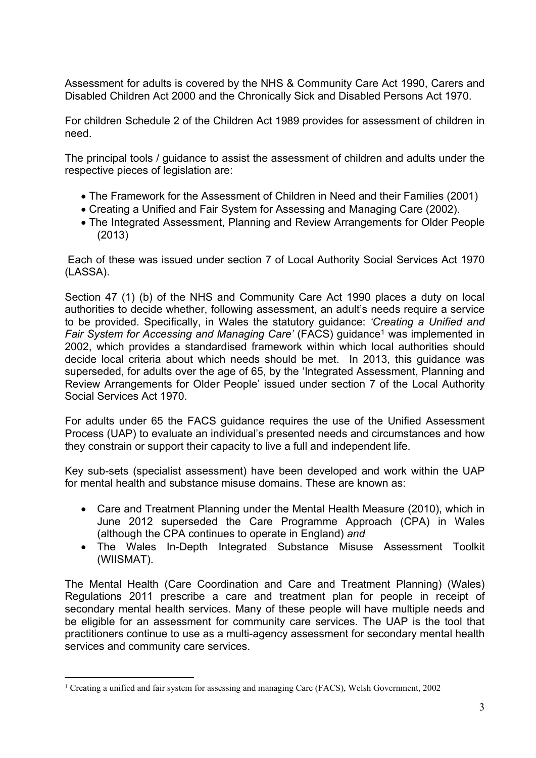Assessment for adults is covered by the NHS & Community Care Act 1990, Carers and Disabled Children Act 2000 and the Chronically Sick and Disabled Persons Act 1970.

For children Schedule 2 of the Children Act 1989 provides for assessment of children in need.

The principal tools / guidance to assist the assessment of children and adults under the respective pieces of legislation are:

- The Framework for the Assessment of Children in Need and their Families (2001)
- Creating a Unified and Fair System for Assessing and Managing Care (2002).
- The Integrated Assessment, Planning and Review Arrangements for Older People (2013)

Each of these was issued under section 7 of Local Authority Social Services Act 1970 (LASSA).

Section 47 (1) (b) of the NHS and Community Care Act 1990 places a duty on local authorities to decide whether, following assessment, an adult's needs require a service to be provided. Specifically, in Wales the statutory guidance: *'Creating a Unified and Fair System for Accessing and Managing Care'* (FACS) guidance[1] was implemented in 2002, which provides a standardised framework within which local authorities should decide local criteria about which needs should be met. In 2013, this guidance was superseded, for adults over the age of 65, by the 'Integrated Assessment, Planning and Review Arrangements for Older People' issued under section 7 of the Local Authority Social Services Act 1970.

For adults under 65 the FACS guidance requires the use of the Unified Assessment Process (UAP) to evaluate an individual's presented needs and circumstances and how they constrain or support their capacity to live a full and independent life.

Key sub-sets (specialist assessment) have been developed and work within the UAP for mental health and substance misuse domains. These are known as:

- Care and Treatment Planning under the Mental Health Measure (2010), which in June 2012 superseded the Care Programme Approach (CPA) in Wales (although the CPA continues to operate in England) *and*
- The Wales In-Depth Integrated Substance Misuse Assessment Toolkit (WIISMAT).

The Mental Health (Care Coordination and Care and Treatment Planning) (Wales) Regulations 2011 prescribe a care and treatment plan for people in receipt of secondary mental health services. Many of these people will have multiple needs and be eligible for an assessment for community care services. The UAP is the tool that practitioners continue to use as a multi-agency assessment for secondary mental health services and community care services.

[1] Creating a unified and fair system for assessing and managing Care (FACS), Welsh Government, 2002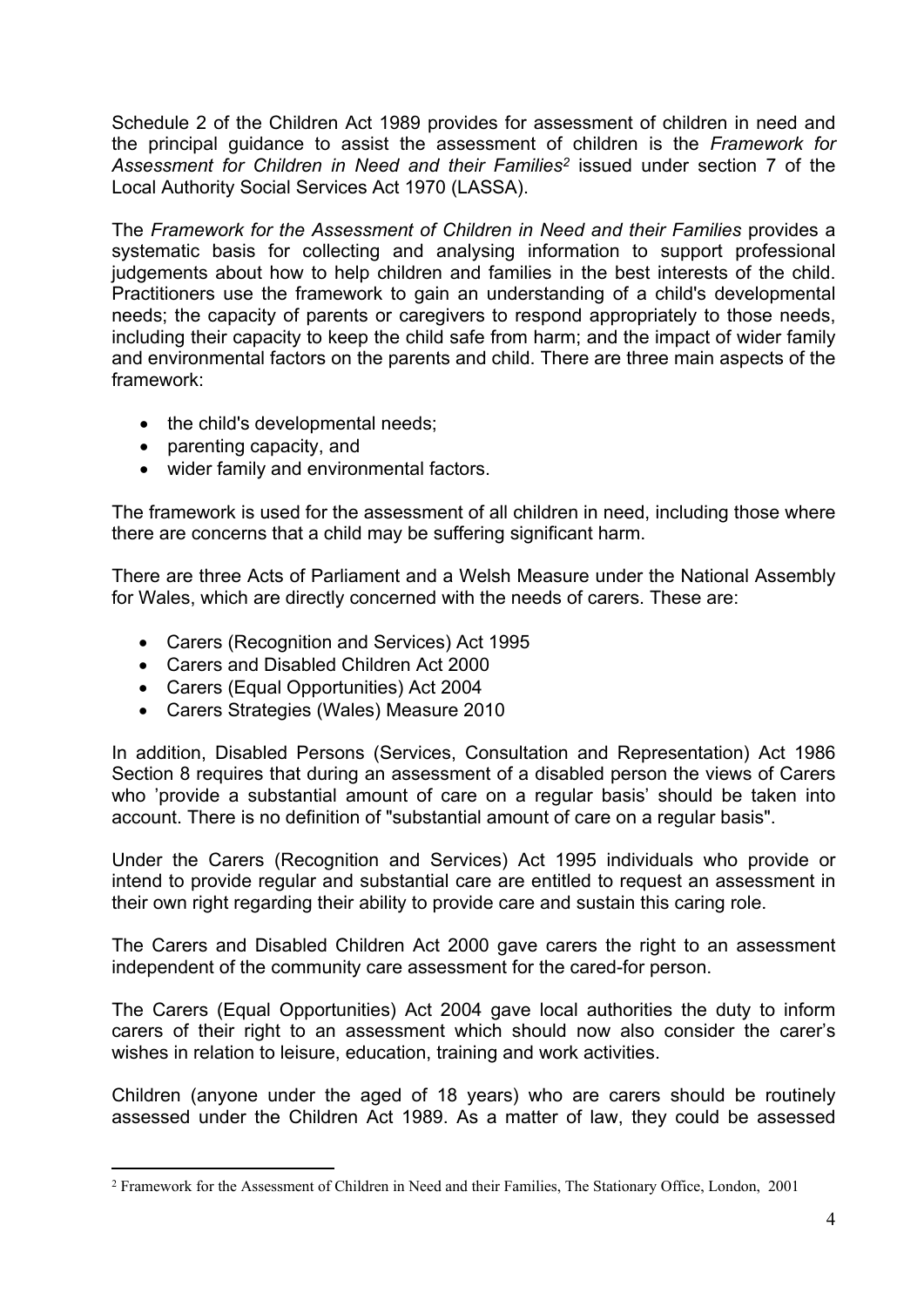Schedule 2 of the Children Act 1989 provides for assessment of children in need and the principal guidance to assist the assessment of children is the *Framework for Assessment for Children in Need and their Families*[2] issued under section 7 of the Local Authority Social Services Act 1970 (LASSA).

The *Framework for the Assessment of Children in Need and their Families* provides a systematic basis for collecting and analysing information to support professional judgements about how to help children and families in the best interests of the child. Practitioners use the framework to gain an understanding of a child's developmental needs; the capacity of parents or caregivers to respond appropriately to those needs, including their capacity to keep the child safe from harm; and the impact of wider family and environmental factors on the parents and child. There are three main aspects of the framework:

- the child's developmental needs;
- parenting capacity, and
- wider family and environmental factors.

The framework is used for the assessment of all children in need, including those where there are concerns that a child may be suffering significant harm.

There are three Acts of Parliament and a Welsh Measure under the National Assembly for Wales, which are directly concerned with the needs of carers. These are:

- Carers (Recognition and Services) Act 1995
- Carers and Disabled Children Act 2000
- Carers (Equal Opportunities) Act 2004
- Carers Strategies (Wales) Measure 2010

In addition, Disabled Persons (Services, Consultation and Representation) Act 1986 Section 8 requires that during an assessment of a disabled person the views of Carers who 'provide a substantial amount of care on a regular basis' should be taken into account. There is no definition of "substantial amount of care on a regular basis".

Under the Carers (Recognition and Services) Act 1995 individuals who provide or intend to provide regular and substantial care are entitled to request an assessment in their own right regarding their ability to provide care and sustain this caring role.

The Carers and Disabled Children Act 2000 gave carers the right to an assessment independent of the community care assessment for the cared-for person.

The Carers (Equal Opportunities) Act 2004 gave local authorities the duty to inform carers of their right to an assessment which should now also consider the carer's wishes in relation to leisure, education, training and work activities.

Children (anyone under the aged of 18 years) who are carers should be routinely assessed under the Children Act 1989. As a matter of law, they could be assessed

---

[2] Framework for the Assessment of Children in Need and their Families, The Stationary Office, London, 2001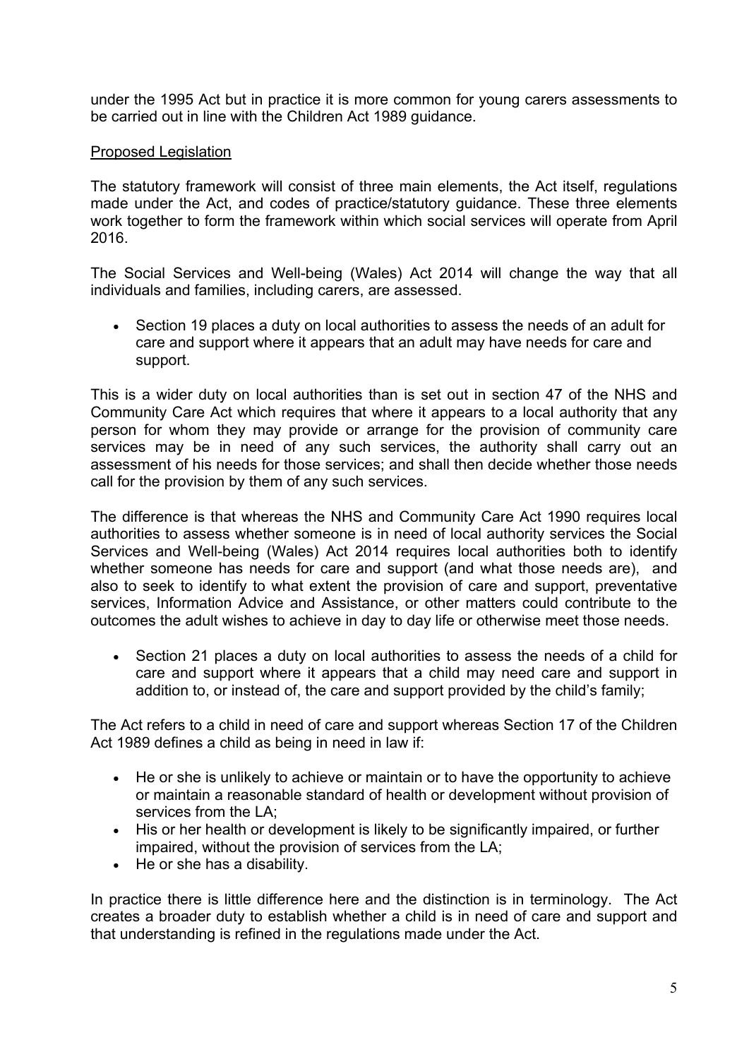under the 1995 Act but in practice it is more common for young carers assessments to be carried out in line with the Children Act 1989 guidance.

Proposed Legislation

The statutory framework will consist of three main elements, the Act itself, regulations made under the Act, and codes of practice/statutory guidance. These three elements work together to form the framework within which social services will operate from April 2016.

The Social Services and Well-being (Wales) Act 2014 will change the way that all individuals and families, including carers, are assessed.

- Section 19 places a duty on local authorities to assess the needs of an adult for care and support where it appears that an adult may have needs for care and support.

This is a wider duty on local authorities than is set out in section 47 of the NHS and Community Care Act which requires that where it appears to a local authority that any person for whom they may provide or arrange for the provision of community care services may be in need of any such services, the authority shall carry out an assessment of his needs for those services; and shall then decide whether those needs call for the provision by them of any such services.

The difference is that whereas the NHS and Community Care Act 1990 requires local authorities to assess whether someone is in need of local authority services the Social Services and Well-being (Wales) Act 2014 requires local authorities both to identify whether someone has needs for care and support (and what those needs are), and also to seek to identify to what extent the provision of care and support, preventative services, Information Advice and Assistance, or other matters could contribute to the outcomes the adult wishes to achieve in day to day life or otherwise meet those needs.

- Section 21 places a duty on local authorities to assess the needs of a child for care and support where it appears that a child may need care and support in addition to, or instead of, the care and support provided by the child's family;

The Act refers to a child in need of care and support whereas Section 17 of the Children Act 1989 defines a child as being in need in law if:

- He or she is unlikely to achieve or maintain or to have the opportunity to achieve or maintain a reasonable standard of health or development without provision of services from the LA;
- His or her health or development is likely to be significantly impaired, or further impaired, without the provision of services from the LA;
- He or she has a disability.

In practice there is little difference here and the distinction is in terminology. The Act creates a broader duty to establish whether a child is in need of care and support and that understanding is refined in the regulations made under the Act.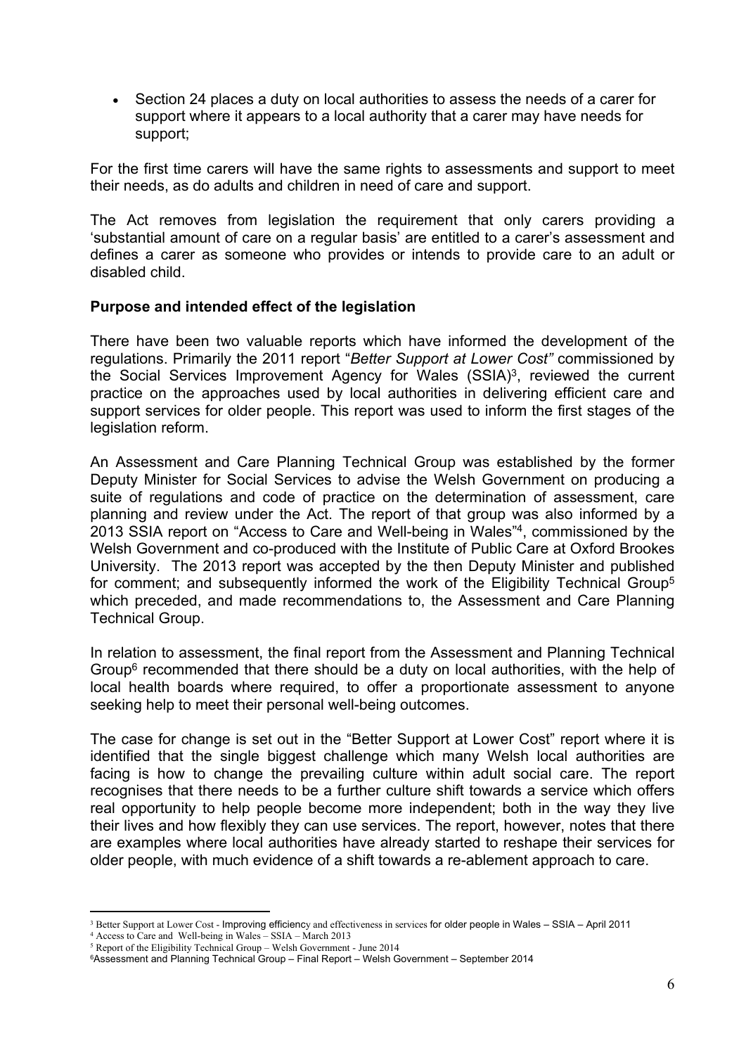- Section 24 places a duty on local authorities to assess the needs of a carer for support where it appears to a local authority that a carer may have needs for support;

For the first time carers will have the same rights to assessments and support to meet their needs, as do adults and children in need of care and support.

The Act removes from legislation the requirement that only carers providing a 'substantial amount of care on a regular basis' are entitled to a carer's assessment and defines a carer as someone who provides or intends to provide care to an adult or disabled child.

**Purpose and intended effect of the legislation**

There have been two valuable reports which have informed the development of the regulations. Primarily the 2011 report "*Better Support at Lower Cost"* commissioned by the Social Services Improvement Agency for Wales (SSIA)[3], reviewed the current practice on the approaches used by local authorities in delivering efficient care and support services for older people. This report was used to inform the first stages of the legislation reform.

An Assessment and Care Planning Technical Group was established by the former Deputy Minister for Social Services to advise the Welsh Government on producing a suite of regulations and code of practice on the determination of assessment, care planning and review under the Act. The report of that group was also informed by a 2013 SSIA report on "Access to Care and Well-being in Wales"[4], commissioned by the Welsh Government and co-produced with the Institute of Public Care at Oxford Brookes University. The 2013 report was accepted by the then Deputy Minister and published for comment; and subsequently informed the work of the Eligibility Technical Group[5] which preceded, and made recommendations to, the Assessment and Care Planning Technical Group.

In relation to assessment, the final report from the Assessment and Planning Technical Group[6] recommended that there should be a duty on local authorities, with the help of local health boards where required, to offer a proportionate assessment to anyone seeking help to meet their personal well-being outcomes.

The case for change is set out in the "Better Support at Lower Cost" report where it is identified that the single biggest challenge which many Welsh local authorities are facing is how to change the prevailing culture within adult social care. The report recognises that there needs to be a further culture shift towards a service which offers real opportunity to help people become more independent; both in the way they live their lives and how flexibly they can use services. The report, however, notes that there are examples where local authorities have already started to reshape their services for older people, with much evidence of a shift towards a re-ablement approach to care.

---

[3] Better Support at Lower Cost - Improving efficiency and effectiveness in services for older people in Wales – SSIA – April 2011

[4] Access to Care and Well-being in Wales – SSIA – March 2013

[5] Report of the Eligibility Technical Group – Welsh Government - June 2014

[6] Assessment and Planning Technical Group – Final Report – Welsh Government – September 2014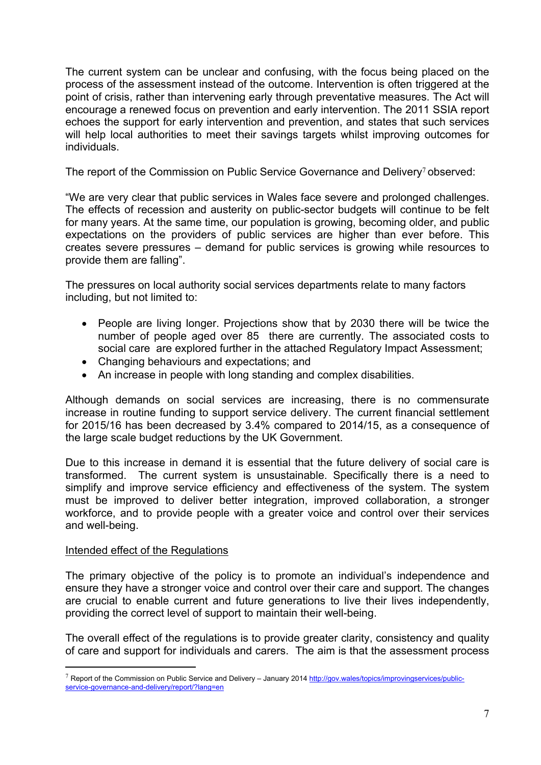The current system can be unclear and confusing, with the focus being placed on the process of the assessment instead of the outcome. Intervention is often triggered at the point of crisis, rather than intervening early through preventative measures. The Act will encourage a renewed focus on prevention and early intervention. The 2011 SSIA report echoes the support for early intervention and prevention, and states that such services will help local authorities to meet their savings targets whilst improving outcomes for individuals.

The report of the Commission on Public Service Governance and Delivery[7] observed:

"We are very clear that public services in Wales face severe and prolonged challenges. The effects of recession and austerity on public-sector budgets will continue to be felt for many years. At the same time, our population is growing, becoming older, and public expectations on the providers of public services are higher than ever before. This creates severe pressures – demand for public services is growing while resources to provide them are falling".

The pressures on local authority social services departments relate to many factors including, but not limited to:

- People are living longer. Projections show that by 2030 there will be twice the number of people aged over 85 there are currently. The associated costs to social care are explored further in the attached Regulatory Impact Assessment;
- Changing behaviours and expectations; and
- An increase in people with long standing and complex disabilities.

Although demands on social services are increasing, there is no commensurate increase in routine funding to support service delivery. The current financial settlement for 2015/16 has been decreased by 3.4% compared to 2014/15, as a consequence of the large scale budget reductions by the UK Government.

Due to this increase in demand it is essential that the future delivery of social care is transformed. The current system is unsustainable. Specifically there is a need to simplify and improve service efficiency and effectiveness of the system. The system must be improved to deliver better integration, improved collaboration, a stronger workforce, and to provide people with a greater voice and control over their services and well-being.

Intended effect of the Regulations

The primary objective of the policy is to promote an individual's independence and ensure they have a stronger voice and control over their care and support. The changes are crucial to enable current and future generations to live their lives independently, providing the correct level of support to maintain their well-being.

The overall effect of the regulations is to provide greater clarity, consistency and quality of care and support for individuals and carers. The aim is that the assessment process

---

[7] Report of the Commission on Public Service and Delivery – January 2014 http://gov.wales/topics/improvingservices/public-service-governance-and-delivery/report/?lang=en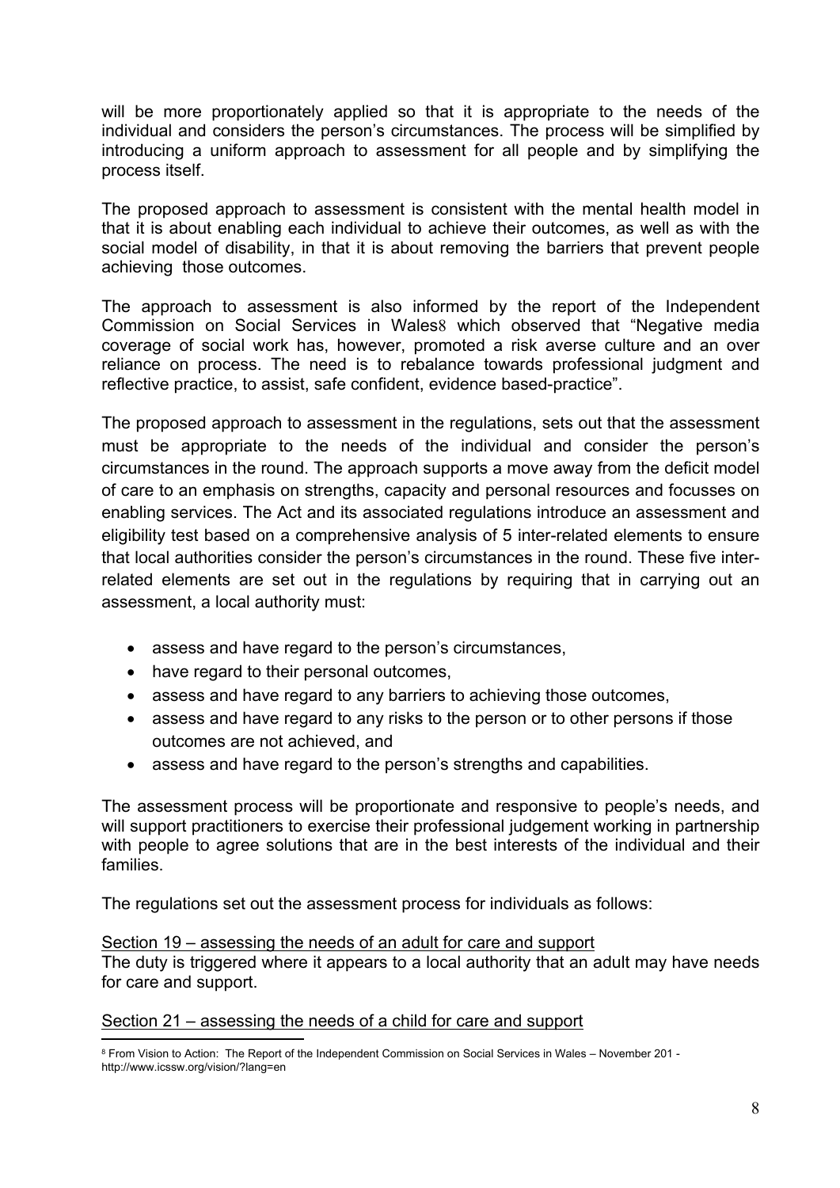will be more proportionately applied so that it is appropriate to the needs of the individual and considers the person's circumstances. The process will be simplified by introducing a uniform approach to assessment for all people and by simplifying the process itself.

The proposed approach to assessment is consistent with the mental health model in that it is about enabling each individual to achieve their outcomes, as well as with the social model of disability, in that it is about removing the barriers that prevent people achieving those outcomes.

The approach to assessment is also informed by the report of the Independent Commission on Social Services in Wales[8] which observed that "Negative media coverage of social work has, however, promoted a risk averse culture and an over reliance on process. The need is to rebalance towards professional judgment and reflective practice, to assist, safe confident, evidence based-practice".

The proposed approach to assessment in the regulations, sets out that the assessment must be appropriate to the needs of the individual and consider the person's circumstances in the round. The approach supports a move away from the deficit model of care to an emphasis on strengths, capacity and personal resources and focusses on enabling services. The Act and its associated regulations introduce an assessment and eligibility test based on a comprehensive analysis of 5 inter-related elements to ensure that local authorities consider the person's circumstances in the round. These five inter-related elements are set out in the regulations by requiring that in carrying out an assessment, a local authority must:

- assess and have regard to the person's circumstances,
- have regard to their personal outcomes,
- assess and have regard to any barriers to achieving those outcomes,
- assess and have regard to any risks to the person or to other persons if those outcomes are not achieved, and
- assess and have regard to the person's strengths and capabilities.

The assessment process will be proportionate and responsive to people's needs, and will support practitioners to exercise their professional judgement working in partnership with people to agree solutions that are in the best interests of the individual and their families.

The regulations set out the assessment process for individuals as follows:

<u>Section 19 – assessing the needs of an adult for care and support</u>
The duty is triggered where it appears to a local authority that an adult may have needs for care and support.

<u>Section 21 – assessing the needs of a child for care and support</u>

---

[8] From Vision to Action: The Report of the Independent Commission on Social Services in Wales – November 201 - http://www.icssw.org/vision/?lang=en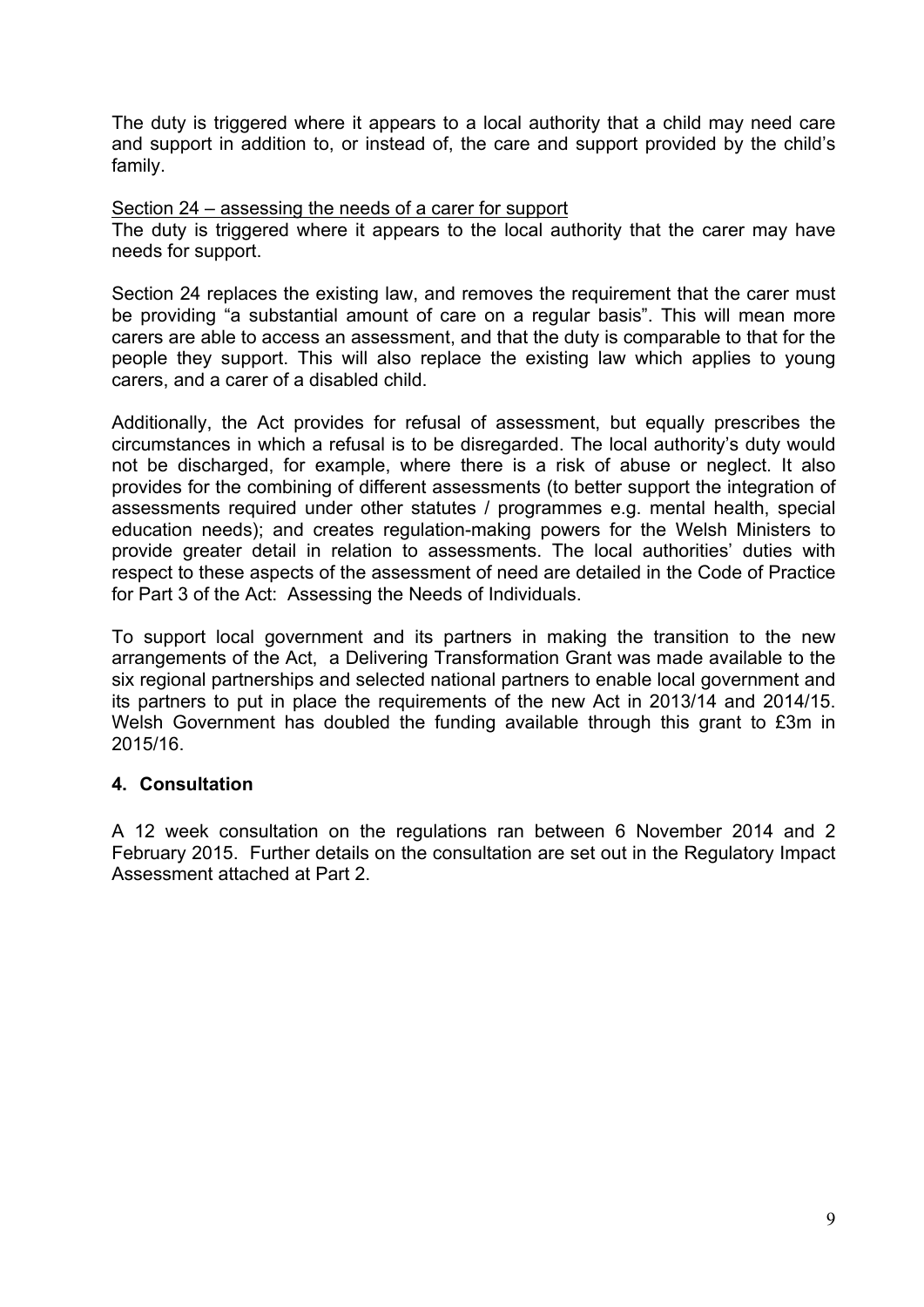The duty is triggered where it appears to a local authority that a child may need care and support in addition to, or instead of, the care and support provided by the child's family.

<u>Section 24 – assessing the needs of a carer for support</u>

The duty is triggered where it appears to the local authority that the carer may have needs for support.

Section 24 replaces the existing law, and removes the requirement that the carer must be providing "a substantial amount of care on a regular basis". This will mean more carers are able to access an assessment, and that the duty is comparable to that for the people they support. This will also replace the existing law which applies to young carers, and a carer of a disabled child.

Additionally, the Act provides for refusal of assessment, but equally prescribes the circumstances in which a refusal is to be disregarded. The local authority's duty would not be discharged, for example, where there is a risk of abuse or neglect. It also provides for the combining of different assessments (to better support the integration of assessments required under other statutes / programmes e.g. mental health, special education needs); and creates regulation-making powers for the Welsh Ministers to provide greater detail in relation to assessments. The local authorities' duties with respect to these aspects of the assessment of need are detailed in the Code of Practice for Part 3 of the Act: Assessing the Needs of Individuals.

To support local government and its partners in making the transition to the new arrangements of the Act, a Delivering Transformation Grant was made available to the six regional partnerships and selected national partners to enable local government and its partners to put in place the requirements of the new Act in 2013/14 and 2014/15. Welsh Government has doubled the funding available through this grant to £3m in 2015/16.

## 4. Consultation

A 12 week consultation on the regulations ran between 6 November 2014 and 2 February 2015. Further details on the consultation are set out in the Regulatory Impact Assessment attached at Part 2.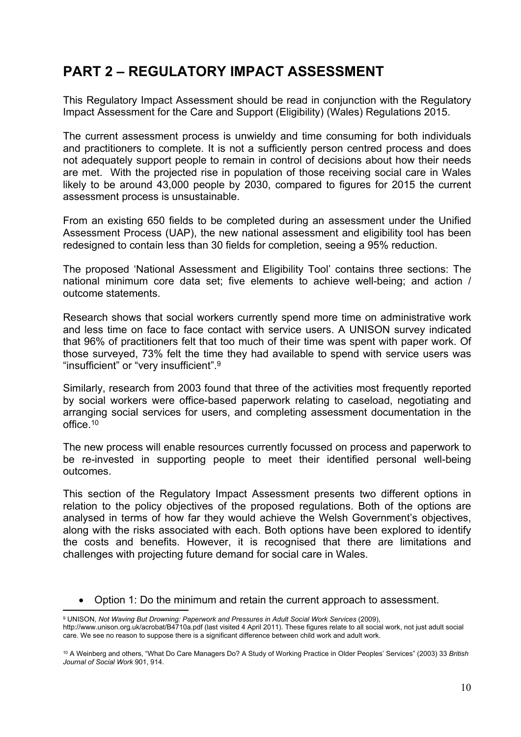# PART 2 – REGULATORY IMPACT ASSESSMENT

This Regulatory Impact Assessment should be read in conjunction with the Regulatory Impact Assessment for the Care and Support (Eligibility) (Wales) Regulations 2015.

The current assessment process is unwieldy and time consuming for both individuals and practitioners to complete. It is not a sufficiently person centred process and does not adequately support people to remain in control of decisions about how their needs are met. With the projected rise in population of those receiving social care in Wales likely to be around 43,000 people by 2030, compared to figures for 2015 the current assessment process is unsustainable.

From an existing 650 fields to be completed during an assessment under the Unified Assessment Process (UAP), the new national assessment and eligibility tool has been redesigned to contain less than 30 fields for completion, seeing a 95% reduction.

The proposed 'National Assessment and Eligibility Tool' contains three sections: The national minimum core data set; five elements to achieve well-being; and action / outcome statements.

Research shows that social workers currently spend more time on administrative work and less time on face to face contact with service users. A UNISON survey indicated that 96% of practitioners felt that too much of their time was spent with paper work. Of those surveyed, 73% felt the time they had available to spend with service users was "insufficient" or "very insufficient".[9]

Similarly, research from 2003 found that three of the activities most frequently reported by social workers were office-based paperwork relating to caseload, negotiating and arranging social services for users, and completing assessment documentation in the office.[10]

The new process will enable resources currently focussed on process and paperwork to be re-invested in supporting people to meet their identified personal well-being outcomes.

This section of the Regulatory Impact Assessment presents two different options in relation to the policy objectives of the proposed regulations. Both of the options are analysed in terms of how far they would achieve the Welsh Government's objectives, along with the risks associated with each. Both options have been explored to identify the costs and benefits. However, it is recognised that there are limitations and challenges with projecting future demand for social care in Wales.

- Option 1: Do the minimum and retain the current approach to assessment.

[9] UNISON, *Not Waving But Drowning: Paperwork and Pressures in Adult Social Work Services* (2009), http://www.unison.org.uk/acrobat/B4710a.pdf (last visited 4 April 2011). These figures relate to all social work, not just adult social care. We see no reason to suppose there is a significant difference between child work and adult work.

[10] A Weinberg and others, "What Do Care Managers Do? A Study of Working Practice in Older Peoples' Services" (2003) 33 *British Journal of Social Work* 901, 914.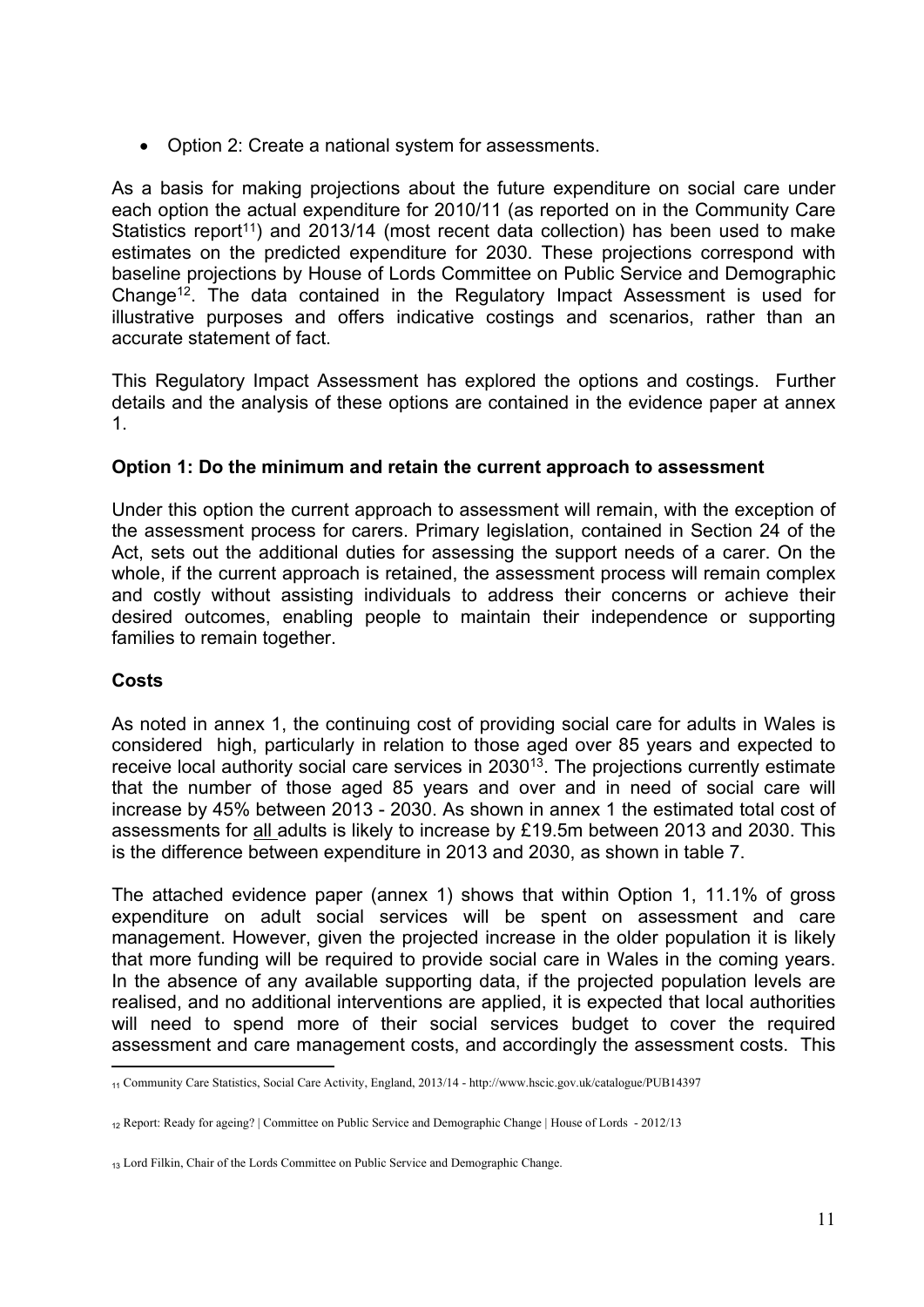- Option 2: Create a national system for assessments.

As a basis for making projections about the future expenditure on social care under each option the actual expenditure for 2010/11 (as reported on in the Community Care Statistics report[11]) and 2013/14 (most recent data collection) has been used to make estimates on the predicted expenditure for 2030. These projections correspond with baseline projections by House of Lords Committee on Public Service and Demographic Change[12]. The data contained in the Regulatory Impact Assessment is used for illustrative purposes and offers indicative costings and scenarios, rather than an accurate statement of fact.

This Regulatory Impact Assessment has explored the options and costings. Further details and the analysis of these options are contained in the evidence paper at annex 1.

**Option 1: Do the minimum and retain the current approach to assessment**

Under this option the current approach to assessment will remain, with the exception of the assessment process for carers. Primary legislation, contained in Section 24 of the Act, sets out the additional duties for assessing the support needs of a carer. On the whole, if the current approach is retained, the assessment process will remain complex and costly without assisting individuals to address their concerns or achieve their desired outcomes, enabling people to maintain their independence or supporting families to remain together.

**Costs**

As noted in annex 1, the continuing cost of providing social care for adults in Wales is considered high, particularly in relation to those aged over 85 years and expected to receive local authority social care services in 2030[13]. The projections currently estimate that the number of those aged 85 years and over and in need of social care will increase by 45% between 2013 - 2030. As shown in annex 1 the estimated total cost of assessments for <u>all</u> adults is likely to increase by £19.5m between 2013 and 2030. This is the difference between expenditure in 2013 and 2030, as shown in table 7.

The attached evidence paper (annex 1) shows that within Option 1, 11.1% of gross expenditure on adult social services will be spent on assessment and care management. However, given the projected increase in the older population it is likely that more funding will be required to provide social care in Wales in the coming years. In the absence of any available supporting data, if the projected population levels are realised, and no additional interventions are applied, it is expected that local authorities will need to spend more of their social services budget to cover the required assessment and care management costs, and accordingly the assessment costs. This

---

[11] Community Care Statistics, Social Care Activity, England, 2013/14 - http://www.hscic.gov.uk/catalogue/PUB14397

[12] Report: Ready for ageing? | Committee on Public Service and Demographic Change | House of Lords - 2012/13

[13] Lord Filkin, Chair of the Lords Committee on Public Service and Demographic Change.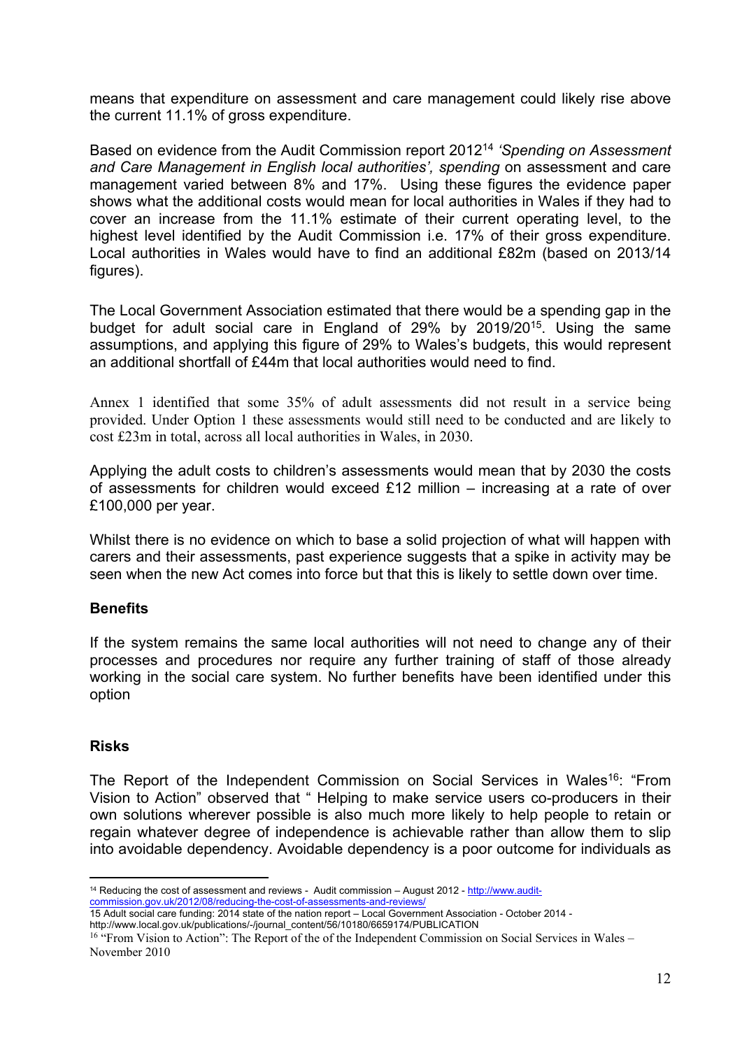means that expenditure on assessment and care management could likely rise above the current 11.1% of gross expenditure.

Based on evidence from the Audit Commission report 2012[14] *'Spending on Assessment and Care Management in English local authorities', spending* on assessment and care management varied between 8% and 17%. Using these figures the evidence paper shows what the additional costs would mean for local authorities in Wales if they had to cover an increase from the 11.1% estimate of their current operating level, to the highest level identified by the Audit Commission i.e. 17% of their gross expenditure. Local authorities in Wales would have to find an additional £82m (based on 2013/14 figures).

The Local Government Association estimated that there would be a spending gap in the budget for adult social care in England of 29% by 2019/20[15]. Using the same assumptions, and applying this figure of 29% to Wales's budgets, this would represent an additional shortfall of £44m that local authorities would need to find.

Annex 1 identified that some 35% of adult assessments did not result in a service being provided. Under Option 1 these assessments would still need to be conducted and are likely to cost £23m in total, across all local authorities in Wales, in 2030.

Applying the adult costs to children's assessments would mean that by 2030 the costs of assessments for children would exceed £12 million – increasing at a rate of over £100,000 per year.

Whilst there is no evidence on which to base a solid projection of what will happen with carers and their assessments, past experience suggests that a spike in activity may be seen when the new Act comes into force but that this is likely to settle down over time.

**Benefits**

If the system remains the same local authorities will not need to change any of their processes and procedures nor require any further training of staff of those already working in the social care system. No further benefits have been identified under this option

**Risks**

The Report of the Independent Commission on Social Services in Wales[16]: "From Vision to Action" observed that " Helping to make service users co-producers in their own solutions wherever possible is also much more likely to help people to retain or regain whatever degree of independence is achievable rather than allow them to slip into avoidable dependency. Avoidable dependency is a poor outcome for individuals as

---

[14] Reducing the cost of assessment and reviews - Audit commission – August 2012 - http://www.audit-commission.gov.uk/2012/08/reducing-the-cost-of-assessments-and-reviews/

15 Adult social care funding: 2014 state of the nation report – Local Government Association - October 2014 - http://www.local.gov.uk/publications/-/journal_content/56/10180/6659174/PUBLICATION

[16] "From Vision to Action": The Report of the of the Independent Commission on Social Services in Wales – November 2010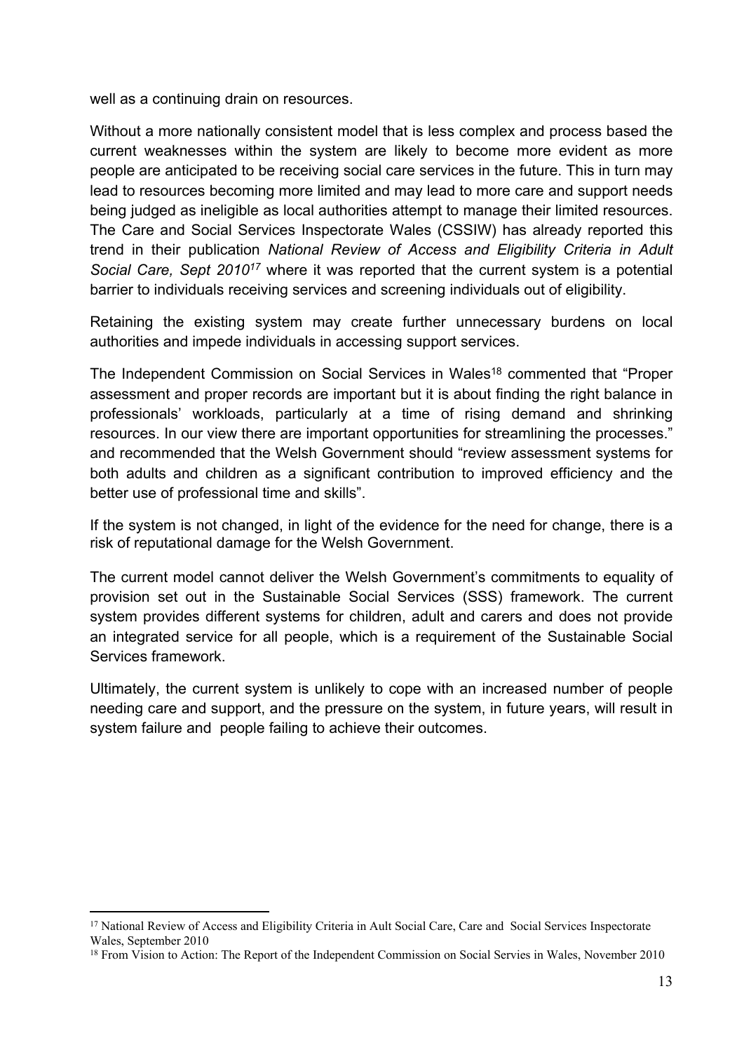well as a continuing drain on resources.

Without a more nationally consistent model that is less complex and process based the current weaknesses within the system are likely to become more evident as more people are anticipated to be receiving social care services in the future. This in turn may lead to resources becoming more limited and may lead to more care and support needs being judged as ineligible as local authorities attempt to manage their limited resources. The Care and Social Services Inspectorate Wales (CSSIW) has already reported this trend in their publication *National Review of Access and Eligibility Criteria in Adult Social Care, Sept 2010*[17] where it was reported that the current system is a potential barrier to individuals receiving services and screening individuals out of eligibility.

Retaining the existing system may create further unnecessary burdens on local authorities and impede individuals in accessing support services.

The Independent Commission on Social Services in Wales[18] commented that "Proper assessment and proper records are important but it is about finding the right balance in professionals' workloads, particularly at a time of rising demand and shrinking resources. In our view there are important opportunities for streamlining the processes." and recommended that the Welsh Government should "review assessment systems for both adults and children as a significant contribution to improved efficiency and the better use of professional time and skills".

If the system is not changed, in light of the evidence for the need for change, there is a risk of reputational damage for the Welsh Government.

The current model cannot deliver the Welsh Government's commitments to equality of provision set out in the Sustainable Social Services (SSS) framework. The current system provides different systems for children, adult and carers and does not provide an integrated service for all people, which is a requirement of the Sustainable Social Services framework.

Ultimately, the current system is unlikely to cope with an increased number of people needing care and support, and the pressure on the system, in future years, will result in system failure and people failing to achieve their outcomes.

---

[17] National Review of Access and Eligibility Criteria in Ault Social Care, Care and Social Services Inspectorate Wales, September 2010

[18] From Vision to Action: The Report of the Independent Commission on Social Servies in Wales, November 2010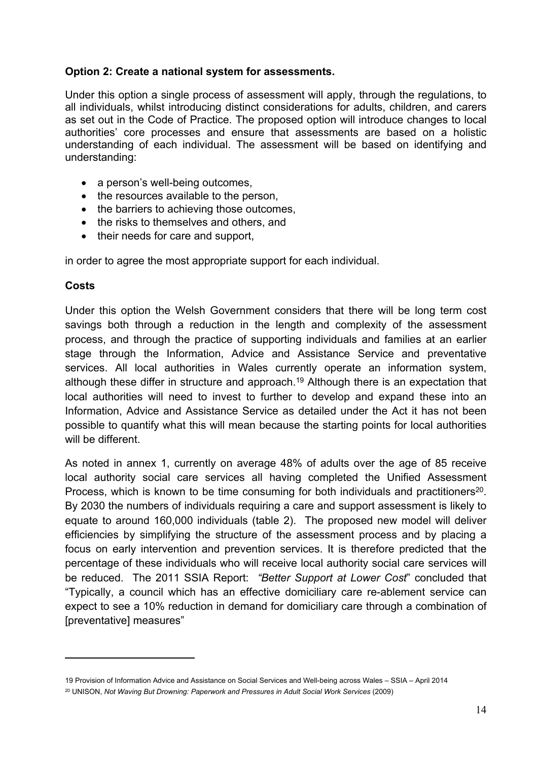**Option 2: Create a national system for assessments.**

Under this option a single process of assessment will apply, through the regulations, to all individuals, whilst introducing distinct considerations for adults, children, and carers as set out in the Code of Practice. The proposed option will introduce changes to local authorities' core processes and ensure that assessments are based on a holistic understanding of each individual. The assessment will be based on identifying and understanding:

- a person's well-being outcomes,
- the resources available to the person,
- the barriers to achieving those outcomes,
- the risks to themselves and others, and
- their needs for care and support,

in order to agree the most appropriate support for each individual.

**Costs**

Under this option the Welsh Government considers that there will be long term cost savings both through a reduction in the length and complexity of the assessment process, and through the practice of supporting individuals and families at an earlier stage through the Information, Advice and Assistance Service and preventative services. All local authorities in Wales currently operate an information system, although these differ in structure and approach.[19] Although there is an expectation that local authorities will need to invest to further to develop and expand these into an Information, Advice and Assistance Service as detailed under the Act it has not been possible to quantify what this will mean because the starting points for local authorities will be different.

As noted in annex 1, currently on average 48% of adults over the age of 85 receive local authority social care services all having completed the Unified Assessment Process, which is known to be time consuming for both individuals and practitioners[20]. By 2030 the numbers of individuals requiring a care and support assessment is likely to equate to around 160,000 individuals (table 2). The proposed new model will deliver efficiencies by simplifying the structure of the assessment process and by placing a focus on early intervention and prevention services. It is therefore predicted that the percentage of these individuals who will receive local authority social care services will be reduced. The 2011 SSIA Report: *"Better Support at Lower Cost*" concluded that "Typically, a council which has an effective domiciliary care re-ablement service can expect to see a 10% reduction in demand for domiciliary care through a combination of [preventative] measures"

---

19 Provision of Information Advice and Assistance on Social Services and Well-being across Wales – SSIA – April 2014

20 UNISON, *Not Waving But Drowning: Paperwork and Pressures in Adult Social Work Services* (2009)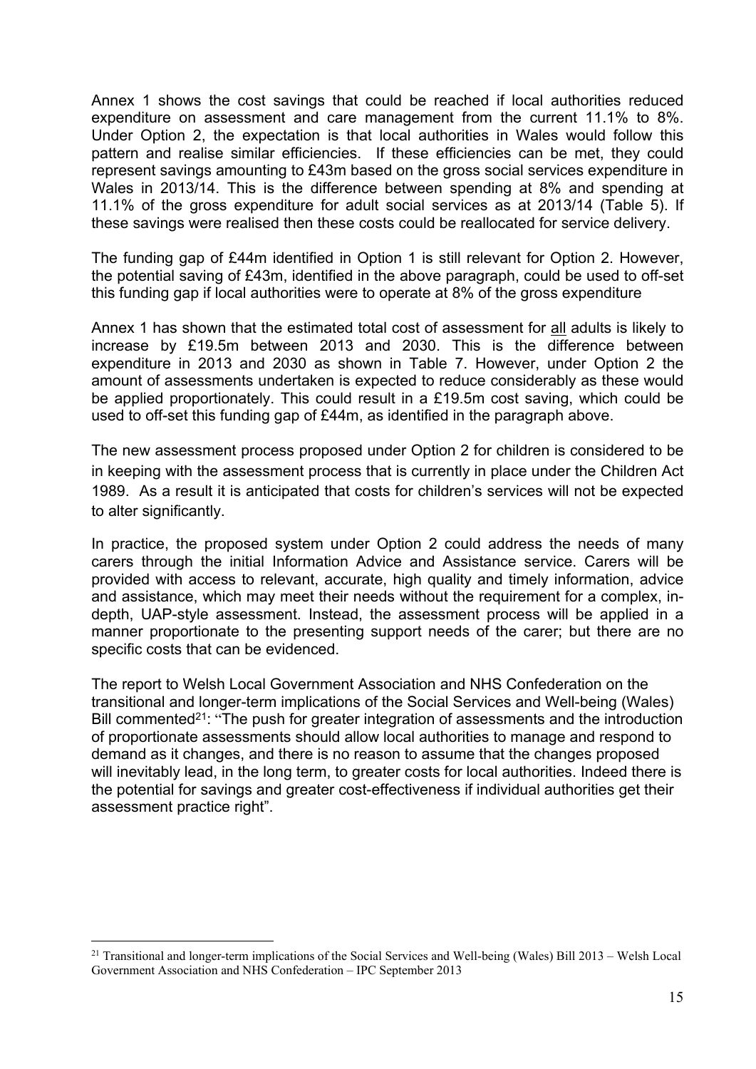Annex 1 shows the cost savings that could be reached if local authorities reduced expenditure on assessment and care management from the current 11.1% to 8%. Under Option 2, the expectation is that local authorities in Wales would follow this pattern and realise similar efficiencies. If these efficiencies can be met, they could represent savings amounting to £43m based on the gross social services expenditure in Wales in 2013/14. This is the difference between spending at 8% and spending at 11.1% of the gross expenditure for adult social services as at 2013/14 (Table 5). If these savings were realised then these costs could be reallocated for service delivery.

The funding gap of £44m identified in Option 1 is still relevant for Option 2. However, the potential saving of £43m, identified in the above paragraph, could be used to off-set this funding gap if local authorities were to operate at 8% of the gross expenditure

Annex 1 has shown that the estimated total cost of assessment for <u>all</u> adults is likely to increase by £19.5m between 2013 and 2030. This is the difference between expenditure in 2013 and 2030 as shown in Table 7. However, under Option 2 the amount of assessments undertaken is expected to reduce considerably as these would be applied proportionately. This could result in a £19.5m cost saving, which could be used to off-set this funding gap of £44m, as identified in the paragraph above.

The new assessment process proposed under Option 2 for children is considered to be in keeping with the assessment process that is currently in place under the Children Act 1989. As a result it is anticipated that costs for children's services will not be expected to alter significantly.

In practice, the proposed system under Option 2 could address the needs of many carers through the initial Information Advice and Assistance service. Carers will be provided with access to relevant, accurate, high quality and timely information, advice and assistance, which may meet their needs without the requirement for a complex, in-depth, UAP-style assessment. Instead, the assessment process will be applied in a manner proportionate to the presenting support needs of the carer; but there are no specific costs that can be evidenced.

The report to Welsh Local Government Association and NHS Confederation on the transitional and longer-term implications of the Social Services and Well-being (Wales) Bill commented[21]: "The push for greater integration of assessments and the introduction of proportionate assessments should allow local authorities to manage and respond to demand as it changes, and there is no reason to assume that the changes proposed will inevitably lead, in the long term, to greater costs for local authorities. Indeed there is the potential for savings and greater cost-effectiveness if individual authorities get their assessment practice right".

---

[21] Transitional and longer-term implications of the Social Services and Well-being (Wales) Bill 2013 – Welsh Local Government Association and NHS Confederation – IPC September 2013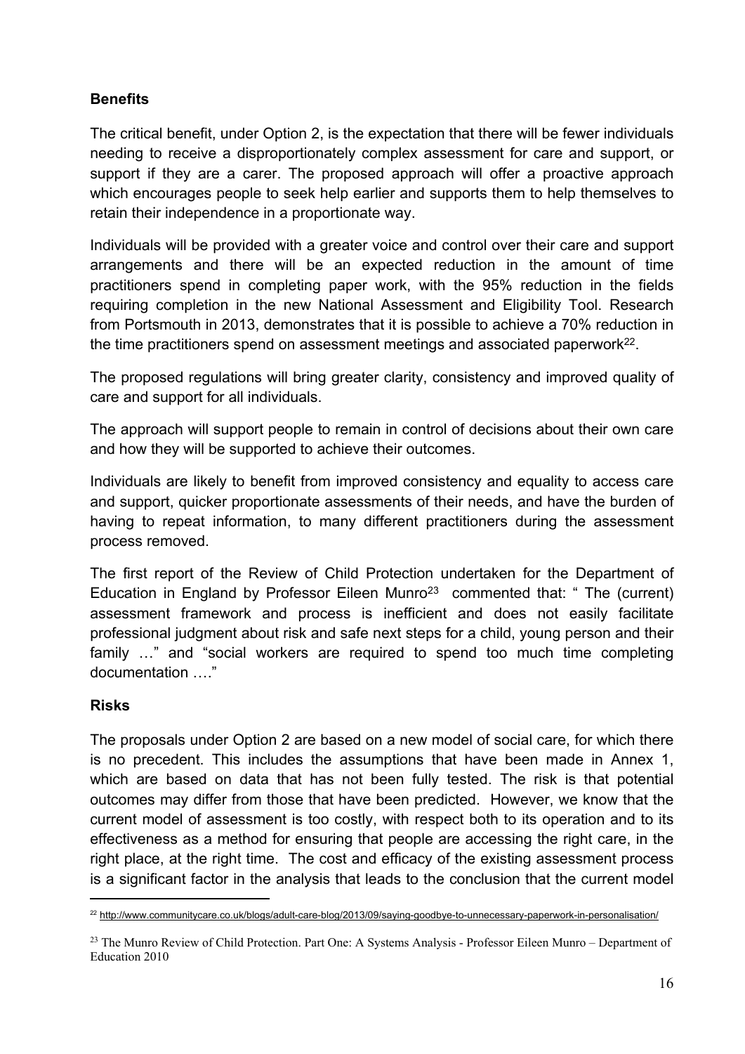**Benefits**

The critical benefit, under Option 2, is the expectation that there will be fewer individuals needing to receive a disproportionately complex assessment for care and support, or support if they are a carer. The proposed approach will offer a proactive approach which encourages people to seek help earlier and supports them to help themselves to retain their independence in a proportionate way.

Individuals will be provided with a greater voice and control over their care and support arrangements and there will be an expected reduction in the amount of time practitioners spend in completing paper work, with the 95% reduction in the fields requiring completion in the new National Assessment and Eligibility Tool. Research from Portsmouth in 2013, demonstrates that it is possible to achieve a 70% reduction in the time practitioners spend on assessment meetings and associated paperwork[22].

The proposed regulations will bring greater clarity, consistency and improved quality of care and support for all individuals.

The approach will support people to remain in control of decisions about their own care and how they will be supported to achieve their outcomes.

Individuals are likely to benefit from improved consistency and equality to access care and support, quicker proportionate assessments of their needs, and have the burden of having to repeat information, to many different practitioners during the assessment process removed.

The first report of the Review of Child Protection undertaken for the Department of Education in England by Professor Eileen Munro[23] commented that: " The (current) assessment framework and process is inefficient and does not easily facilitate professional judgment about risk and safe next steps for a child, young person and their family …" and "social workers are required to spend too much time completing documentation …."

**Risks**

The proposals under Option 2 are based on a new model of social care, for which there is no precedent. This includes the assumptions that have been made in Annex 1, which are based on data that has not been fully tested. The risk is that potential outcomes may differ from those that have been predicted. However, we know that the current model of assessment is too costly, with respect both to its operation and to its effectiveness as a method for ensuring that people are accessing the right care, in the right place, at the right time. The cost and efficacy of the existing assessment process is a significant factor in the analysis that leads to the conclusion that the current model

---

[22] http://www.communitycare.co.uk/blogs/adult-care-blog/2013/09/saying-goodbye-to-unnecessary-paperwork-in-personalisation/

[23] The Munro Review of Child Protection. Part One: A Systems Analysis - Professor Eileen Munro – Department of Education 2010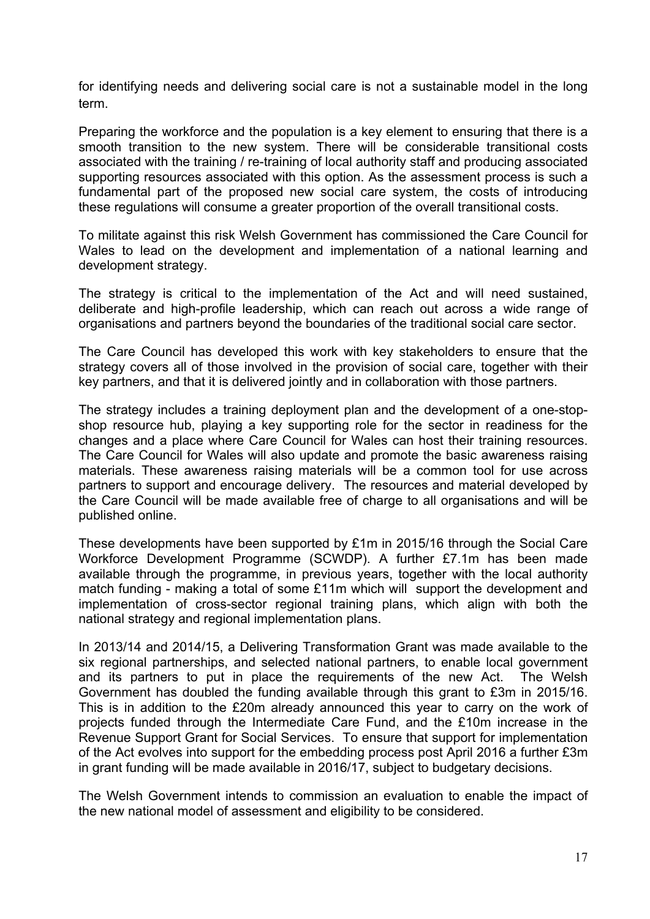for identifying needs and delivering social care is not a sustainable model in the long term.

Preparing the workforce and the population is a key element to ensuring that there is a smooth transition to the new system. There will be considerable transitional costs associated with the training / re-training of local authority staff and producing associated supporting resources associated with this option. As the assessment process is such a fundamental part of the proposed new social care system, the costs of introducing these regulations will consume a greater proportion of the overall transitional costs.

To militate against this risk Welsh Government has commissioned the Care Council for Wales to lead on the development and implementation of a national learning and development strategy.

The strategy is critical to the implementation of the Act and will need sustained, deliberate and high-profile leadership, which can reach out across a wide range of organisations and partners beyond the boundaries of the traditional social care sector.

The Care Council has developed this work with key stakeholders to ensure that the strategy covers all of those involved in the provision of social care, together with their key partners, and that it is delivered jointly and in collaboration with those partners.

The strategy includes a training deployment plan and the development of a one-stop-shop resource hub, playing a key supporting role for the sector in readiness for the changes and a place where Care Council for Wales can host their training resources. The Care Council for Wales will also update and promote the basic awareness raising materials. These awareness raising materials will be a common tool for use across partners to support and encourage delivery. The resources and material developed by the Care Council will be made available free of charge to all organisations and will be published online.

These developments have been supported by £1m in 2015/16 through the Social Care Workforce Development Programme (SCWDP). A further £7.1m has been made available through the programme, in previous years, together with the local authority match funding - making a total of some £11m which will support the development and implementation of cross-sector regional training plans, which align with both the national strategy and regional implementation plans.

In 2013/14 and 2014/15, a Delivering Transformation Grant was made available to the six regional partnerships, and selected national partners, to enable local government and its partners to put in place the requirements of the new Act. The Welsh Government has doubled the funding available through this grant to £3m in 2015/16. This is in addition to the £20m already announced this year to carry on the work of projects funded through the Intermediate Care Fund, and the £10m increase in the Revenue Support Grant for Social Services. To ensure that support for implementation of the Act evolves into support for the embedding process post April 2016 a further £3m in grant funding will be made available in 2016/17, subject to budgetary decisions.

The Welsh Government intends to commission an evaluation to enable the impact of the new national model of assessment and eligibility to be considered.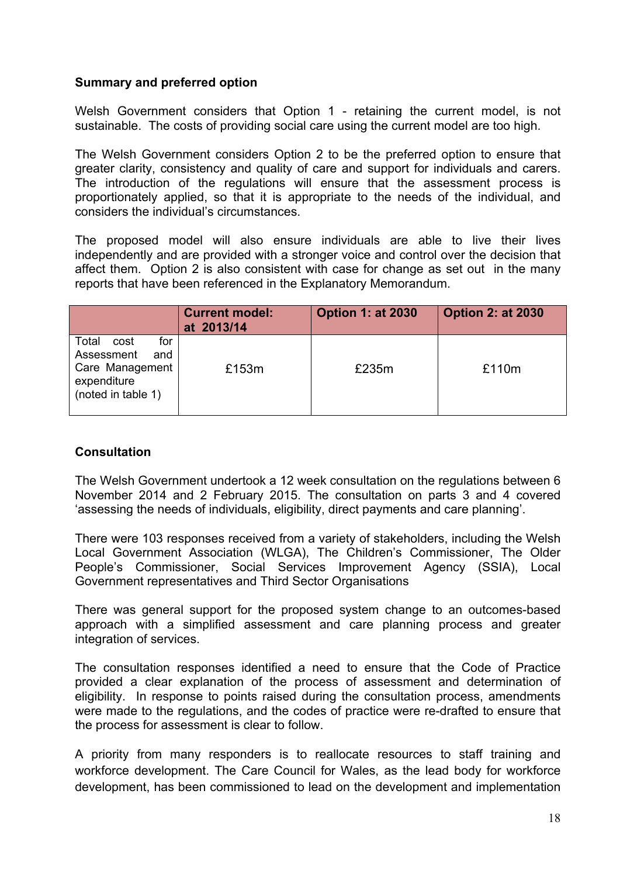**Summary and preferred option**

Welsh Government considers that Option 1 - retaining the current model, is not sustainable. The costs of providing social care using the current model are too high.

The Welsh Government considers Option 2 to be the preferred option to ensure that greater clarity, consistency and quality of care and support for individuals and carers. The introduction of the regulations will ensure that the assessment process is proportionately applied, so that it is appropriate to the needs of the individual, and considers the individual's circumstances.

The proposed model will also ensure individuals are able to live their lives independently and are provided with a stronger voice and control over the decision that affect them. Option 2 is also consistent with case for change as set out in the many reports that have been referenced in the Explanatory Memorandum.

| | **Current model: at 2013/14** | **Option 1: at 2030** | **Option 2: at 2030** |
|---|---|---|---|
| Total cost for Assessment and Care Management expenditure (noted in table 1) | £153m | £235m | £110m |

**Consultation**

The Welsh Government undertook a 12 week consultation on the regulations between 6 November 2014 and 2 February 2015. The consultation on parts 3 and 4 covered 'assessing the needs of individuals, eligibility, direct payments and care planning'.

There were 103 responses received from a variety of stakeholders, including the Welsh Local Government Association (WLGA), The Children's Commissioner, The Older People's Commissioner, Social Services Improvement Agency (SSIA), Local Government representatives and Third Sector Organisations

There was general support for the proposed system change to an outcomes-based approach with a simplified assessment and care planning process and greater integration of services.

The consultation responses identified a need to ensure that the Code of Practice provided a clear explanation of the process of assessment and determination of eligibility. In response to points raised during the consultation process, amendments were made to the regulations, and the codes of practice were re-drafted to ensure that the process for assessment is clear to follow.

A priority from many responders is to reallocate resources to staff training and workforce development. The Care Council for Wales, as the lead body for workforce development, has been commissioned to lead on the development and implementation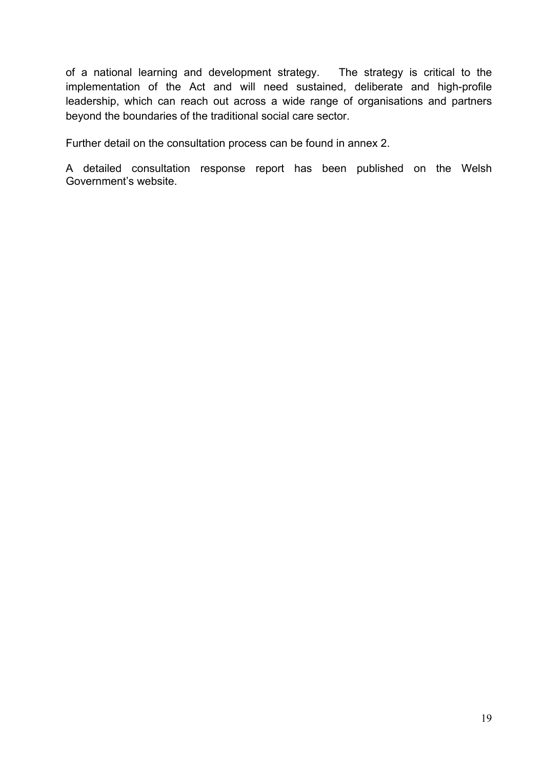of a national learning and development strategy. The strategy is critical to the implementation of the Act and will need sustained, deliberate and high-profile leadership, which can reach out across a wide range of organisations and partners beyond the boundaries of the traditional social care sector.

Further detail on the consultation process can be found in annex 2.

A detailed consultation response report has been published on the Welsh Government's website.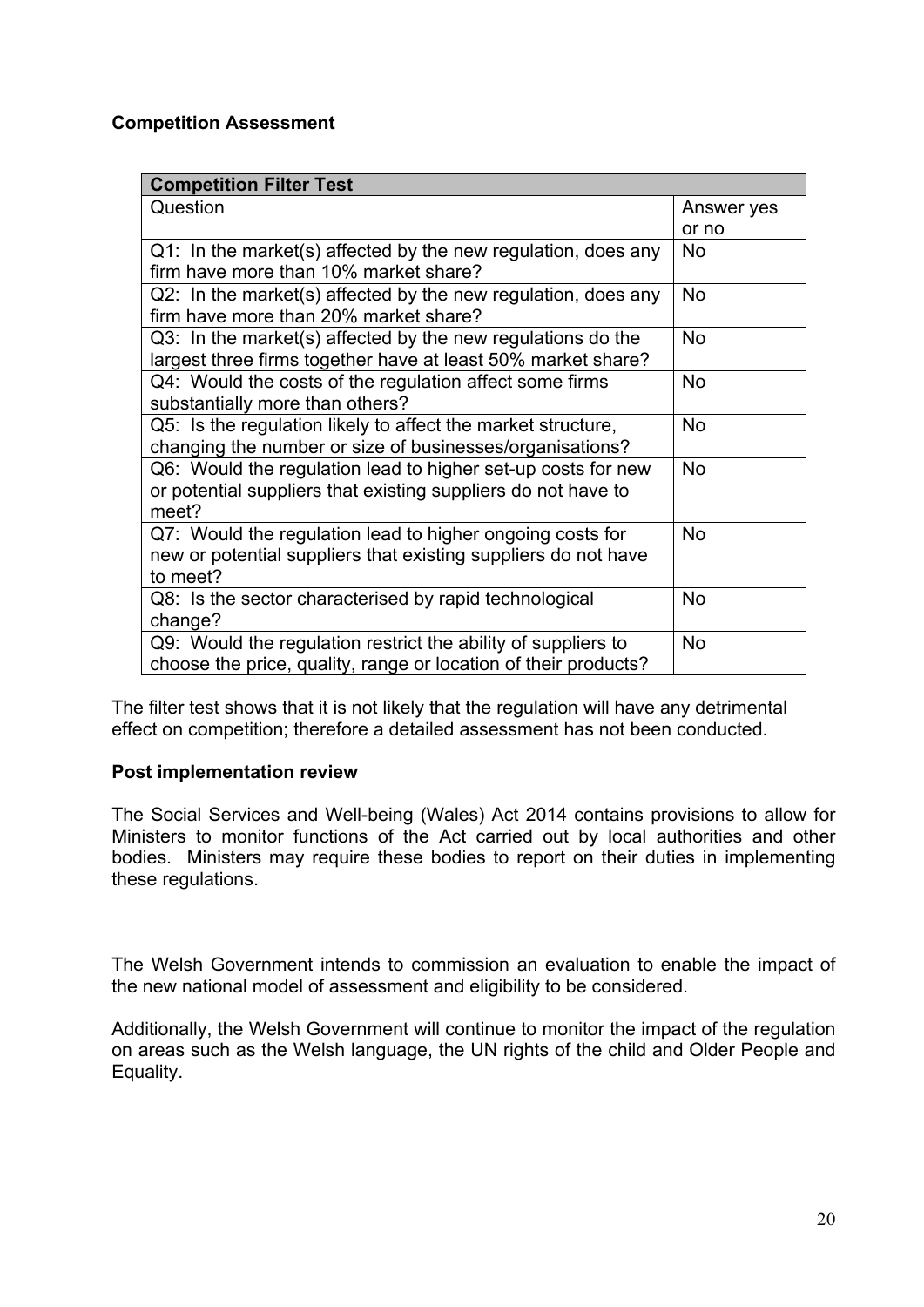**Competition Assessment**

| Competition Filter Test | |
|---|---|
| Question | Answer yes or no |
| Q1: In the market(s) affected by the new regulation, does any firm have more than 10% market share? | No |
| Q2: In the market(s) affected by the new regulation, does any firm have more than 20% market share? | No |
| Q3: In the market(s) affected by the new regulations do the largest three firms together have at least 50% market share? | No |
| Q4: Would the costs of the regulation affect some firms substantially more than others? | No |
| Q5: Is the regulation likely to affect the market structure, changing the number or size of businesses/organisations? | No |
| Q6: Would the regulation lead to higher set-up costs for new or potential suppliers that existing suppliers do not have to meet? | No |
| Q7: Would the regulation lead to higher ongoing costs for new or potential suppliers that existing suppliers do not have to meet? | No |
| Q8: Is the sector characterised by rapid technological change? | No |
| Q9: Would the regulation restrict the ability of suppliers to choose the price, quality, range or location of their products? | No |

The filter test shows that it is not likely that the regulation will have any detrimental effect on competition; therefore a detailed assessment has not been conducted.

**Post implementation review**

The Social Services and Well-being (Wales) Act 2014 contains provisions to allow for Ministers to monitor functions of the Act carried out by local authorities and other bodies. Ministers may require these bodies to report on their duties in implementing these regulations.

The Welsh Government intends to commission an evaluation to enable the impact of the new national model of assessment and eligibility to be considered.

Additionally, the Welsh Government will continue to monitor the impact of the regulation on areas such as the Welsh language, the UN rights of the child and Older People and Equality.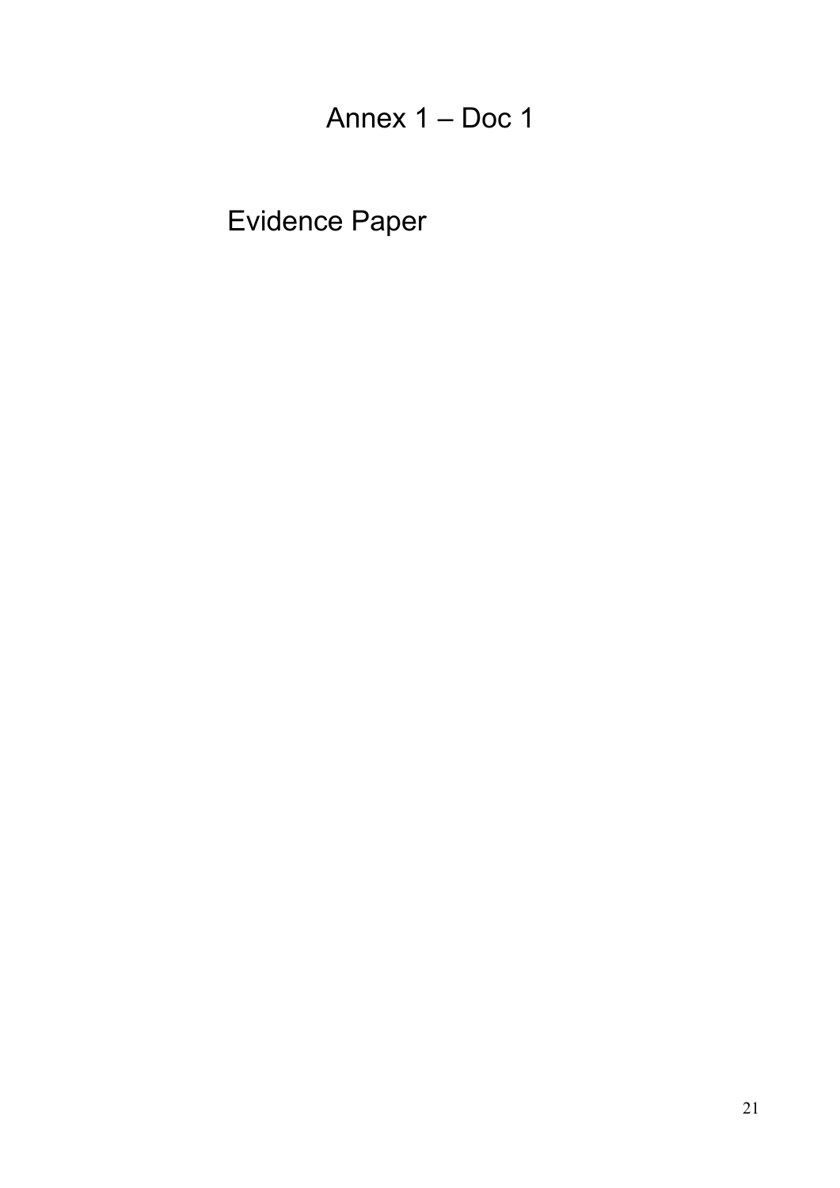# Annex 1 – Doc 1

## Evidence Paper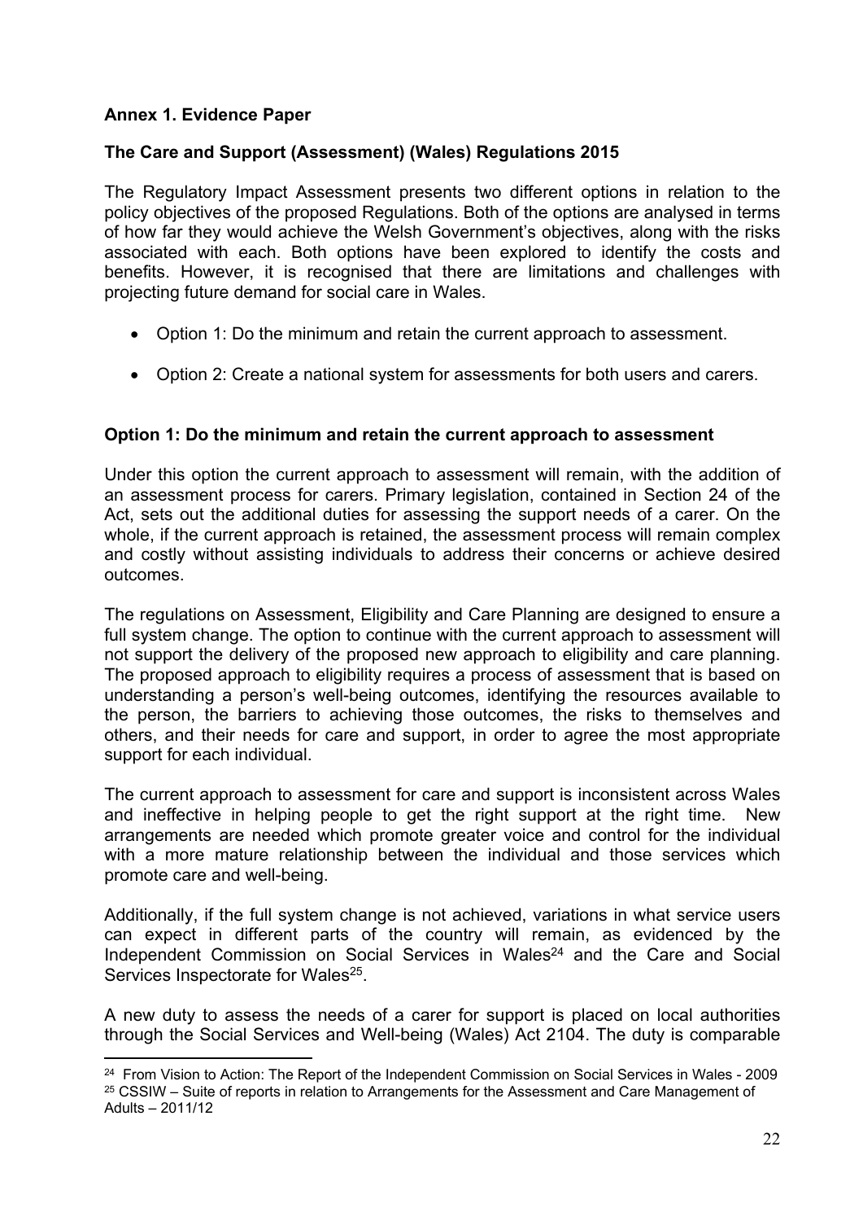**Annex 1. Evidence Paper**

**The Care and Support (Assessment) (Wales) Regulations 2015**

The Regulatory Impact Assessment presents two different options in relation to the policy objectives of the proposed Regulations. Both of the options are analysed in terms of how far they would achieve the Welsh Government's objectives, along with the risks associated with each. Both options have been explored to identify the costs and benefits. However, it is recognised that there are limitations and challenges with projecting future demand for social care in Wales.

- Option 1: Do the minimum and retain the current approach to assessment.
- Option 2: Create a national system for assessments for both users and carers.

**Option 1: Do the minimum and retain the current approach to assessment**

Under this option the current approach to assessment will remain, with the addition of an assessment process for carers. Primary legislation, contained in Section 24 of the Act, sets out the additional duties for assessing the support needs of a carer. On the whole, if the current approach is retained, the assessment process will remain complex and costly without assisting individuals to address their concerns or achieve desired outcomes.

The regulations on Assessment, Eligibility and Care Planning are designed to ensure a full system change. The option to continue with the current approach to assessment will not support the delivery of the proposed new approach to eligibility and care planning. The proposed approach to eligibility requires a process of assessment that is based on understanding a person's well-being outcomes, identifying the resources available to the person, the barriers to achieving those outcomes, the risks to themselves and others, and their needs for care and support, in order to agree the most appropriate support for each individual.

The current approach to assessment for care and support is inconsistent across Wales and ineffective in helping people to get the right support at the right time. New arrangements are needed which promote greater voice and control for the individual with a more mature relationship between the individual and those services which promote care and well-being.

Additionally, if the full system change is not achieved, variations in what service users can expect in different parts of the country will remain, as evidenced by the Independent Commission on Social Services in Wales[24] and the Care and Social Services Inspectorate for Wales[25].

A new duty to assess the needs of a carer for support is placed on local authorities through the Social Services and Well-being (Wales) Act 2104. The duty is comparable

---

[24] From Vision to Action: The Report of the Independent Commission on Social Services in Wales - 2009

[25] CSSIW – Suite of reports in relation to Arrangements for the Assessment and Care Management of Adults – 2011/12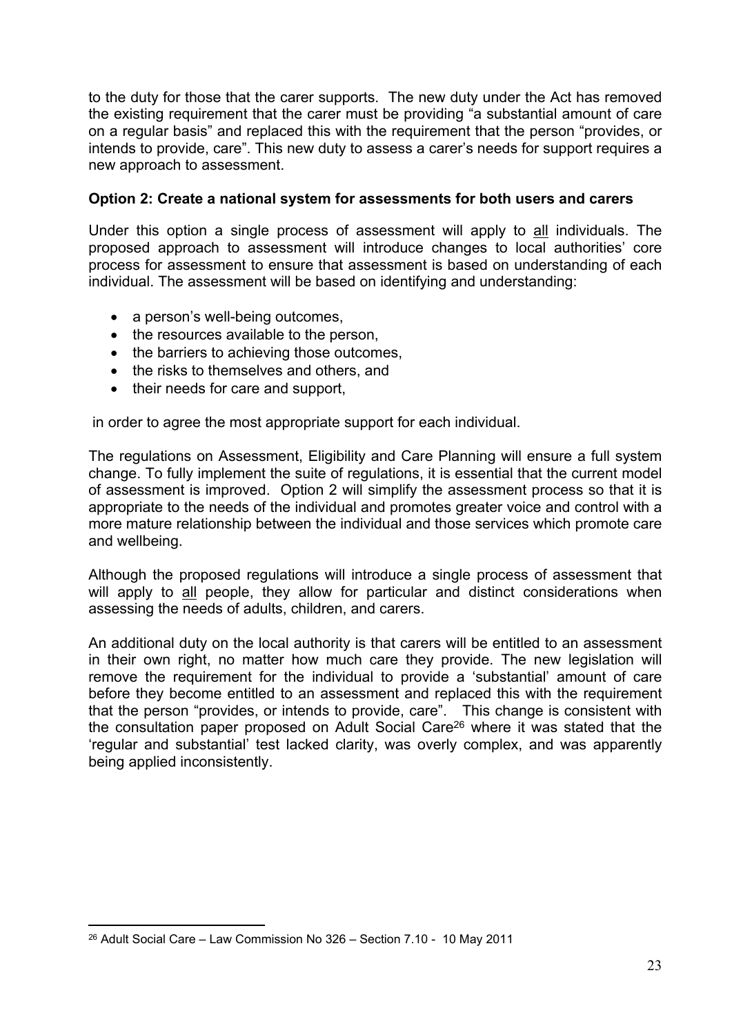to the duty for those that the carer supports. The new duty under the Act has removed the existing requirement that the carer must be providing "a substantial amount of care on a regular basis" and replaced this with the requirement that the person "provides, or intends to provide, care". This new duty to assess a carer's needs for support requires a new approach to assessment.

**Option 2: Create a national system for assessments for both users and carers**

Under this option a single process of assessment will apply to all individuals. The proposed approach to assessment will introduce changes to local authorities' core process for assessment to ensure that assessment is based on understanding of each individual. The assessment will be based on identifying and understanding:

- a person's well-being outcomes,
- the resources available to the person,
- the barriers to achieving those outcomes,
- the risks to themselves and others, and
- their needs for care and support,

in order to agree the most appropriate support for each individual.

The regulations on Assessment, Eligibility and Care Planning will ensure a full system change. To fully implement the suite of regulations, it is essential that the current model of assessment is improved. Option 2 will simplify the assessment process so that it is appropriate to the needs of the individual and promotes greater voice and control with a more mature relationship between the individual and those services which promote care and wellbeing.

Although the proposed regulations will introduce a single process of assessment that will apply to all people, they allow for particular and distinct considerations when assessing the needs of adults, children, and carers.

An additional duty on the local authority is that carers will be entitled to an assessment in their own right, no matter how much care they provide. The new legislation will remove the requirement for the individual to provide a 'substantial' amount of care before they become entitled to an assessment and replaced this with the requirement that the person "provides, or intends to provide, care". This change is consistent with the consultation paper proposed on Adult Social Care[26] where it was stated that the 'regular and substantial' test lacked clarity, was overly complex, and was apparently being applied inconsistently.

[26] Adult Social Care – Law Commission No 326 – Section 7.10 - 10 May 2011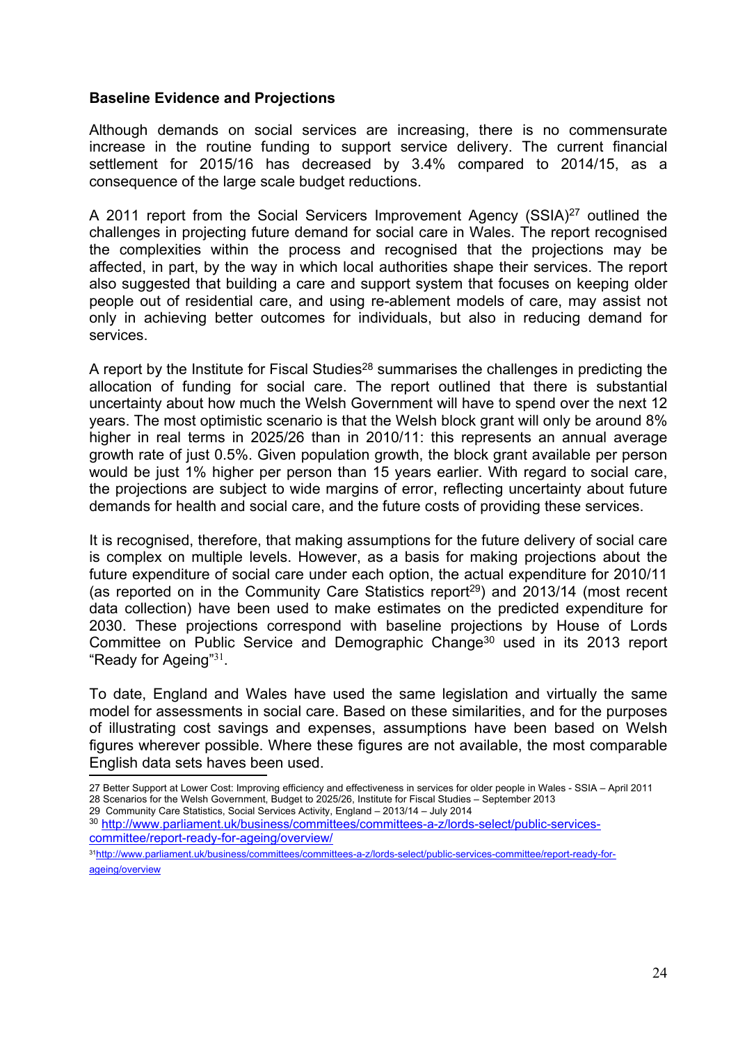**Baseline Evidence and Projections**

Although demands on social services are increasing, there is no commensurate increase in the routine funding to support service delivery. The current financial settlement for 2015/16 has decreased by 3.4% compared to 2014/15, as a consequence of the large scale budget reductions.

A 2011 report from the Social Servicers Improvement Agency (SSIA)[27] outlined the challenges in projecting future demand for social care in Wales. The report recognised the complexities within the process and recognised that the projections may be affected, in part, by the way in which local authorities shape their services. The report also suggested that building a care and support system that focuses on keeping older people out of residential care, and using re-ablement models of care, may assist not only in achieving better outcomes for individuals, but also in reducing demand for services.

A report by the Institute for Fiscal Studies[28] summarises the challenges in predicting the allocation of funding for social care. The report outlined that there is substantial uncertainty about how much the Welsh Government will have to spend over the next 12 years. The most optimistic scenario is that the Welsh block grant will only be around 8% higher in real terms in 2025/26 than in 2010/11: this represents an annual average growth rate of just 0.5%. Given population growth, the block grant available per person would be just 1% higher per person than 15 years earlier. With regard to social care, the projections are subject to wide margins of error, reflecting uncertainty about future demands for health and social care, and the future costs of providing these services.

It is recognised, therefore, that making assumptions for the future delivery of social care is complex on multiple levels. However, as a basis for making projections about the future expenditure of social care under each option, the actual expenditure for 2010/11 (as reported on in the Community Care Statistics report[29]) and 2013/14 (most recent data collection) have been used to make estimates on the predicted expenditure for 2030. These projections correspond with baseline projections by House of Lords Committee on Public Service and Demographic Change[30] used in its 2013 report "Ready for Ageing"[31].

To date, England and Wales have used the same legislation and virtually the same model for assessments in social care. Based on these similarities, and for the purposes of illustrating cost savings and expenses, assumptions have been based on Welsh figures wherever possible. Where these figures are not available, the most comparable English data sets haves been used.

27 Better Support at Lower Cost: Improving efficiency and effectiveness in services for older people in Wales - SSIA – April 2011
28 Scenarios for the Welsh Government, Budget to 2025/26, Institute for Fiscal Studies – September 2013
29 Community Care Statistics, Social Services Activity, England – 2013/14 – July 2014
30 http://www.parliament.uk/business/committees/committees-a-z/lords-select/public-services-committee/report-ready-for-ageing/overview/
31 http://www.parliament.uk/business/committees/committees-a-z/lords-select/public-services-committee/report-ready-for-ageing/overview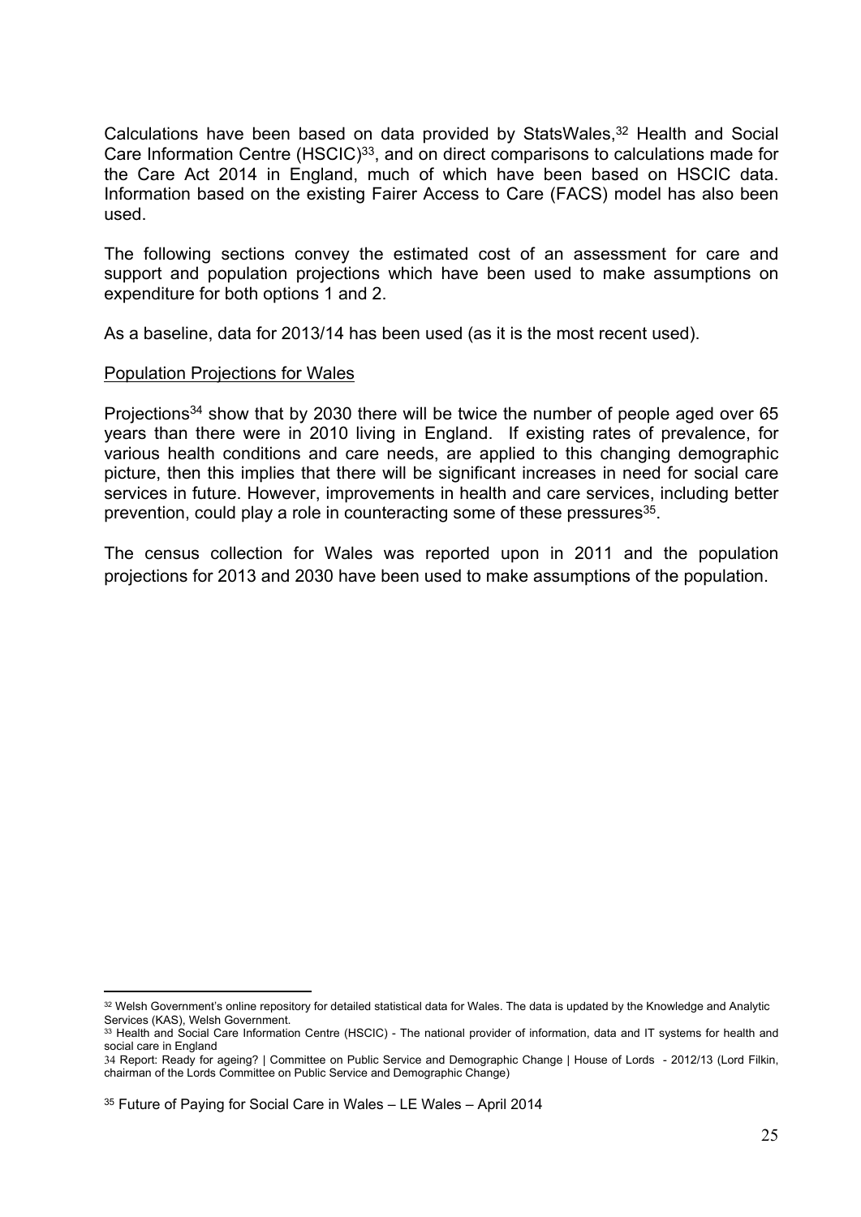Calculations have been based on data provided by StatsWales,[32] Health and Social Care Information Centre (HSCIC)[33], and on direct comparisons to calculations made for the Care Act 2014 in England, much of which have been based on HSCIC data. Information based on the existing Fairer Access to Care (FACS) model has also been used.

The following sections convey the estimated cost of an assessment for care and support and population projections which have been used to make assumptions on expenditure for both options 1 and 2.

As a baseline, data for 2013/14 has been used (as it is the most recent used).

Population Projections for Wales

Projections[34] show that by 2030 there will be twice the number of people aged over 65 years than there were in 2010 living in England. If existing rates of prevalence, for various health conditions and care needs, are applied to this changing demographic picture, then this implies that there will be significant increases in need for social care services in future. However, improvements in health and care services, including better prevention, could play a role in counteracting some of these pressures[35].

The census collection for Wales was reported upon in 2011 and the population projections for 2013 and 2030 have been used to make assumptions of the population.

---

[32] Welsh Government's online repository for detailed statistical data for Wales. The data is updated by the Knowledge and Analytic Services (KAS), Welsh Government.

[33] Health and Social Care Information Centre (HSCIC) - The national provider of information, data and IT systems for health and social care in England

[34] Report: Ready for ageing? | Committee on Public Service and Demographic Change | House of Lords - 2012/13 (Lord Filkin, chairman of the Lords Committee on Public Service and Demographic Change)

[35] Future of Paying for Social Care in Wales – LE Wales – April 2014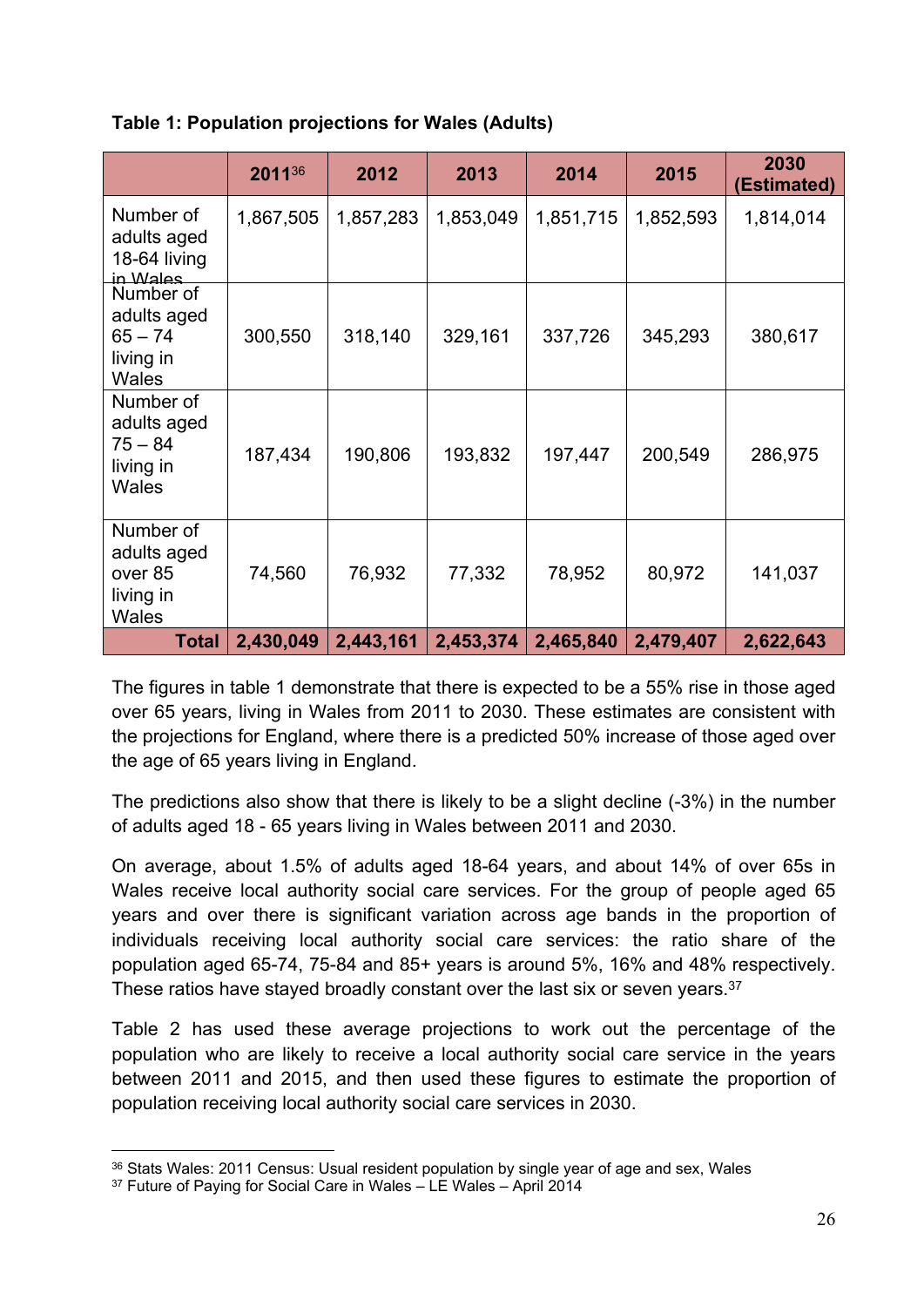**Table 1: Population projections for Wales (Adults)**

| | 2011[36] | 2012 | 2013 | 2014 | 2015 | 2030 (Estimated) |
|---|---|---|---|---|---|---|
| Number of adults aged 18-64 living in Wales | 1,867,505 | 1,857,283 | 1,853,049 | 1,851,715 | 1,852,593 | 1,814,014 |
| Number of adults aged 65 – 74 living in Wales | 300,550 | 318,140 | 329,161 | 337,726 | 345,293 | 380,617 |
| Number of adults aged 75 – 84 living in Wales | 187,434 | 190,806 | 193,832 | 197,447 | 200,549 | 286,975 |
| Number of adults aged over 85 living in Wales | 74,560 | 76,932 | 77,332 | 78,952 | 80,972 | 141,037 |
| **Total** | **2,430,049** | **2,443,161** | **2,453,374** | **2,465,840** | **2,479,407** | **2,622,643** |

The figures in table 1 demonstrate that there is expected to be a 55% rise in those aged over 65 years, living in Wales from 2011 to 2030. These estimates are consistent with the projections for England, where there is a predicted 50% increase of those aged over the age of 65 years living in England.

The predictions also show that there is likely to be a slight decline (-3%) in the number of adults aged 18 - 65 years living in Wales between 2011 and 2030.

On average, about 1.5% of adults aged 18-64 years, and about 14% of over 65s in Wales receive local authority social care services. For the group of people aged 65 years and over there is significant variation across age bands in the proportion of individuals receiving local authority social care services: the ratio share of the population aged 65-74, 75-84 and 85+ years is around 5%, 16% and 48% respectively. These ratios have stayed broadly constant over the last six or seven years.[37]

Table 2 has used these average projections to work out the percentage of the population who are likely to receive a local authority social care service in the years between 2011 and 2015, and then used these figures to estimate the proportion of population receiving local authority social care services in 2030.

[36] Stats Wales: 2011 Census: Usual resident population by single year of age and sex, Wales

[37] Future of Paying for Social Care in Wales – LE Wales – April 2014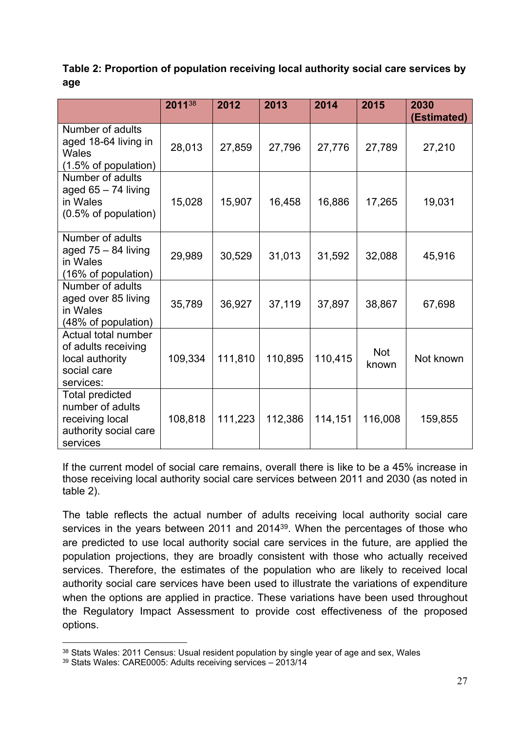**Table 2: Proportion of population receiving local authority social care services by age**

| | 2011[38] | 2012 | 2013 | 2014 | 2015 | 2030 (Estimated) |
|---|---|---|---|---|---|---|
| Number of adults aged 18-64 living in Wales (1.5% of population) | 28,013 | 27,859 | 27,796 | 27,776 | 27,789 | 27,210 |
| Number of adults aged 65 – 74 living in Wales (0.5% of population) | 15,028 | 15,907 | 16,458 | 16,886 | 17,265 | 19,031 |
| Number of adults aged 75 – 84 living in Wales (16% of population) | 29,989 | 30,529 | 31,013 | 31,592 | 32,088 | 45,916 |
| Number of adults aged over 85 living in Wales (48% of population) | 35,789 | 36,927 | 37,119 | 37,897 | 38,867 | 67,698 |
| Actual total number of adults receiving local authority social care services: | 109,334 | 111,810 | 110,895 | 110,415 | Not known | Not known |
| Total predicted number of adults receiving local authority social care services | 108,818 | 111,223 | 112,386 | 114,151 | 116,008 | 159,855 |

If the current model of social care remains, overall there is like to be a 45% increase in those receiving local authority social care services between 2011 and 2030 (as noted in table 2).

The table reflects the actual number of adults receiving local authority social care services in the years between 2011 and 2014[39]. When the percentages of those who are predicted to use local authority social care services in the future, are applied the population projections, they are broadly consistent with those who actually received services. Therefore, the estimates of the population who are likely to received local authority social care services have been used to illustrate the variations of expenditure when the options are applied in practice. These variations have been used throughout the Regulatory Impact Assessment to provide cost effectiveness of the proposed options.

---

[38] Stats Wales: 2011 Census: Usual resident population by single year of age and sex, Wales

[39] Stats Wales: CARE0005: Adults receiving services – 2013/14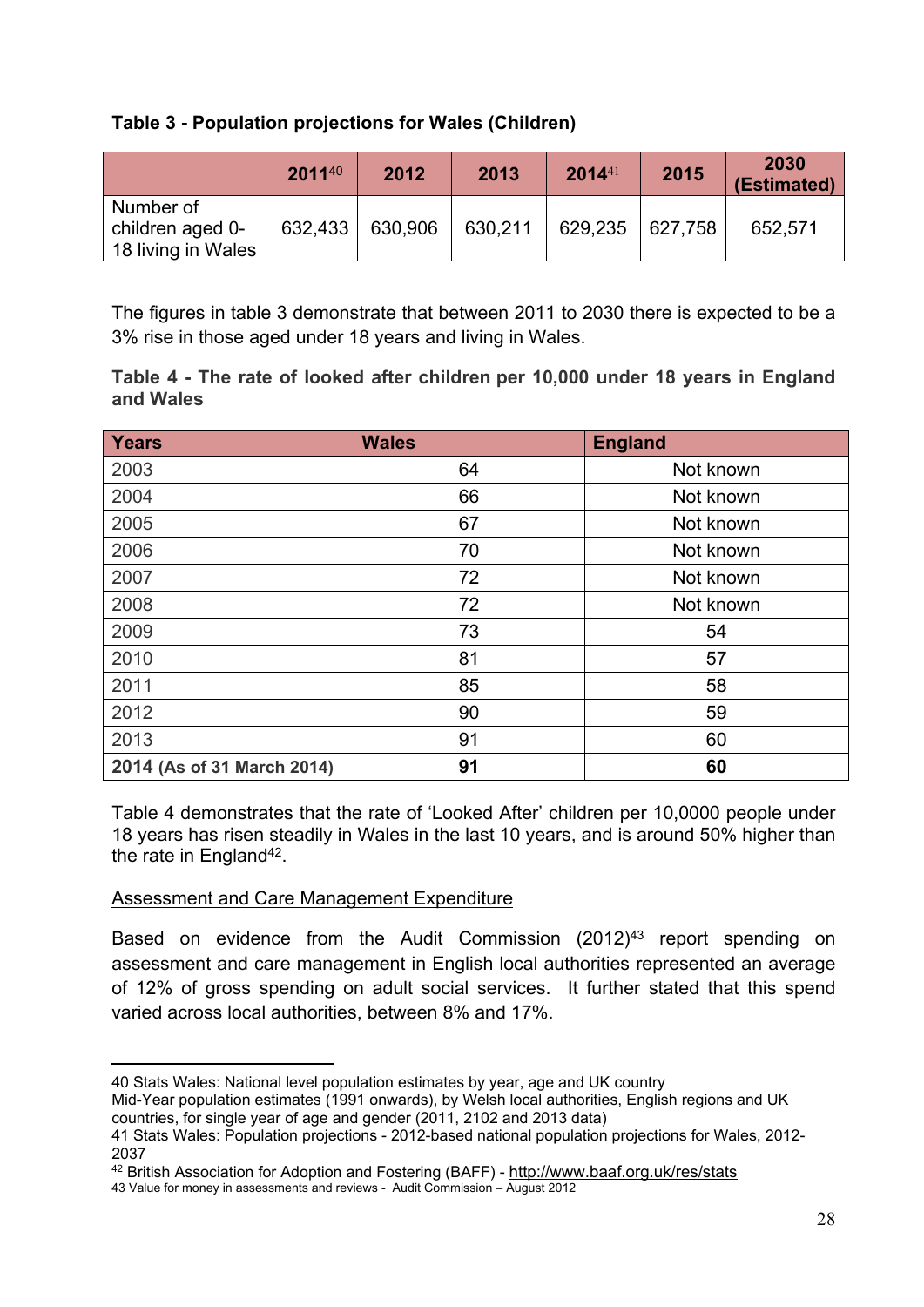**Table 3 - Population projections for Wales (Children)**

| | 2011[40] | 2012 | 2013 | 2014[41] | 2015 | 2030 (Estimated) |
|---|---|---|---|---|---|---|
| Number of children aged 0-18 living in Wales | 632,433 | 630,906 | 630,211 | 629,235 | 627,758 | 652,571 |

The figures in table 3 demonstrate that between 2011 to 2030 there is expected to be a 3% rise in those aged under 18 years and living in Wales.

**Table 4 - The rate of looked after children per 10,000 under 18 years in England and Wales**

| Years | Wales | England |
|---|---|---|
| 2003 | 64 | Not known |
| 2004 | 66 | Not known |
| 2005 | 67 | Not known |
| 2006 | 70 | Not known |
| 2007 | 72 | Not known |
| 2008 | 72 | Not known |
| 2009 | 73 | 54 |
| 2010 | 81 | 57 |
| 2011 | 85 | 58 |
| 2012 | 90 | 59 |
| 2013 | 91 | 60 |
| **2014 (As of 31 March 2014)** | **91** | **60** |

Table 4 demonstrates that the rate of 'Looked After' children per 10,0000 people under 18 years has risen steadily in Wales in the last 10 years, and is around 50% higher than the rate in England[42].

Assessment and Care Management Expenditure

Based on evidence from the Audit Commission (2012)[43] report spending on assessment and care management in English local authorities represented an average of 12% of gross spending on adult social services. It further stated that this spend varied across local authorities, between 8% and 17%.

---

40 Stats Wales: National level population estimates by year, age and UK country
Mid-Year population estimates (1991 onwards), by Welsh local authorities, English regions and UK countries, for single year of age and gender (2011, 2102 and 2013 data)
41 Stats Wales: Population projections - 2012-based national population projections for Wales, 2012-2037
42 British Association for Adoption and Fostering (BAFF) - http://www.baaf.org.uk/res/stats
43 Value for money in assessments and reviews - Audit Commission – August 2012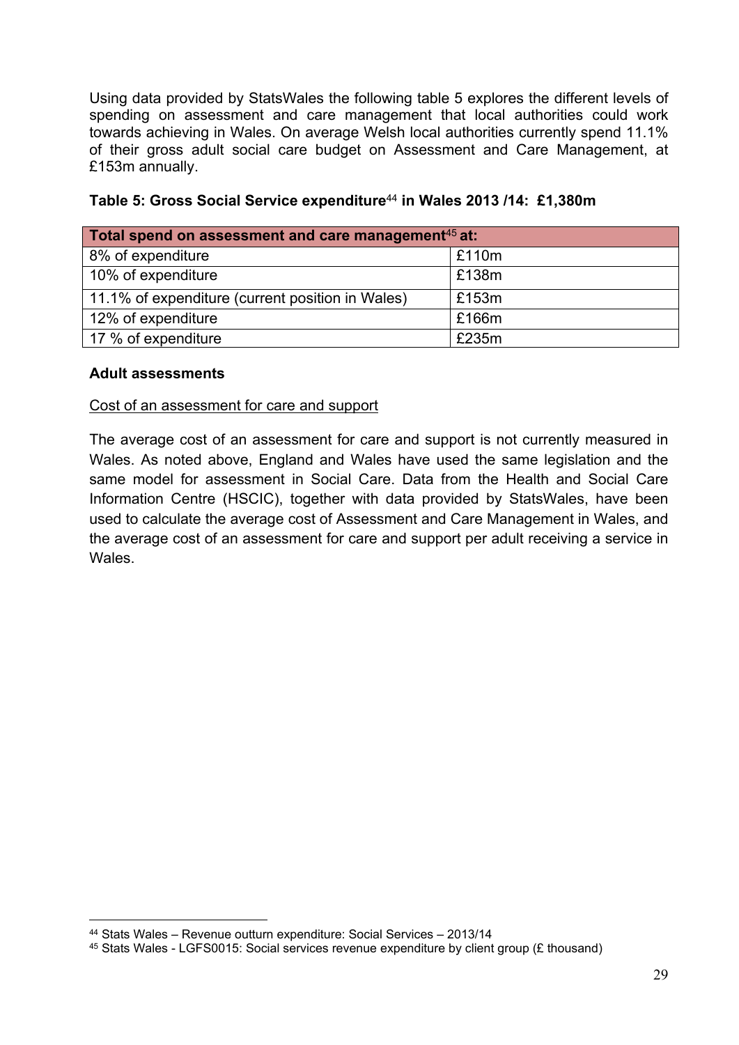Using data provided by StatsWales the following table 5 explores the different levels of spending on assessment and care management that local authorities could work towards achieving in Wales. On average Welsh local authorities currently spend 11.1% of their gross adult social care budget on Assessment and Care Management, at £153m annually.

**Table 5: Gross Social Service expenditure[44] in Wales 2013 /14: £1,380m**

| Total spend on assessment and care management[45] at: | |
|---|---|
| 8% of expenditure | £110m |
| 10% of expenditure | £138m |
| 11.1% of expenditure (current position in Wales) | £153m |
| 12% of expenditure | £166m |
| 17 % of expenditure | £235m |

**Adult assessments**

Cost of an assessment for care and support

The average cost of an assessment for care and support is not currently measured in Wales. As noted above, England and Wales have used the same legislation and the same model for assessment in Social Care. Data from the Health and Social Care Information Centre (HSCIC), together with data provided by StatsWales, have been used to calculate the average cost of Assessment and Care Management in Wales, and the average cost of an assessment for care and support per adult receiving a service in Wales.

---

[44] Stats Wales – Revenue outturn expenditure: Social Services – 2013/14

[45] Stats Wales - LGFS0015: Social services revenue expenditure by client group (£ thousand)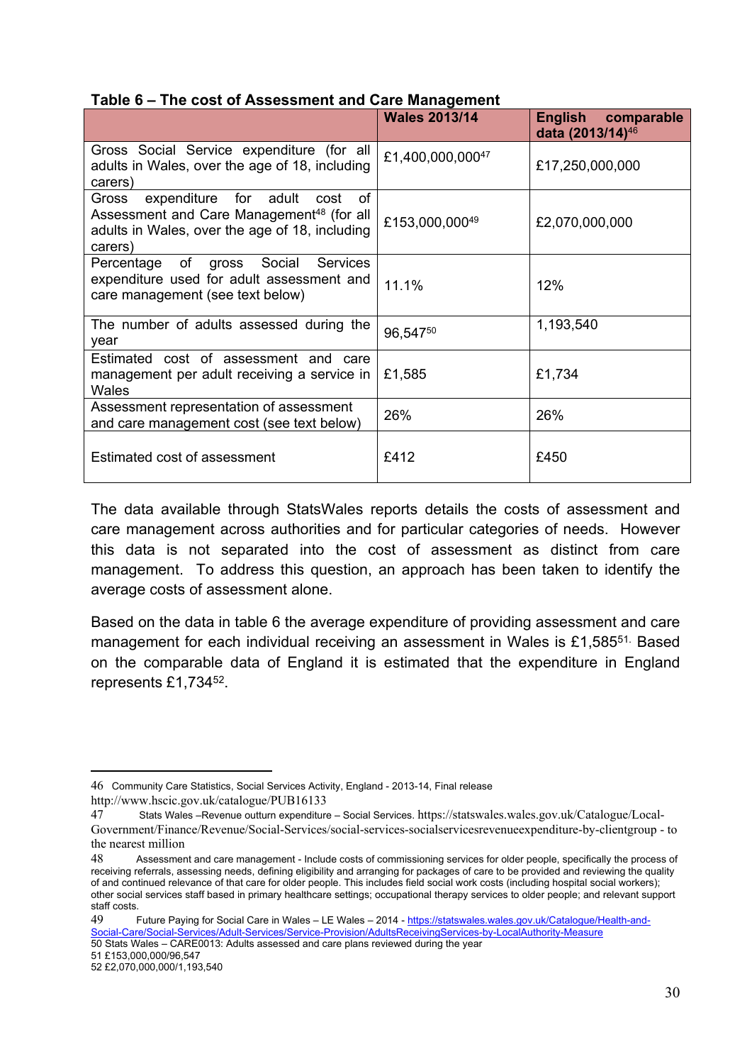**Table 6 – The cost of Assessment and Care Management**

| | Wales 2013/14 | English comparable data (2013/14)[46] |
|---|---|---|
| Gross Social Service expenditure (for all adults in Wales, over the age of 18, including carers) | £1,400,000,000[47] | £17,250,000,000 |
| Gross expenditure for adult cost of Assessment and Care Management[48] (for all adults in Wales, over the age of 18, including carers) | £153,000,000[49] | £2,070,000,000 |
| Percentage of gross Social Services expenditure used for adult assessment and care management (see text below) | 11.1% | 12% |
| The number of adults assessed during the year | 96,547[50] | 1,193,540 |
| Estimated cost of assessment and care management per adult receiving a service in Wales | £1,585 | £1,734 |
| Assessment representation of assessment and care management cost (see text below) | 26% | 26% |
| Estimated cost of assessment | £412 | £450 |

The data available through StatsWales reports details the costs of assessment and care management across authorities and for particular categories of needs. However this data is not separated into the cost of assessment as distinct from care management. To address this question, an approach has been taken to identify the average costs of assessment alone.

Based on the data in table 6 the average expenditure of providing assessment and care management for each individual receiving an assessment in Wales is £1,585[51]. Based on the comparable data of England it is estimated that the expenditure in England represents £1,734[52].

---

46 Community Care Statistics, Social Services Activity, England - 2013-14, Final release http://www.hscic.gov.uk/catalogue/PUB16133

47 Stats Wales –Revenue outturn expenditure – Social Services. https://statswales.wales.gov.uk/Catalogue/Local-Government/Finance/Revenue/Social-Services/social-services-socialservicesrevenueexpenditure-by-clientgroup - to the nearest million

48 Assessment and care management - Include costs of commissioning services for older people, specifically the process of receiving referrals, assessing needs, defining eligibility and arranging for packages of care to be provided and reviewing the quality of and continued relevance of that care for older people. This includes field social work costs (including hospital social workers); other social services staff based in primary healthcare settings; occupational therapy services to older people; and relevant support staff costs.

49 Future Paying for Social Care in Wales – LE Wales – 2014 - https://statswales.wales.gov.uk/Catalogue/Health-and-Social-Care/Social-Services/Adult-Services/Service-Provision/AdultsReceivingServices-by-LocalAuthority-Measure

50 Stats Wales – CARE0013: Adults assessed and care plans reviewed during the year

51 £153,000,000/96,547

52 £2,070,000,000/1,193,540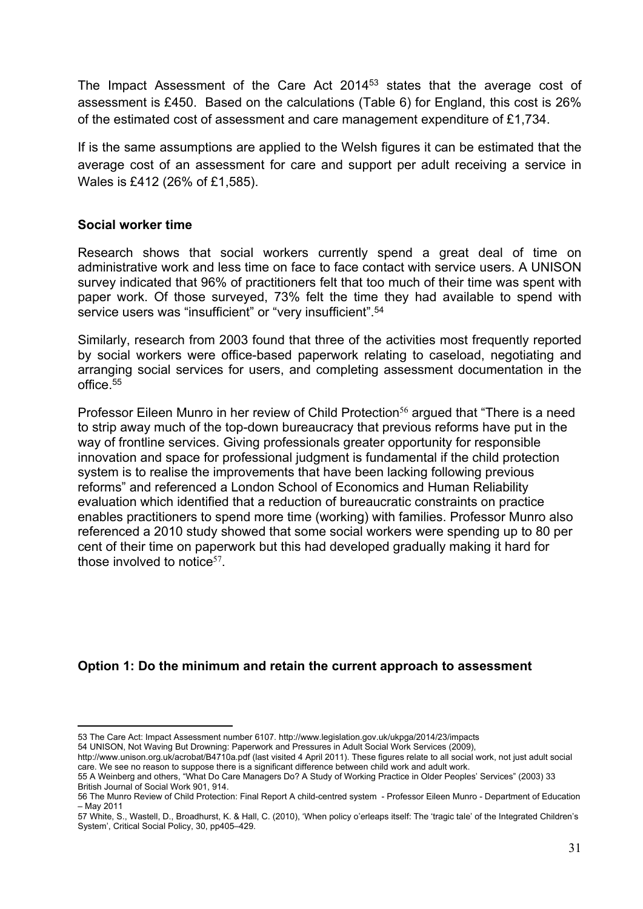The Impact Assessment of the Care Act 2014[53] states that the average cost of assessment is £450. Based on the calculations (Table 6) for England, this cost is 26% of the estimated cost of assessment and care management expenditure of £1,734.

If is the same assumptions are applied to the Welsh figures it can be estimated that the average cost of an assessment for care and support per adult receiving a service in Wales is £412 (26% of £1,585).

**Social worker time**

Research shows that social workers currently spend a great deal of time on administrative work and less time on face to face contact with service users. A UNISON survey indicated that 96% of practitioners felt that too much of their time was spent with paper work. Of those surveyed, 73% felt the time they had available to spend with service users was "insufficient" or "very insufficient".[54]

Similarly, research from 2003 found that three of the activities most frequently reported by social workers were office-based paperwork relating to caseload, negotiating and arranging social services for users, and completing assessment documentation in the office.[55]

Professor Eileen Munro in her review of Child Protection[56] argued that "There is a need to strip away much of the top-down bureaucracy that previous reforms have put in the way of frontline services. Giving professionals greater opportunity for responsible innovation and space for professional judgment is fundamental if the child protection system is to realise the improvements that have been lacking following previous reforms" and referenced a London School of Economics and Human Reliability evaluation which identified that a reduction of bureaucratic constraints on practice enables practitioners to spend more time (working) with families. Professor Munro also referenced a 2010 study showed that some social workers were spending up to 80 per cent of their time on paperwork but this had developed gradually making it hard for those involved to notice[57].

**Option 1: Do the minimum and retain the current approach to assessment**

---

53 The Care Act: Impact Assessment number 6107. http://www.legislation.gov.uk/ukpga/2014/23/impacts

54 UNISON, Not Waving But Drowning: Paperwork and Pressures in Adult Social Work Services (2009), http://www.unison.org.uk/acrobat/B4710a.pdf (last visited 4 April 2011). These figures relate to all social work, not just adult social care. We see no reason to suppose there is a significant difference between child work and adult work.

55 A Weinberg and others, "What Do Care Managers Do? A Study of Working Practice in Older Peoples' Services" (2003) 33 British Journal of Social Work 901, 914.

56 The Munro Review of Child Protection: Final Report A child-centred system - Professor Eileen Munro - Department of Education – May 2011

57 White, S., Wastell, D., Broadhurst, K. & Hall, C. (2010), 'When policy o'erleaps itself: The 'tragic tale' of the Integrated Children's System', Critical Social Policy, 30, pp405–429.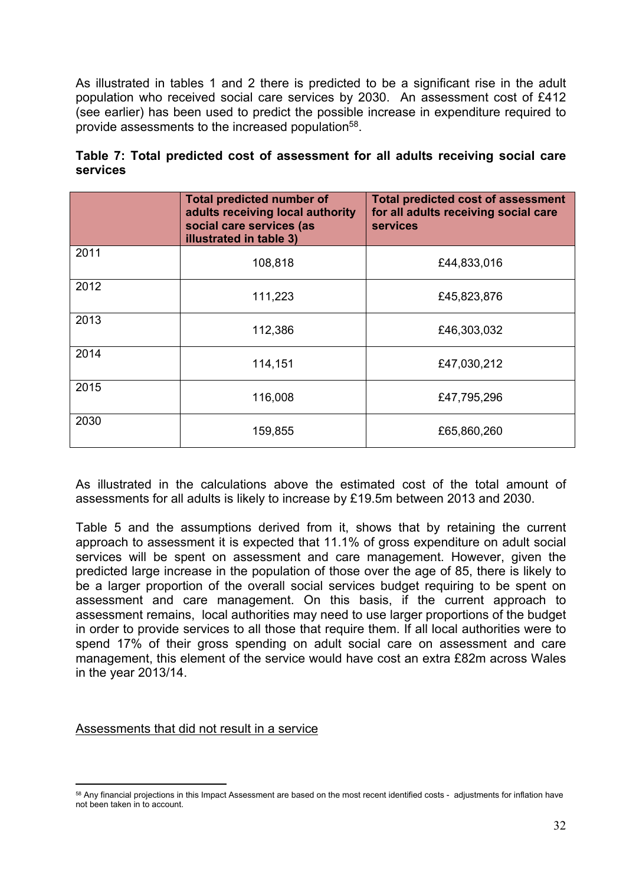As illustrated in tables 1 and 2 there is predicted to be a significant rise in the adult population who received social care services by 2030. An assessment cost of £412 (see earlier) has been used to predict the possible increase in expenditure required to provide assessments to the increased population[58].

**Table 7: Total predicted cost of assessment for all adults receiving social care services**

| | Total predicted number of adults receiving local authority social care services (as illustrated in table 3) | Total predicted cost of assessment for all adults receiving social care services |
|---|---|---|
| 2011 | 108,818 | £44,833,016 |
| 2012 | 111,223 | £45,823,876 |
| 2013 | 112,386 | £46,303,032 |
| 2014 | 114,151 | £47,030,212 |
| 2015 | 116,008 | £47,795,296 |
| 2030 | 159,855 | £65,860,260 |

As illustrated in the calculations above the estimated cost of the total amount of assessments for all adults is likely to increase by £19.5m between 2013 and 2030.

Table 5 and the assumptions derived from it, shows that by retaining the current approach to assessment it is expected that 11.1% of gross expenditure on adult social services will be spent on assessment and care management. However, given the predicted large increase in the population of those over the age of 85, there is likely to be a larger proportion of the overall social services budget requiring to be spent on assessment and care management. On this basis, if the current approach to assessment remains, local authorities may need to use larger proportions of the budget in order to provide services to all those that require them. If all local authorities were to spend 17% of their gross spending on adult social care on assessment and care management, this element of the service would have cost an extra £82m across Wales in the year 2013/14.

<u>Assessments that did not result in a service</u>

[58] Any financial projections in this Impact Assessment are based on the most recent identified costs - adjustments for inflation have not been taken in to account.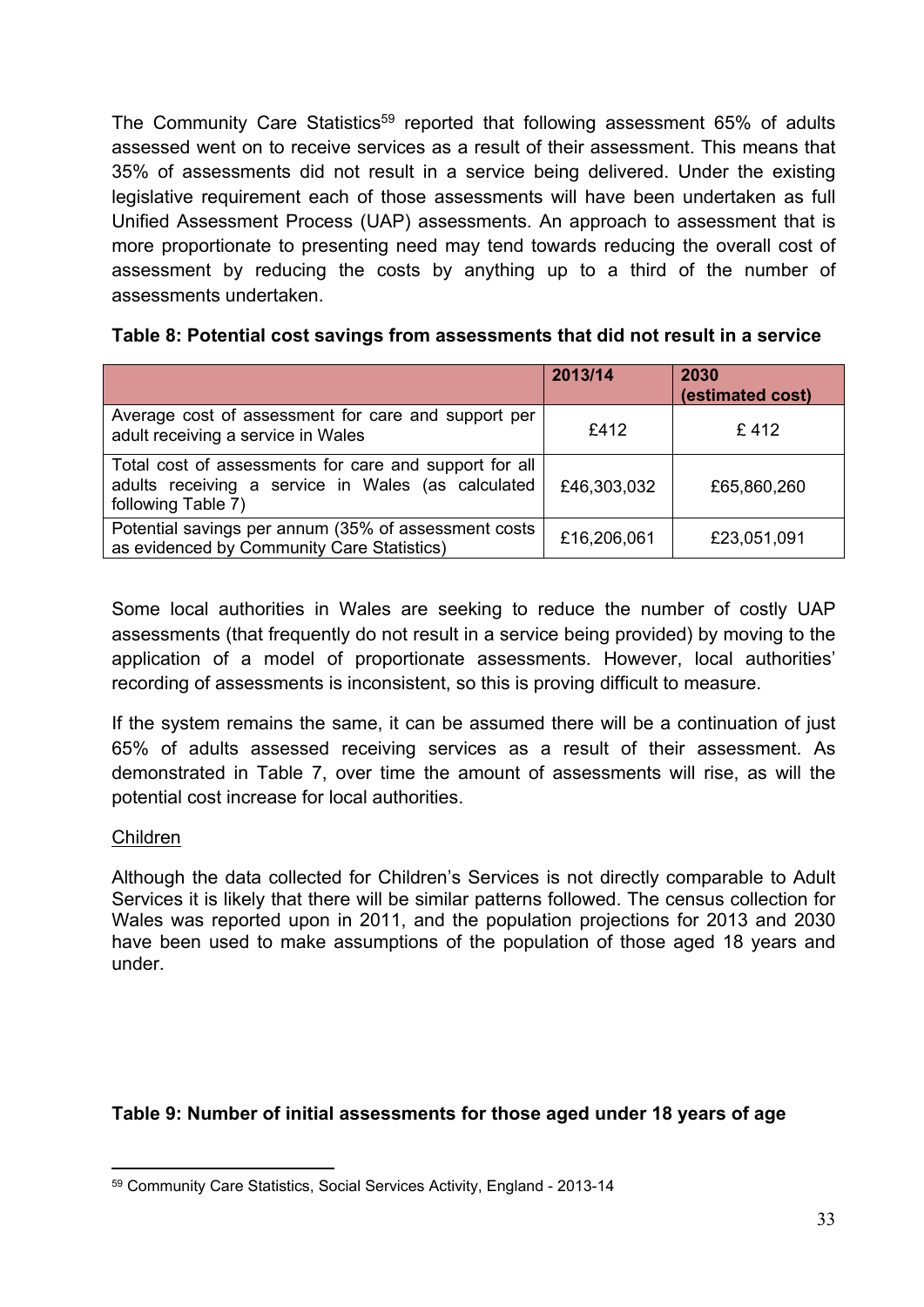The Community Care Statistics[59] reported that following assessment 65% of adults assessed went on to receive services as a result of their assessment. This means that 35% of assessments did not result in a service being delivered. Under the existing legislative requirement each of those assessments will have been undertaken as full Unified Assessment Process (UAP) assessments. An approach to assessment that is more proportionate to presenting need may tend towards reducing the overall cost of assessment by reducing the costs by anything up to a third of the number of assessments undertaken.

**Table 8: Potential cost savings from assessments that did not result in a service**

| | 2013/14 | 2030 (estimated cost) |
|---|---|---|
| Average cost of assessment for care and support per adult receiving a service in Wales | £412 | £ 412 |
| Total cost of assessments for care and support for all adults receiving a service in Wales (as calculated following Table 7) | £46,303,032 | £65,860,260 |
| Potential savings per annum (35% of assessment costs as evidenced by Community Care Statistics) | £16,206,061 | £23,051,091 |

Some local authorities in Wales are seeking to reduce the number of costly UAP assessments (that frequently do not result in a service being provided) by moving to the application of a model of proportionate assessments. However, local authorities' recording of assessments is inconsistent, so this is proving difficult to measure.

If the system remains the same, it can be assumed there will be a continuation of just 65% of adults assessed receiving services as a result of their assessment. As demonstrated in Table 7, over time the amount of assessments will rise, as will the potential cost increase for local authorities.

Children

Although the data collected for Children's Services is not directly comparable to Adult Services it is likely that there will be similar patterns followed. The census collection for Wales was reported upon in 2011, and the population projections for 2013 and 2030 have been used to make assumptions of the population of those aged 18 years and under.

**Table 9: Number of initial assessments for those aged under 18 years of age**

[59] Community Care Statistics, Social Services Activity, England - 2013-14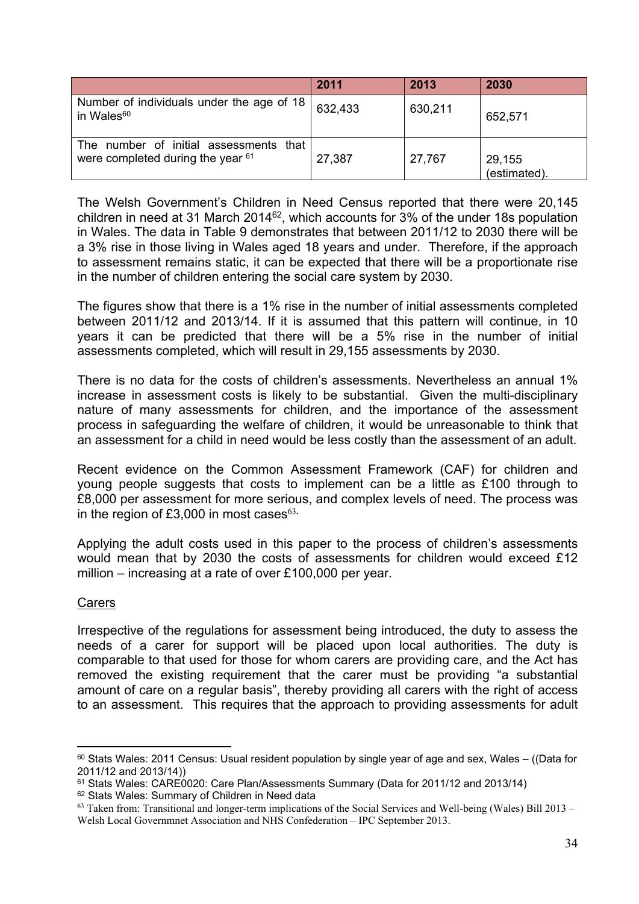| | 2011 | 2013 | 2030 |
|---|---|---|---|
| Number of individuals under the age of 18 in Wales[60] | 632,433 | 630,211 | 652,571 |
| The number of initial assessments that were completed during the year [61] | 27,387 | 27,767 | 29,155 (estimated). |

The Welsh Government's Children in Need Census reported that there were 20,145 children in need at 31 March 2014[62], which accounts for 3% of the under 18s population in Wales. The data in Table 9 demonstrates that between 2011/12 to 2030 there will be a 3% rise in those living in Wales aged 18 years and under. Therefore, if the approach to assessment remains static, it can be expected that there will be a proportionate rise in the number of children entering the social care system by 2030.

The figures show that there is a 1% rise in the number of initial assessments completed between 2011/12 and 2013/14. If it is assumed that this pattern will continue, in 10 years it can be predicted that there will be a 5% rise in the number of initial assessments completed, which will result in 29,155 assessments by 2030.

There is no data for the costs of children's assessments. Nevertheless an annual 1% increase in assessment costs is likely to be substantial. Given the multi-disciplinary nature of many assessments for children, and the importance of the assessment process in safeguarding the welfare of children, it would be unreasonable to think that an assessment for a child in need would be less costly than the assessment of an adult.

Recent evidence on the Common Assessment Framework (CAF) for children and young people suggests that costs to implement can be a little as £100 through to £8,000 per assessment for more serious, and complex levels of need. The process was in the region of £3,000 in most cases[63].

Applying the adult costs used in this paper to the process of children's assessments would mean that by 2030 the costs of assessments for children would exceed £12 million – increasing at a rate of over £100,000 per year.

<u>Carers</u>

Irrespective of the regulations for assessment being introduced, the duty to assess the needs of a carer for support will be placed upon local authorities. The duty is comparable to that used for those for whom carers are providing care, and the Act has removed the existing requirement that the carer must be providing "a substantial amount of care on a regular basis", thereby providing all carers with the right of access to an assessment. This requires that the approach to providing assessments for adult

---

[60] Stats Wales: 2011 Census: Usual resident population by single year of age and sex, Wales – ((Data for 2011/12 and 2013/14))

[61] Stats Wales: CARE0020: Care Plan/Assessments Summary (Data for 2011/12 and 2013/14)

[62] Stats Wales: Summary of Children in Need data

[63] Taken from: Transitional and longer-term implications of the Social Services and Well-being (Wales) Bill 2013 – Welsh Local Governmnet Association and NHS Confederation – IPC September 2013.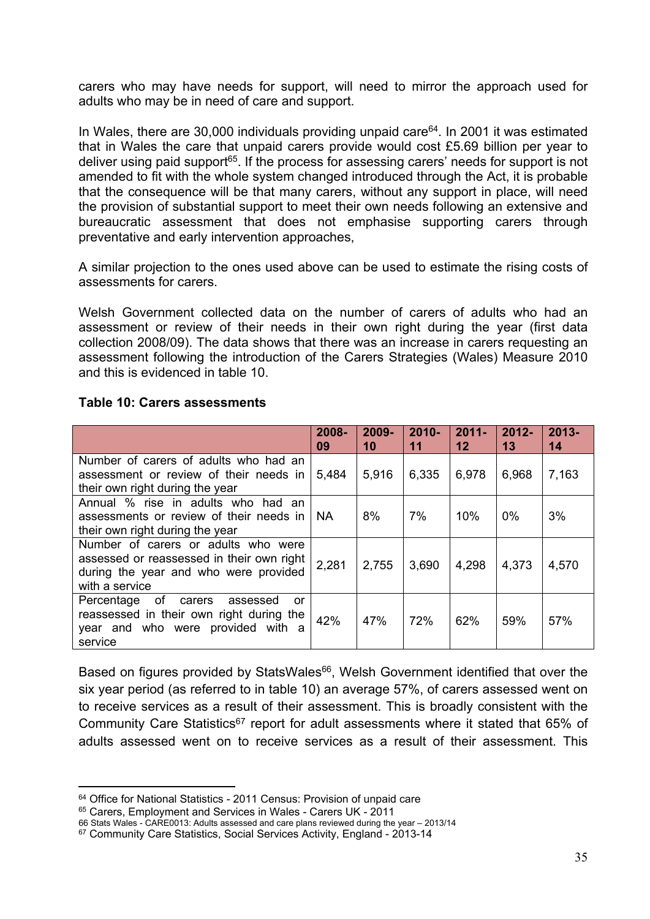carers who may have needs for support, will need to mirror the approach used for adults who may be in need of care and support.

In Wales, there are 30,000 individuals providing unpaid care[64]. In 2001 it was estimated that in Wales the care that unpaid carers provide would cost £5.69 billion per year to deliver using paid support[65]. If the process for assessing carers' needs for support is not amended to fit with the whole system changed introduced through the Act, it is probable that the consequence will be that many carers, without any support in place, will need the provision of substantial support to meet their own needs following an extensive and bureaucratic assessment that does not emphasise supporting carers through preventative and early intervention approaches,

A similar projection to the ones used above can be used to estimate the rising costs of assessments for carers.

Welsh Government collected data on the number of carers of adults who had an assessment or review of their needs in their own right during the year (first data collection 2008/09). The data shows that there was an increase in carers requesting an assessment following the introduction of the Carers Strategies (Wales) Measure 2010 and this is evidenced in table 10.

**Table 10: Carers assessments**

| | 2008-09 | 2009-10 | 2010-11 | 2011-12 | 2012-13 | 2013-14 |
|---|---|---|---|---|---|---|
| Number of carers of adults who had an assessment or review of their needs in their own right during the year | 5,484 | 5,916 | 6,335 | 6,978 | 6,968 | 7,163 |
| Annual % rise in adults who had an assessments or review of their needs in their own right during the year | NA | 8% | 7% | 10% | 0% | 3% |
| Number of carers or adults who were assessed or reassessed in their own right during the year and who were provided with a service | 2,281 | 2,755 | 3,690 | 4,298 | 4,373 | 4,570 |
| Percentage of carers assessed or reassessed in their own right during the year and who were provided with a service | 42% | 47% | 72% | 62% | 59% | 57% |

Based on figures provided by StatsWales[66], Welsh Government identified that over the six year period (as referred to in table 10) an average 57%, of carers assessed went on to receive services as a result of their assessment. This is broadly consistent with the Community Care Statistics[67] report for adult assessments where it stated that 65% of adults assessed went on to receive services as a result of their assessment. This

---

[64] Office for National Statistics - 2011 Census: Provision of unpaid care

[65] Carers, Employment and Services in Wales - Carers UK - 2011

[66] Stats Wales - CARE0013: Adults assessed and care plans reviewed during the year – 2013/14

[67] Community Care Statistics, Social Services Activity, England - 2013-14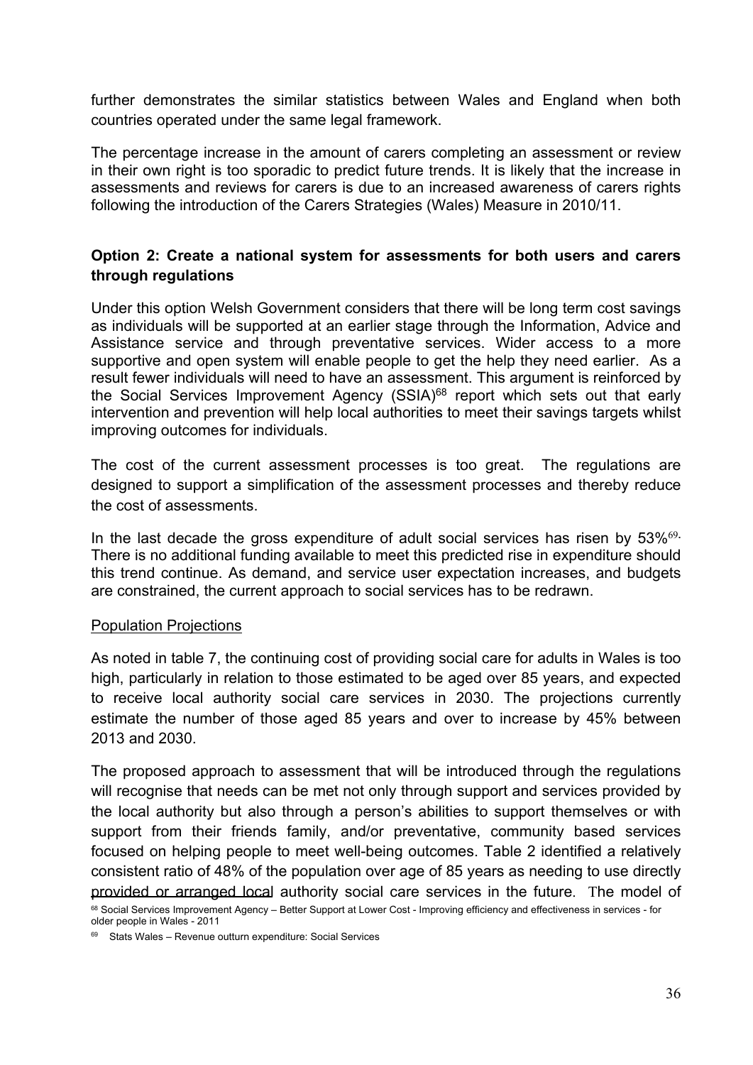further demonstrates the similar statistics between Wales and England when both countries operated under the same legal framework.

The percentage increase in the amount of carers completing an assessment or review in their own right is too sporadic to predict future trends. It is likely that the increase in assessments and reviews for carers is due to an increased awareness of carers rights following the introduction of the Carers Strategies (Wales) Measure in 2010/11.

**Option 2: Create a national system for assessments for both users and carers through regulations**

Under this option Welsh Government considers that there will be long term cost savings as individuals will be supported at an earlier stage through the Information, Advice and Assistance service and through preventative services. Wider access to a more supportive and open system will enable people to get the help they need earlier. As a result fewer individuals will need to have an assessment. This argument is reinforced by the Social Services Improvement Agency (SSIA)[68] report which sets out that early intervention and prevention will help local authorities to meet their savings targets whilst improving outcomes for individuals.

The cost of the current assessment processes is too great. The regulations are designed to support a simplification of the assessment processes and thereby reduce the cost of assessments.

In the last decade the gross expenditure of adult social services has risen by 53%[69]. There is no additional funding available to meet this predicted rise in expenditure should this trend continue. As demand, and service user expectation increases, and budgets are constrained, the current approach to social services has to be redrawn.

Population Projections

As noted in table 7, the continuing cost of providing social care for adults in Wales is too high, particularly in relation to those estimated to be aged over 85 years, and expected to receive local authority social care services in 2030. The projections currently estimate the number of those aged 85 years and over to increase by 45% between 2013 and 2030.

The proposed approach to assessment that will be introduced through the regulations will recognise that needs can be met not only through support and services provided by the local authority but also through a person's abilities to support themselves or with support from their friends family, and/or preventative, community based services focused on helping people to meet well-being outcomes. Table 2 identified a relatively consistent ratio of 48% of the population over age of 85 years as needing to use directly provided or arranged local authority social care services in the future. The model of

[68] Social Services Improvement Agency – Better Support at Lower Cost - Improving efficiency and effectiveness in services - for older people in Wales - 2011

[69] Stats Wales – Revenue outturn expenditure: Social Services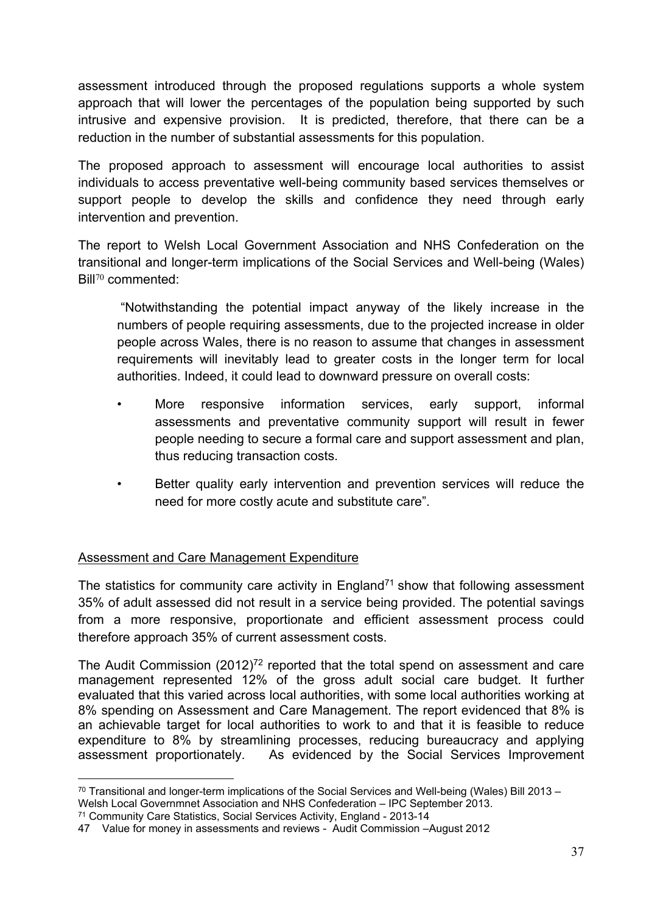assessment introduced through the proposed regulations supports a whole system approach that will lower the percentages of the population being supported by such intrusive and expensive provision. It is predicted, therefore, that there can be a reduction in the number of substantial assessments for this population.

The proposed approach to assessment will encourage local authorities to assist individuals to access preventative well-being community based services themselves or support people to develop the skills and confidence they need through early intervention and prevention.

The report to Welsh Local Government Association and NHS Confederation on the transitional and longer-term implications of the Social Services and Well-being (Wales) Bill[70] commented:

> "Notwithstanding the potential impact anyway of the likely increase in the numbers of people requiring assessments, due to the projected increase in older people across Wales, there is no reason to assume that changes in assessment requirements will inevitably lead to greater costs in the longer term for local authorities. Indeed, it could lead to downward pressure on overall costs:
>
> - More responsive information services, early support, informal assessments and preventative community support will result in fewer people needing to secure a formal care and support assessment and plan, thus reducing transaction costs.
> - Better quality early intervention and prevention services will reduce the need for more costly acute and substitute care".

## Assessment and Care Management Expenditure

The statistics for community care activity in England[71] show that following assessment 35% of adult assessed did not result in a service being provided. The potential savings from a more responsive, proportionate and efficient assessment process could therefore approach 35% of current assessment costs.

The Audit Commission (2012)[72] reported that the total spend on assessment and care management represented 12% of the gross adult social care budget. It further evaluated that this varied across local authorities, with some local authorities working at 8% spending on Assessment and Care Management. The report evidenced that 8% is an achievable target for local authorities to work to and that it is feasible to reduce expenditure to 8% by streamlining processes, reducing bureaucracy and applying assessment proportionately. As evidenced by the Social Services Improvement

---

[70] Transitional and longer-term implications of the Social Services and Well-being (Wales) Bill 2013 – Welsh Local Governmnet Association and NHS Confederation – IPC September 2013.

[71] Community Care Statistics, Social Services Activity, England - 2013-14

47 Value for money in assessments and reviews - Audit Commission –August 2012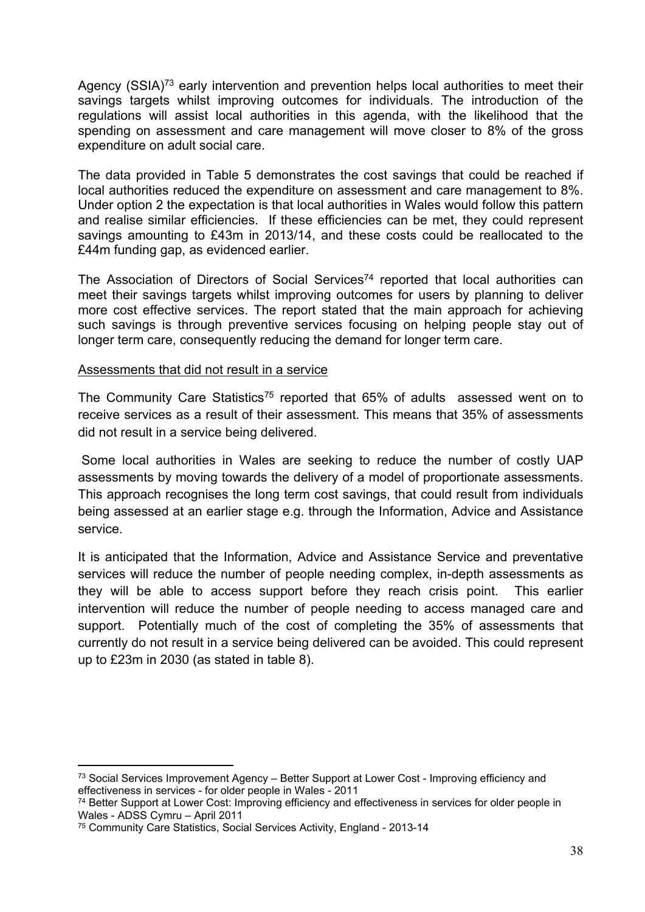Agency (SSIA)[73] early intervention and prevention helps local authorities to meet their savings targets whilst improving outcomes for individuals. The introduction of the regulations will assist local authorities in this agenda, with the likelihood that the spending on assessment and care management will move closer to 8% of the gross expenditure on adult social care.

The data provided in Table 5 demonstrates the cost savings that could be reached if local authorities reduced the expenditure on assessment and care management to 8%. Under option 2 the expectation is that local authorities in Wales would follow this pattern and realise similar efficiencies. If these efficiencies can be met, they could represent savings amounting to £43m in 2013/14, and these costs could be reallocated to the £44m funding gap, as evidenced earlier.

The Association of Directors of Social Services[74] reported that local authorities can meet their savings targets whilst improving outcomes for users by planning to deliver more cost effective services. The report stated that the main approach for achieving such savings is through preventive services focusing on helping people stay out of longer term care, consequently reducing the demand for longer term care.

Assessments that did not result in a service

The Community Care Statistics[75] reported that 65% of adults assessed went on to receive services as a result of their assessment. This means that 35% of assessments did not result in a service being delivered.

Some local authorities in Wales are seeking to reduce the number of costly UAP assessments by moving towards the delivery of a model of proportionate assessments. This approach recognises the long term cost savings, that could result from individuals being assessed at an earlier stage e.g. through the Information, Advice and Assistance service.

It is anticipated that the Information, Advice and Assistance Service and preventative services will reduce the number of people needing complex, in-depth assessments as they will be able to access support before they reach crisis point. This earlier intervention will reduce the number of people needing to access managed care and support. Potentially much of the cost of completing the 35% of assessments that currently do not result in a service being delivered can be avoided. This could represent up to £23m in 2030 (as stated in table 8).

---

[73] Social Services Improvement Agency – Better Support at Lower Cost - Improving efficiency and effectiveness in services - for older people in Wales - 2011

[74] Better Support at Lower Cost: Improving efficiency and effectiveness in services for older people in Wales - ADSS Cymru – April 2011

[75] Community Care Statistics, Social Services Activity, England - 2013-14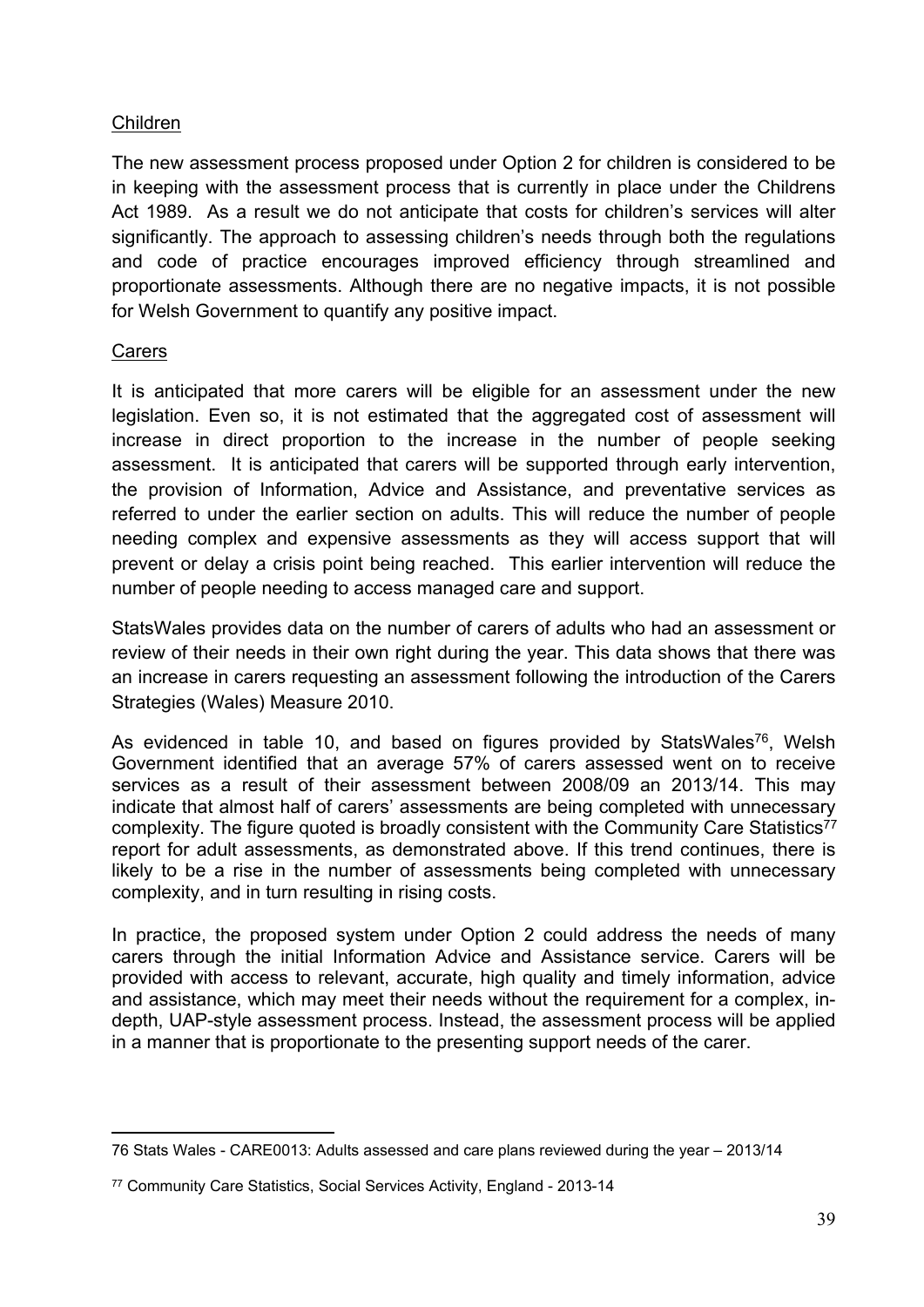Children

The new assessment process proposed under Option 2 for children is considered to be in keeping with the assessment process that is currently in place under the Childrens Act 1989. As a result we do not anticipate that costs for children's services will alter significantly. The approach to assessing children's needs through both the regulations and code of practice encourages improved efficiency through streamlined and proportionate assessments. Although there are no negative impacts, it is not possible for Welsh Government to quantify any positive impact.

Carers

It is anticipated that more carers will be eligible for an assessment under the new legislation. Even so, it is not estimated that the aggregated cost of assessment will increase in direct proportion to the increase in the number of people seeking assessment. It is anticipated that carers will be supported through early intervention, the provision of Information, Advice and Assistance, and preventative services as referred to under the earlier section on adults. This will reduce the number of people needing complex and expensive assessments as they will access support that will prevent or delay a crisis point being reached. This earlier intervention will reduce the number of people needing to access managed care and support.

StatsWales provides data on the number of carers of adults who had an assessment or review of their needs in their own right during the year. This data shows that there was an increase in carers requesting an assessment following the introduction of the Carers Strategies (Wales) Measure 2010.

As evidenced in table 10, and based on figures provided by StatsWales[76], Welsh Government identified that an average 57% of carers assessed went on to receive services as a result of their assessment between 2008/09 an 2013/14. This may indicate that almost half of carers' assessments are being completed with unnecessary complexity. The figure quoted is broadly consistent with the Community Care Statistics[77] report for adult assessments, as demonstrated above. If this trend continues, there is likely to be a rise in the number of assessments being completed with unnecessary complexity, and in turn resulting in rising costs.

In practice, the proposed system under Option 2 could address the needs of many carers through the initial Information Advice and Assistance service. Carers will be provided with access to relevant, accurate, high quality and timely information, advice and assistance, which may meet their needs without the requirement for a complex, in-depth, UAP-style assessment process. Instead, the assessment process will be applied in a manner that is proportionate to the presenting support needs of the carer.

---

76 Stats Wales - CARE0013: Adults assessed and care plans reviewed during the year – 2013/14

77 Community Care Statistics, Social Services Activity, England - 2013-14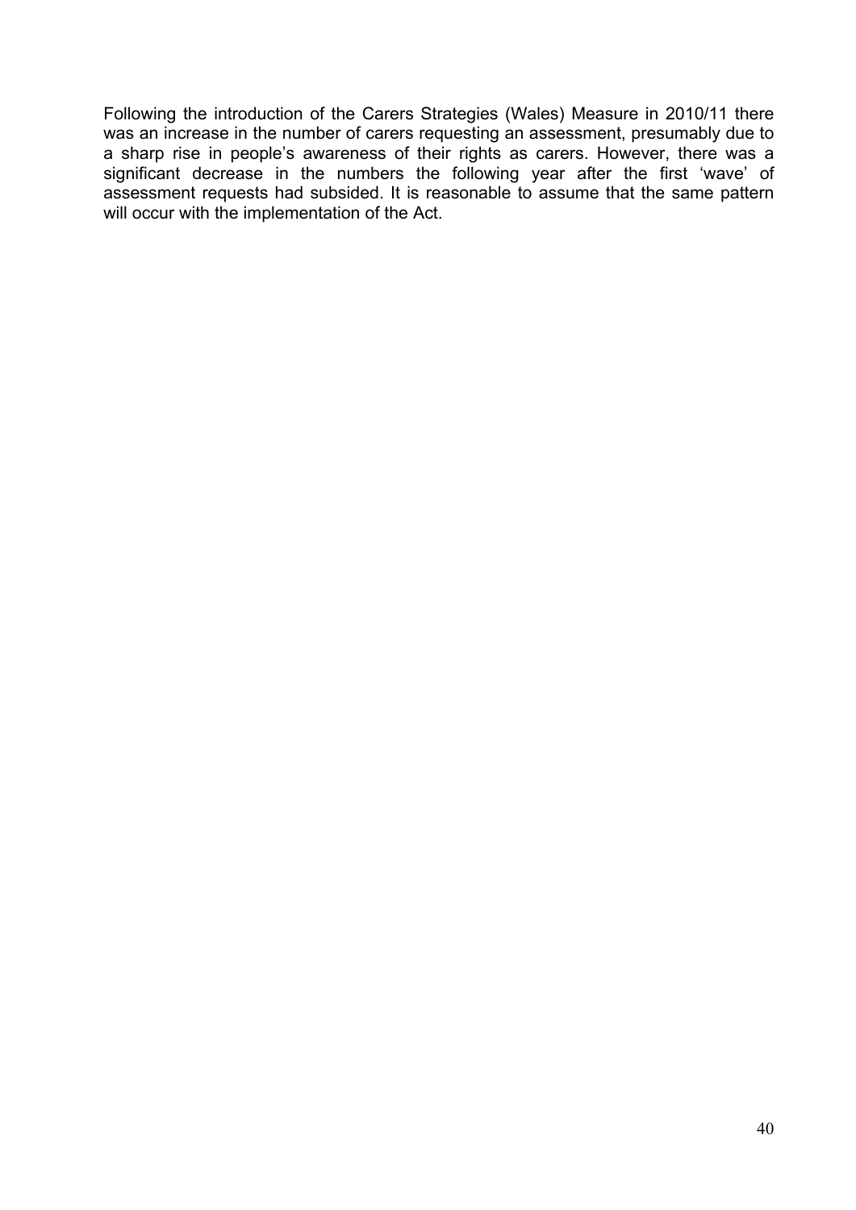Following the introduction of the Carers Strategies (Wales) Measure in 2010/11 there was an increase in the number of carers requesting an assessment, presumably due to a sharp rise in people's awareness of their rights as carers. However, there was a significant decrease in the numbers the following year after the first 'wave' of assessment requests had subsided. It is reasonable to assume that the same pattern will occur with the implementation of the Act.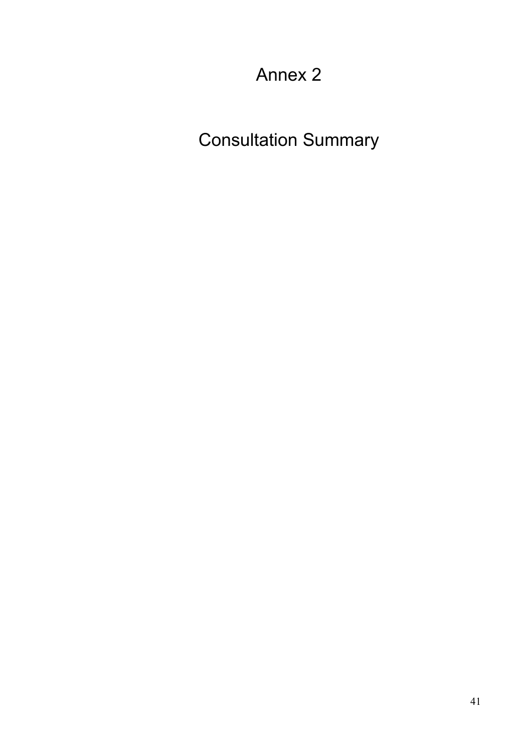# Annex 2

# Consultation Summary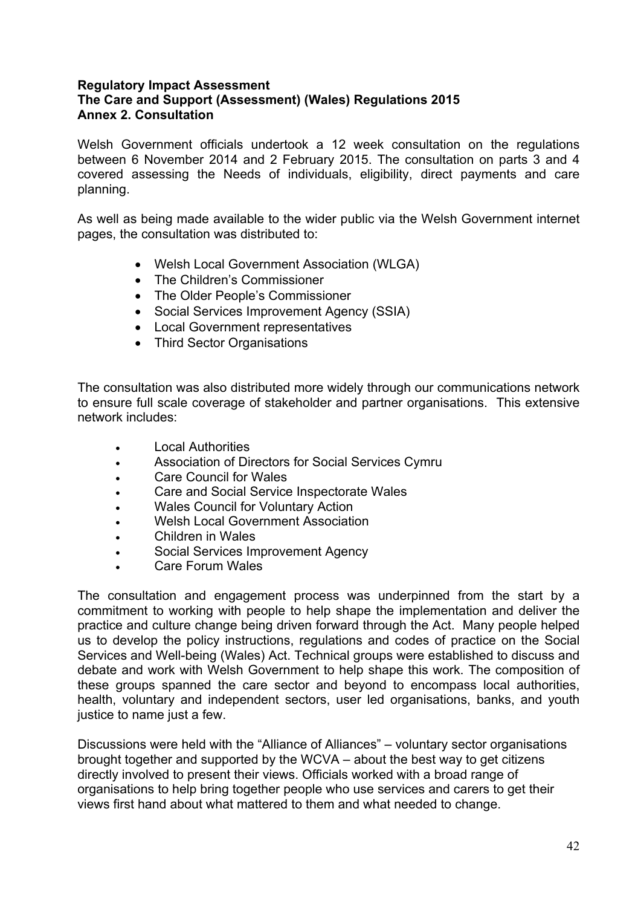**Regulatory Impact Assessment**
**The Care and Support (Assessment) (Wales) Regulations 2015**
**Annex 2. Consultation**

Welsh Government officials undertook a 12 week consultation on the regulations between 6 November 2014 and 2 February 2015. The consultation on parts 3 and 4 covered assessing the Needs of individuals, eligibility, direct payments and care planning.

As well as being made available to the wider public via the Welsh Government internet pages, the consultation was distributed to:

- Welsh Local Government Association (WLGA)
- The Children's Commissioner
- The Older People's Commissioner
- Social Services Improvement Agency (SSIA)
- Local Government representatives
- Third Sector Organisations

The consultation was also distributed more widely through our communications network to ensure full scale coverage of stakeholder and partner organisations. This extensive network includes:

- Local Authorities
- Association of Directors for Social Services Cymru
- Care Council for Wales
- Care and Social Service Inspectorate Wales
- Wales Council for Voluntary Action
- Welsh Local Government Association
- Children in Wales
- Social Services Improvement Agency
- Care Forum Wales

The consultation and engagement process was underpinned from the start by a commitment to working with people to help shape the implementation and deliver the practice and culture change being driven forward through the Act. Many people helped us to develop the policy instructions, regulations and codes of practice on the Social Services and Well-being (Wales) Act. Technical groups were established to discuss and debate and work with Welsh Government to help shape this work. The composition of these groups spanned the care sector and beyond to encompass local authorities, health, voluntary and independent sectors, user led organisations, banks, and youth justice to name just a few.

Discussions were held with the "Alliance of Alliances" – voluntary sector organisations brought together and supported by the WCVA – about the best way to get citizens directly involved to present their views. Officials worked with a broad range of organisations to help bring together people who use services and carers to get their views first hand about what mattered to them and what needed to change.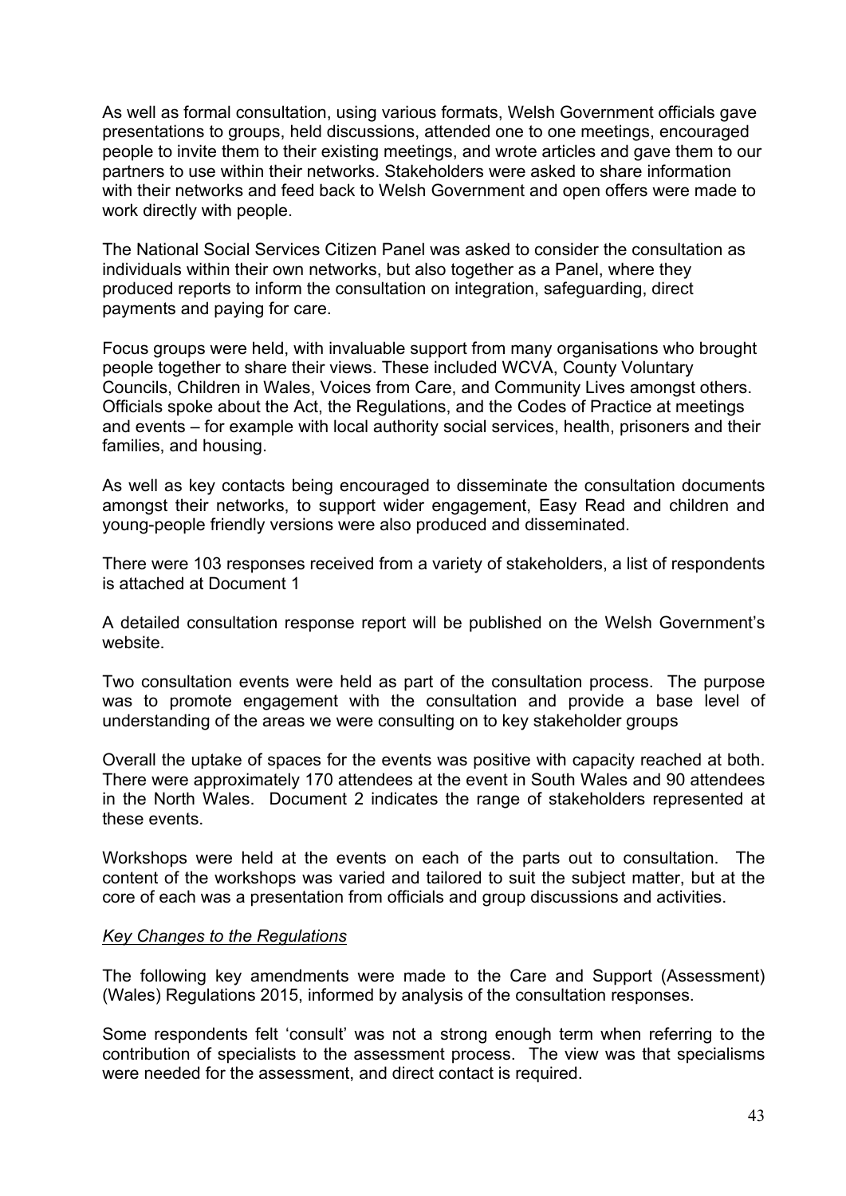As well as formal consultation, using various formats, Welsh Government officials gave presentations to groups, held discussions, attended one to one meetings, encouraged people to invite them to their existing meetings, and wrote articles and gave them to our partners to use within their networks. Stakeholders were asked to share information with their networks and feed back to Welsh Government and open offers were made to work directly with people.

The National Social Services Citizen Panel was asked to consider the consultation as individuals within their own networks, but also together as a Panel, where they produced reports to inform the consultation on integration, safeguarding, direct payments and paying for care.

Focus groups were held, with invaluable support from many organisations who brought people together to share their views. These included WCVA, County Voluntary Councils, Children in Wales, Voices from Care, and Community Lives amongst others. Officials spoke about the Act, the Regulations, and the Codes of Practice at meetings and events – for example with local authority social services, health, prisoners and their families, and housing.

As well as key contacts being encouraged to disseminate the consultation documents amongst their networks, to support wider engagement, Easy Read and children and young-people friendly versions were also produced and disseminated.

There were 103 responses received from a variety of stakeholders, a list of respondents is attached at Document 1

A detailed consultation response report will be published on the Welsh Government's website.

Two consultation events were held as part of the consultation process. The purpose was to promote engagement with the consultation and provide a base level of understanding of the areas we were consulting on to key stakeholder groups

Overall the uptake of spaces for the events was positive with capacity reached at both. There were approximately 170 attendees at the event in South Wales and 90 attendees in the North Wales. Document 2 indicates the range of stakeholders represented at these events.

Workshops were held at the events on each of the parts out to consultation. The content of the workshops was varied and tailored to suit the subject matter, but at the core of each was a presentation from officials and group discussions and activities.

*Key Changes to the Regulations*

The following key amendments were made to the Care and Support (Assessment) (Wales) Regulations 2015, informed by analysis of the consultation responses.

Some respondents felt 'consult' was not a strong enough term when referring to the contribution of specialists to the assessment process. The view was that specialisms were needed for the assessment, and direct contact is required.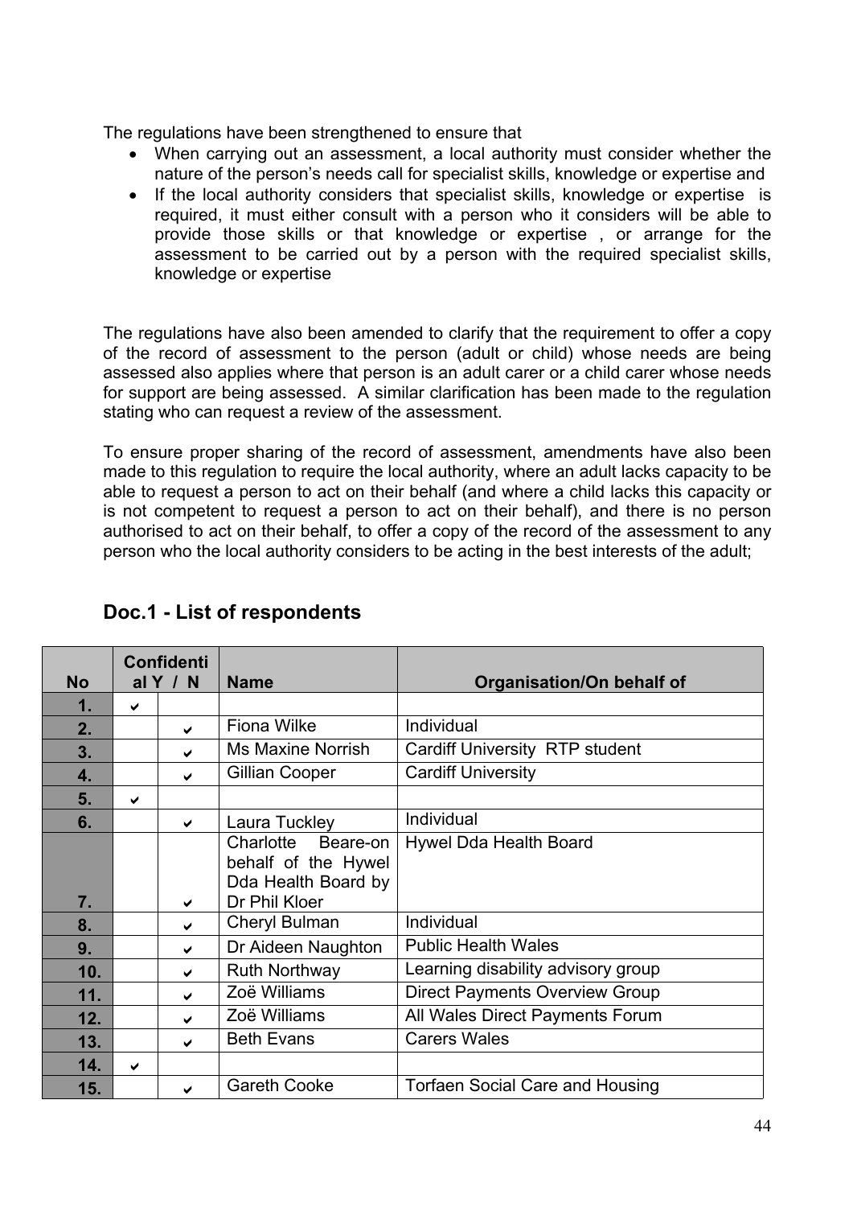The regulations have been strengthened to ensure that

- When carrying out an assessment, a local authority must consider whether the nature of the person's needs call for specialist skills, knowledge or expertise and
- If the local authority considers that specialist skills, knowledge or expertise is required, it must either consult with a person who it considers will be able to provide those skills or that knowledge or expertise , or arrange for the assessment to be carried out by a person with the required specialist skills, knowledge or expertise

The regulations have also been amended to clarify that the requirement to offer a copy of the record of assessment to the person (adult or child) whose needs are being assessed also applies where that person is an adult carer or a child carer whose needs for support are being assessed. A similar clarification has been made to the regulation stating who can request a review of the assessment.

To ensure proper sharing of the record of assessment, amendments have also been made to this regulation to require the local authority, where an adult lacks capacity to be able to request a person to act on their behalf (and where a child lacks this capacity or is not competent to request a person to act on their behalf), and there is no person authorised to act on their behalf, to offer a copy of the record of the assessment to any person who the local authority considers to be acting in the best interests of the adult;

## Doc.1 - List of respondents

| No | Confidential Y | N | Name | Organisation/On behalf of |
|---|---|---|---|---|
| 1. | ✔ | | | |
| 2. | | ✔ | Fiona Wilke | Individual |
| 3. | | ✔ | Ms Maxine Norrish | Cardiff University RTP student |
| 4. | | ✔ | Gillian Cooper | Cardiff University |
| 5. | ✔ | | | |
| 6. | | ✔ | Laura Tuckley | Individual |
| 7. | | ✔ | Charlotte Beare-on behalf of the Hywel Dda Health Board by Dr Phil Kloer | Hywel Dda Health Board |
| 8. | | ✔ | Cheryl Bulman | Individual |
| 9. | | ✔ | Dr Aideen Naughton | Public Health Wales |
| 10. | | ✔ | Ruth Northway | Learning disability advisory group |
| 11. | | ✔ | Zoë Williams | Direct Payments Overview Group |
| 12. | | ✔ | Zoë Williams | All Wales Direct Payments Forum |
| 13. | | ✔ | Beth Evans | Carers Wales |
| 14. | ✔ | | | |
| 15. | | ✔ | Gareth Cooke | Torfaen Social Care and Housing |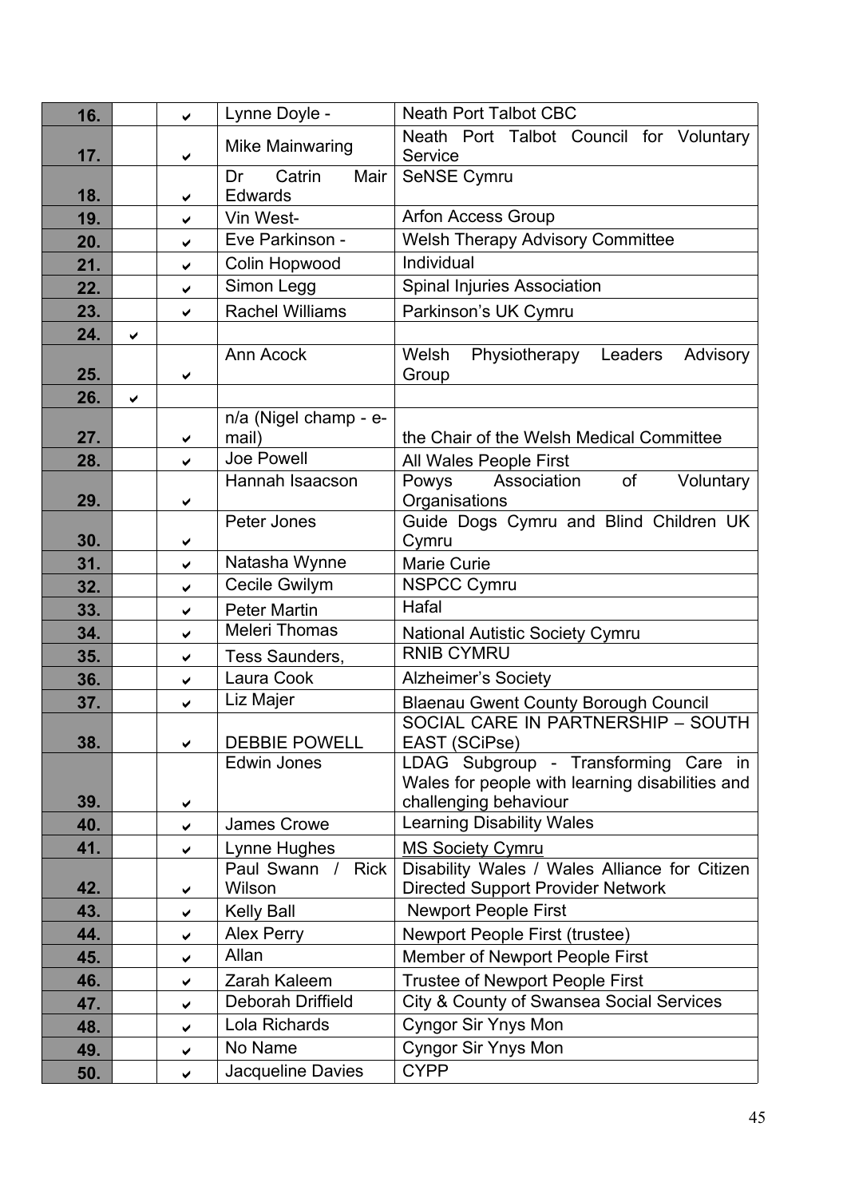| | | | | |
|---|---|---|---|---|
| **16.** | | ✔ | Lynne Doyle - | Neath Port Talbot CBC |
| **17.** | | ✔ | Mike Mainwaring | Neath Port Talbot Council for Voluntary Service |
| **18.** | | ✔ | Dr Catrin Mair Edwards | SeNSE Cymru |
| **19.** | | ✔ | Vin West- | Arfon Access Group |
| **20.** | | ✔ | Eve Parkinson - | Welsh Therapy Advisory Committee |
| **21.** | | ✔ | Colin Hopwood | Individual |
| **22.** | | ✔ | Simon Legg | Spinal Injuries Association |
| **23.** | | ✔ | Rachel Williams | Parkinson's UK Cymru |
| **24.** | ✔ | | | |
| **25.** | | ✔ | Ann Acock | Welsh Physiotherapy Leaders Advisory Group |
| **26.** | ✔ | | | |
| **27.** | | ✔ | n/a (Nigel champ - e-mail) | the Chair of the Welsh Medical Committee |
| **28.** | | ✔ | Joe Powell | All Wales People First |
| **29.** | | ✔ | Hannah Isaacson | Powys Association of Voluntary Organisations |
| **30.** | | ✔ | Peter Jones | Guide Dogs Cymru and Blind Children UK Cymru |
| **31.** | | ✔ | Natasha Wynne | Marie Curie |
| **32.** | | ✔ | Cecile Gwilym | NSPCC Cymru |
| **33.** | | ✔ | Peter Martin | Hafal |
| **34.** | | ✔ | Meleri Thomas | National Autistic Society Cymru |
| **35.** | | ✔ | Tess Saunders, | RNIB CYMRU |
| **36.** | | ✔ | Laura Cook | Alzheimer's Society |
| **37.** | | ✔ | Liz Majer | Blaenau Gwent County Borough Council |
| **38.** | | ✔ | DEBBIE POWELL | SOCIAL CARE IN PARTNERSHIP – SOUTH EAST (SCiPse) |
| **39.** | | ✔ | Edwin Jones | LDAG Subgroup - Transforming Care in Wales for people with learning disabilities and challenging behaviour |
| **40.** | | ✔ | James Crowe | Learning Disability Wales |
| **41.** | | ✔ | Lynne Hughes | MS Society Cymru |
| **42.** | | ✔ | Paul Swann / Rick Wilson | Disability Wales / Wales Alliance for Citizen Directed Support Provider Network |
| **43.** | | ✔ | Kelly Ball | Newport People First |
| **44.** | | ✔ | Alex Perry | Newport People First (trustee) |
| **45.** | | ✔ | Allan | Member of Newport People First |
| **46.** | | ✔ | Zarah Kaleem | Trustee of Newport People First |
| **47.** | | ✔ | Deborah Driffield | City & County of Swansea Social Services |
| **48.** | | ✔ | Lola Richards | Cyngor Sir Ynys Mon |
| **49.** | | ✔ | No Name | Cyngor Sir Ynys Mon |
| **50.** | | ✔ | Jacqueline Davies | CYPP |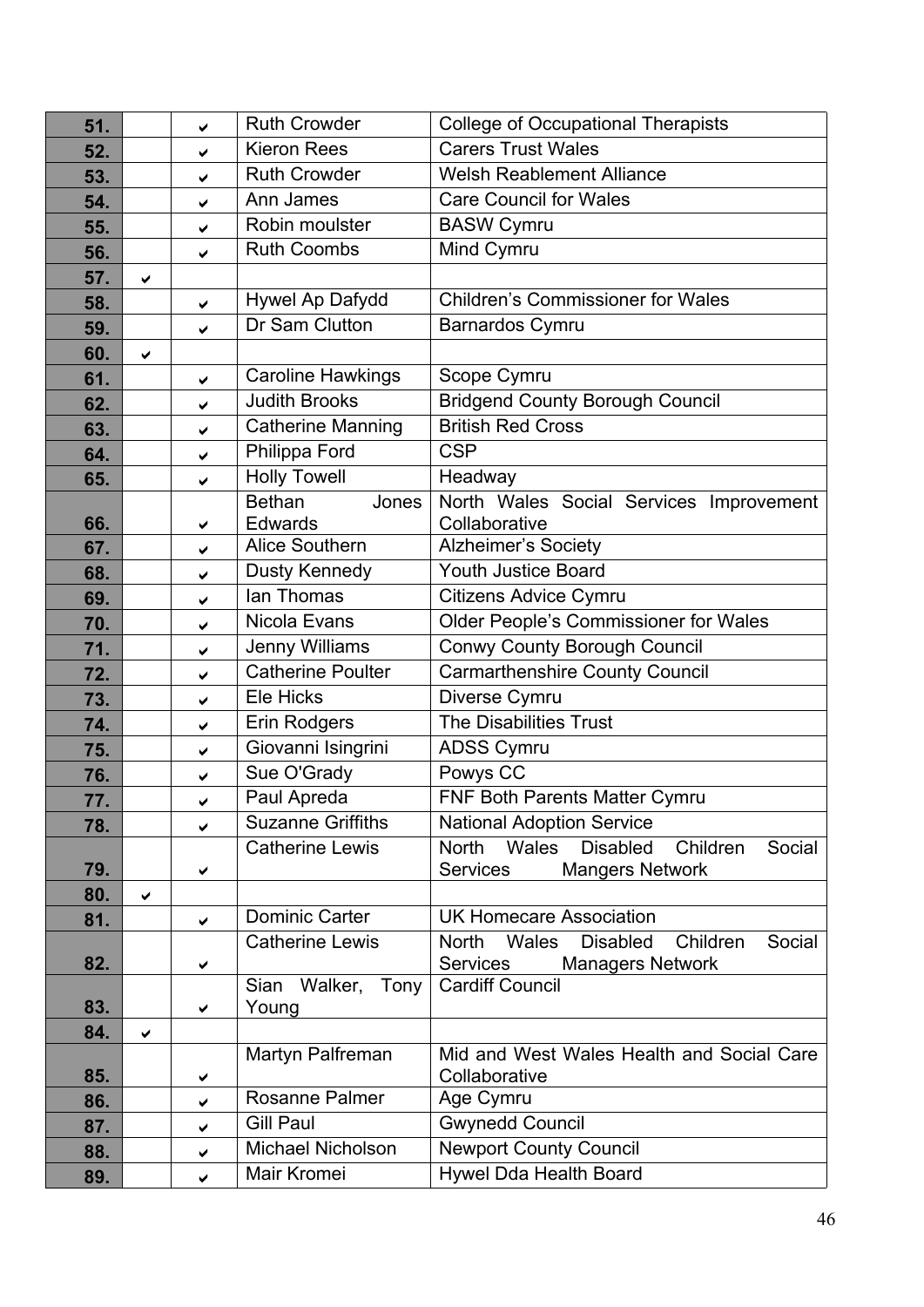| | | | | |
|---|---|---|---|---|
| **51.** | | ✔ | Ruth Crowder | College of Occupational Therapists |
| **52.** | | ✔ | Kieron Rees | Carers Trust Wales |
| **53.** | | ✔ | Ruth Crowder | Welsh Reablement Alliance |
| **54.** | | ✔ | Ann James | Care Council for Wales |
| **55.** | | ✔ | Robin moulster | BASW Cymru |
| **56.** | | ✔ | Ruth Coombs | Mind Cymru |
| **57.** | ✔ | | | |
| **58.** | | ✔ | Hywel Ap Dafydd | Children's Commissioner for Wales |
| **59.** | | ✔ | Dr Sam Clutton | Barnardos Cymru |
| **60.** | ✔ | | | |
| **61.** | | ✔ | Caroline Hawkings | Scope Cymru |
| **62.** | | ✔ | Judith Brooks | Bridgend County Borough Council |
| **63.** | | ✔ | Catherine Manning | British Red Cross |
| **64.** | | ✔ | Philippa Ford | CSP |
| **65.** | | ✔ | Holly Towell | Headway |
| **66.** | | ✔ | Bethan Jones Edwards | North Wales Social Services Improvement Collaborative |
| **67.** | | ✔ | Alice Southern | Alzheimer's Society |
| **68.** | | ✔ | Dusty Kennedy | Youth Justice Board |
| **69.** | | ✔ | Ian Thomas | Citizens Advice Cymru |
| **70.** | | ✔ | Nicola Evans | Older People's Commissioner for Wales |
| **71.** | | ✔ | Jenny Williams | Conwy County Borough Council |
| **72.** | | ✔ | Catherine Poulter | Carmarthenshire County Council |
| **73.** | | ✔ | Ele Hicks | Diverse Cymru |
| **74.** | | ✔ | Erin Rodgers | The Disabilities Trust |
| **75.** | | ✔ | Giovanni Isingrini | ADSS Cymru |
| **76.** | | ✔ | Sue O'Grady | Powys CC |
| **77.** | | ✔ | Paul Apreda | FNF Both Parents Matter Cymru |
| **78.** | | ✔ | Suzanne Griffiths | National Adoption Service |
| **79.** | | ✔ | Catherine Lewis | North Wales Disabled Children Social Services Mangers Network |
| **80.** | ✔ | | | |
| **81.** | | ✔ | Dominic Carter | UK Homecare Association |
| **82.** | | ✔ | Catherine Lewis | North Wales Disabled Children Social Services Managers Network |
| **83.** | | ✔ | Sian Walker, Tony Young | Cardiff Council |
| **84.** | ✔ | | | |
| **85.** | | ✔ | Martyn Palfreman | Mid and West Wales Health and Social Care Collaborative |
| **86.** | | ✔ | Rosanne Palmer | Age Cymru |
| **87.** | | ✔ | Gill Paul | Gwynedd Council |
| **88.** | | ✔ | Michael Nicholson | Newport County Council |
| **89.** | | ✔ | Mair Kromei | Hywel Dda Health Board |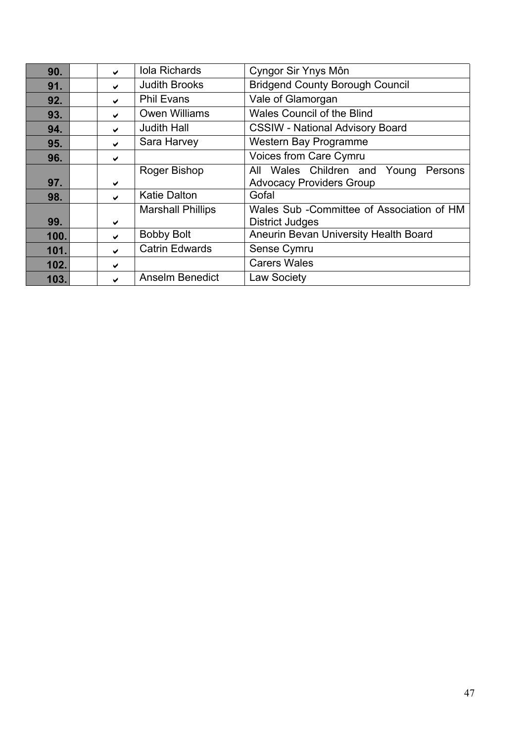| | | | | |
|---|---|---|---|---|
| **90.** | | ✔ | Iola Richards | Cyngor Sir Ynys Môn |
| **91.** | | ✔ | Judith Brooks | Bridgend County Borough Council |
| **92.** | | ✔ | Phil Evans | Vale of Glamorgan |
| **93.** | | ✔ | Owen Williams | Wales Council of the Blind |
| **94.** | | ✔ | Judith Hall | CSSIW - National Advisory Board |
| **95.** | | ✔ | Sara Harvey | Western Bay Programme |
| **96.** | | ✔ | | Voices from Care Cymru |
| **97.** | | ✔ | Roger Bishop | All Wales Children and Young Persons Advocacy Providers Group |
| **98.** | | ✔ | Katie Dalton | Gofal |
| **99.** | | ✔ | Marshall Phillips | Wales Sub -Committee of Association of HM District Judges |
| **100.** | | ✔ | Bobby Bolt | Aneurin Bevan University Health Board |
| **101.** | | ✔ | Catrin Edwards | Sense Cymru |
| **102.** | | ✔ | | Carers Wales |
| **103.** | | ✔ | Anselm Benedict | Law Society |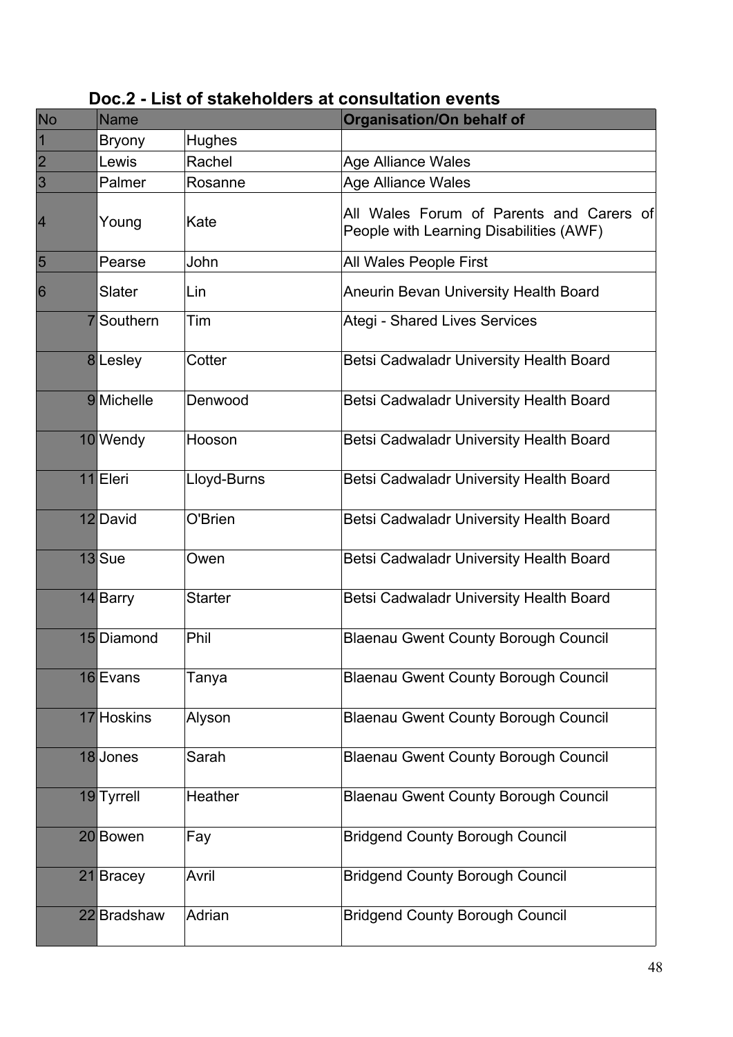## Doc.2 - List of stakeholders at consultation events

| No | Name | | Organisation/On behalf of |
|---|---|---|---|
| 1 | Bryony | Hughes | |
| 2 | Lewis | Rachel | Age Alliance Wales |
| 3 | Palmer | Rosanne | Age Alliance Wales |
| 4 | Young | Kate | All Wales Forum of Parents and Carers of People with Learning Disabilities (AWF) |
| 5 | Pearse | John | All Wales People First |
| 6 | Slater | Lin | Aneurin Bevan University Health Board |
| 7 | Southern | Tim | Ategi - Shared Lives Services |
| 8 | Lesley | Cotter | Betsi Cadwaladr University Health Board |
| 9 | Michelle | Denwood | Betsi Cadwaladr University Health Board |
| 10 | Wendy | Hooson | Betsi Cadwaladr University Health Board |
| 11 | Eleri | Lloyd-Burns | Betsi Cadwaladr University Health Board |
| 12 | David | O'Brien | Betsi Cadwaladr University Health Board |
| 13 | Sue | Owen | Betsi Cadwaladr University Health Board |
| 14 | Barry | Starter | Betsi Cadwaladr University Health Board |
| 15 | Diamond | Phil | Blaenau Gwent County Borough Council |
| 16 | Evans | Tanya | Blaenau Gwent County Borough Council |
| 17 | Hoskins | Alyson | Blaenau Gwent County Borough Council |
| 18 | Jones | Sarah | Blaenau Gwent County Borough Council |
| 19 | Tyrrell | Heather | Blaenau Gwent County Borough Council |
| 20 | Bowen | Fay | Bridgend County Borough Council |
| 21 | Bracey | Avril | Bridgend County Borough Council |
| 22 | Bradshaw | Adrian | Bridgend County Borough Council |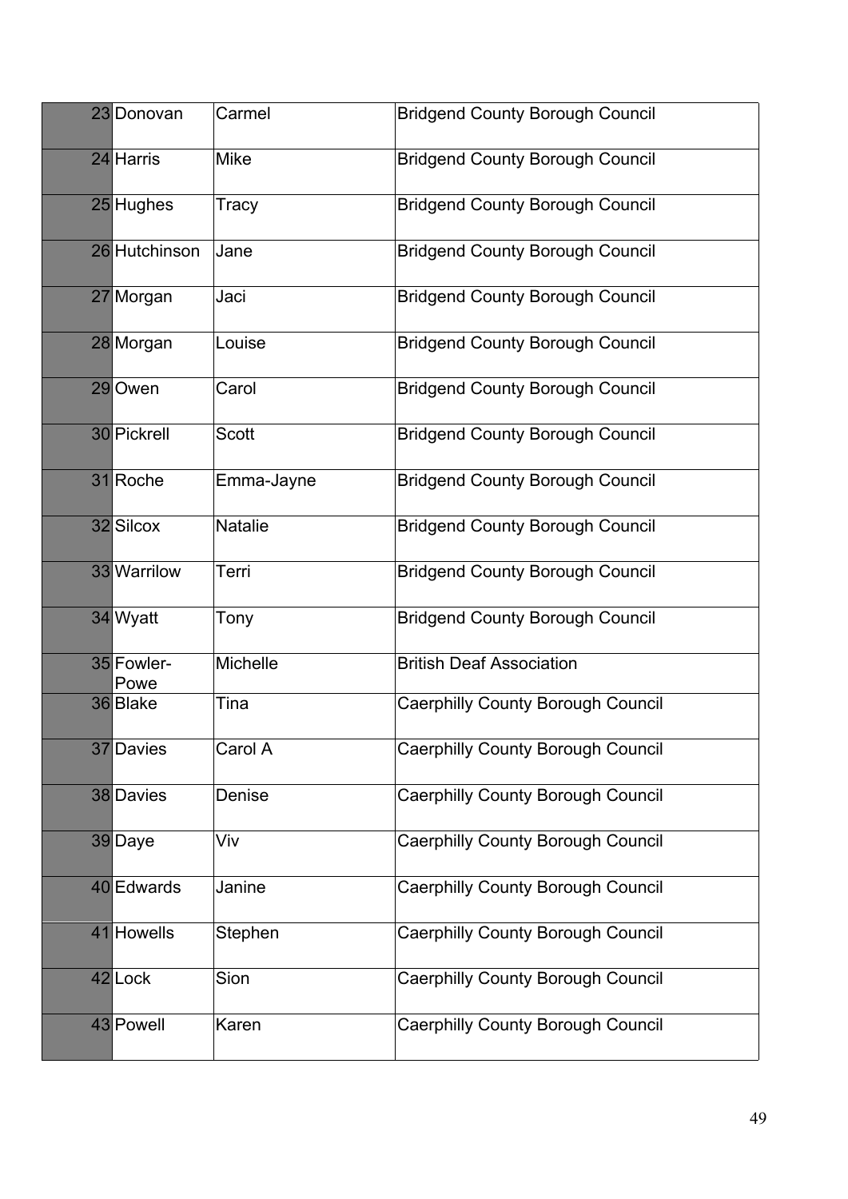| | | | |
|---|---|---|---|
| 23 | Donovan | Carmel | Bridgend County Borough Council |
| 24 | Harris | Mike | Bridgend County Borough Council |
| 25 | Hughes | Tracy | Bridgend County Borough Council |
| 26 | Hutchinson | Jane | Bridgend County Borough Council |
| 27 | Morgan | Jaci | Bridgend County Borough Council |
| 28 | Morgan | Louise | Bridgend County Borough Council |
| 29 | Owen | Carol | Bridgend County Borough Council |
| 30 | Pickrell | Scott | Bridgend County Borough Council |
| 31 | Roche | Emma-Jayne | Bridgend County Borough Council |
| 32 | Silcox | Natalie | Bridgend County Borough Council |
| 33 | Warrilow | Terri | Bridgend County Borough Council |
| 34 | Wyatt | Tony | Bridgend County Borough Council |
| 35 | Fowler-Powe | Michelle | British Deaf Association |
| 36 | Blake | Tina | Caerphilly County Borough Council |
| 37 | Davies | Carol A | Caerphilly County Borough Council |
| 38 | Davies | Denise | Caerphilly County Borough Council |
| 39 | Daye | Viv | Caerphilly County Borough Council |
| 40 | Edwards | Janine | Caerphilly County Borough Council |
| 41 | Howells | Stephen | Caerphilly County Borough Council |
| 42 | Lock | Sion | Caerphilly County Borough Council |
| 43 | Powell | Karen | Caerphilly County Borough Council |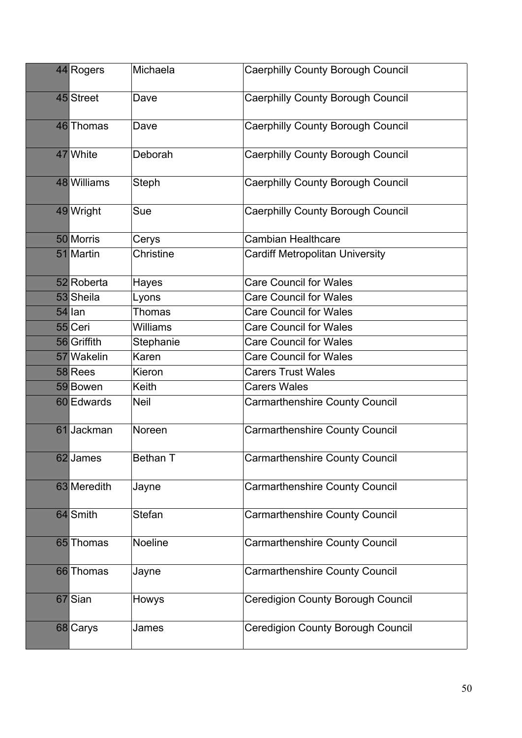| | | | |
|---|---|---|---|
| 44 | Rogers | Michaela | Caerphilly County Borough Council |
| 45 | Street | Dave | Caerphilly County Borough Council |
| 46 | Thomas | Dave | Caerphilly County Borough Council |
| 47 | White | Deborah | Caerphilly County Borough Council |
| 48 | Williams | Steph | Caerphilly County Borough Council |
| 49 | Wright | Sue | Caerphilly County Borough Council |
| 50 | Morris | Cerys | Cambian Healthcare |
| 51 | Martin | Christine | Cardiff Metropolitan University |
| 52 | Roberta | Hayes | Care Council for Wales |
| 53 | Sheila | Lyons | Care Council for Wales |
| 54 | Ian | Thomas | Care Council for Wales |
| 55 | Ceri | Williams | Care Council for Wales |
| 56 | Griffith | Stephanie | Care Council for Wales |
| 57 | Wakelin | Karen | Care Council for Wales |
| 58 | Rees | Kieron | Carers Trust Wales |
| 59 | Bowen | Keith | Carers Wales |
| 60 | Edwards | Neil | Carmarthenshire County Council |
| 61 | Jackman | Noreen | Carmarthenshire County Council |
| 62 | James | Bethan T | Carmarthenshire County Council |
| 63 | Meredith | Jayne | Carmarthenshire County Council |
| 64 | Smith | Stefan | Carmarthenshire County Council |
| 65 | Thomas | Noeline | Carmarthenshire County Council |
| 66 | Thomas | Jayne | Carmarthenshire County Council |
| 67 | Sian | Howys | Ceredigion County Borough Council |
| 68 | Carys | James | Ceredigion County Borough Council |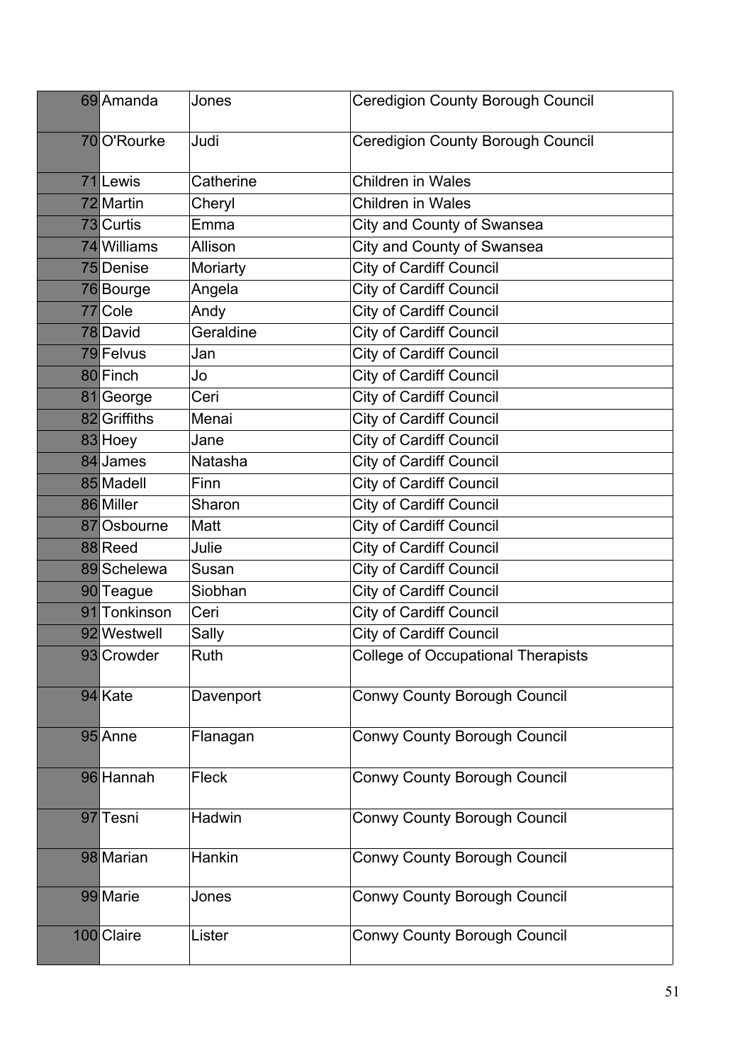| 69 | Amanda | Jones | Ceredigion County Borough Council |
|---|---|---|---|
| 70 | O'Rourke | Judi | Ceredigion County Borough Council |
| 71 | Lewis | Catherine | Children in Wales |
| 72 | Martin | Cheryl | Children in Wales |
| 73 | Curtis | Emma | City and County of Swansea |
| 74 | Williams | Allison | City and County of Swansea |
| 75 | Denise | Moriarty | City of Cardiff Council |
| 76 | Bourge | Angela | City of Cardiff Council |
| 77 | Cole | Andy | City of Cardiff Council |
| 78 | David | Geraldine | City of Cardiff Council |
| 79 | Felvus | Jan | City of Cardiff Council |
| 80 | Finch | Jo | City of Cardiff Council |
| 81 | George | Ceri | City of Cardiff Council |
| 82 | Griffiths | Menai | City of Cardiff Council |
| 83 | Hoey | Jane | City of Cardiff Council |
| 84 | James | Natasha | City of Cardiff Council |
| 85 | Madell | Finn | City of Cardiff Council |
| 86 | Miller | Sharon | City of Cardiff Council |
| 87 | Osbourne | Matt | City of Cardiff Council |
| 88 | Reed | Julie | City of Cardiff Council |
| 89 | Schelewa | Susan | City of Cardiff Council |
| 90 | Teague | Siobhan | City of Cardiff Council |
| 91 | Tonkinson | Ceri | City of Cardiff Council |
| 92 | Westwell | Sally | City of Cardiff Council |
| 93 | Crowder | Ruth | College of Occupational Therapists |
| 94 | Kate | Davenport | Conwy County Borough Council |
| 95 | Anne | Flanagan | Conwy County Borough Council |
| 96 | Hannah | Fleck | Conwy County Borough Council |
| 97 | Tesni | Hadwin | Conwy County Borough Council |
| 98 | Marian | Hankin | Conwy County Borough Council |
| 99 | Marie | Jones | Conwy County Borough Council |
| 100 | Claire | Lister | Conwy County Borough Council |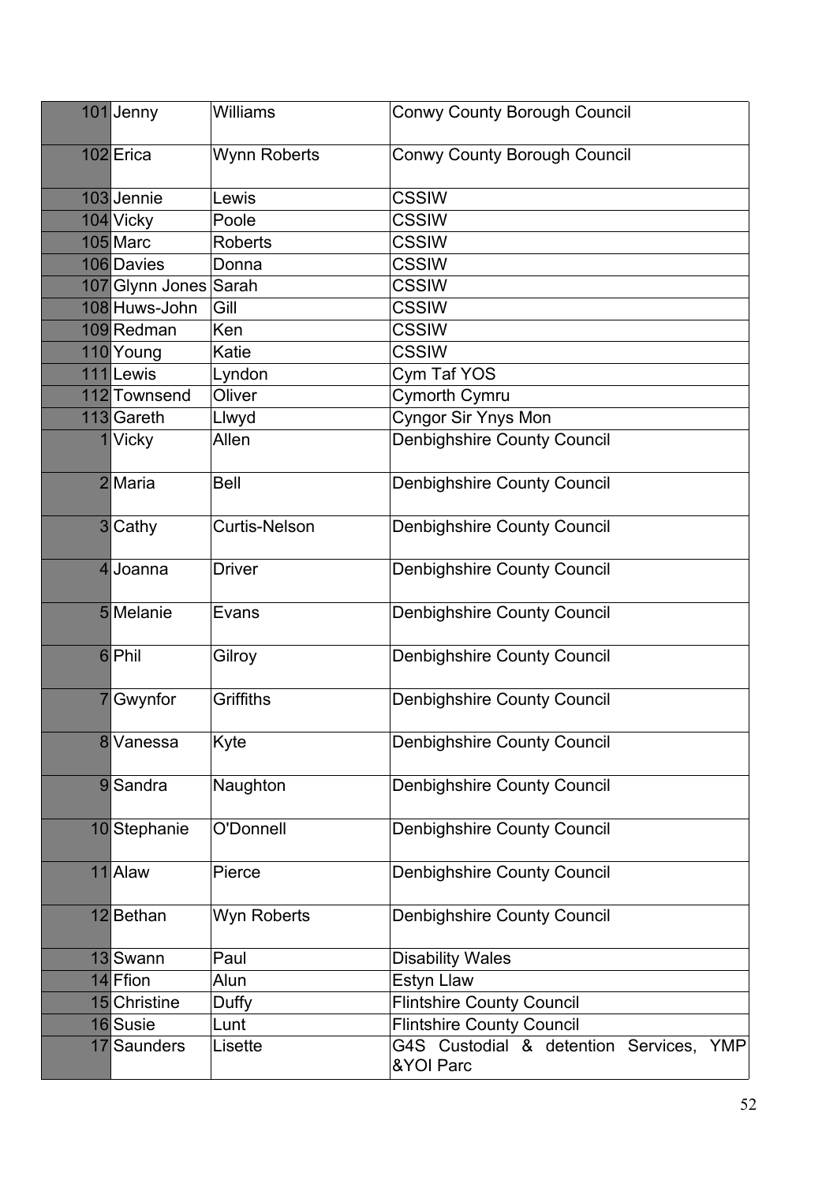| | | | |
|---|---|---|---|
| 101 | Jenny | Williams | Conwy County Borough Council |
| 102 | Erica | Wynn Roberts | Conwy County Borough Council |
| 103 | Jennie | Lewis | CSSIW |
| 104 | Vicky | Poole | CSSIW |
| 105 | Marc | Roberts | CSSIW |
| 106 | Davies | Donna | CSSIW |
| 107 | Glynn Jones | Sarah | CSSIW |
| 108 | Huws-John | Gill | CSSIW |
| 109 | Redman | Ken | CSSIW |
| 110 | Young | Katie | CSSIW |
| 111 | Lewis | Lyndon | Cym Taf YOS |
| 112 | Townsend | Oliver | Cymorth Cymru |
| 113 | Gareth | Llwyd | Cyngor Sir Ynys Mon |
| 1 | Vicky | Allen | Denbighshire County Council |
| 2 | Maria | Bell | Denbighshire County Council |
| 3 | Cathy | Curtis-Nelson | Denbighshire County Council |
| 4 | Joanna | Driver | Denbighshire County Council |
| 5 | Melanie | Evans | Denbighshire County Council |
| 6 | Phil | Gilroy | Denbighshire County Council |
| 7 | Gwynfor | Griffiths | Denbighshire County Council |
| 8 | Vanessa | Kyte | Denbighshire County Council |
| 9 | Sandra | Naughton | Denbighshire County Council |
| 10 | Stephanie | O'Donnell | Denbighshire County Council |
| 11 | Alaw | Pierce | Denbighshire County Council |
| 12 | Bethan | Wyn Roberts | Denbighshire County Council |
| 13 | Swann | Paul | Disability Wales |
| 14 | Ffion | Alun | Estyn Llaw |
| 15 | Christine | Duffy | Flintshire County Council |
| 16 | Susie | Lunt | Flintshire County Council |
| 17 | Saunders | Lisette | G4S Custodial & detention Services, YMP &YOI Parc |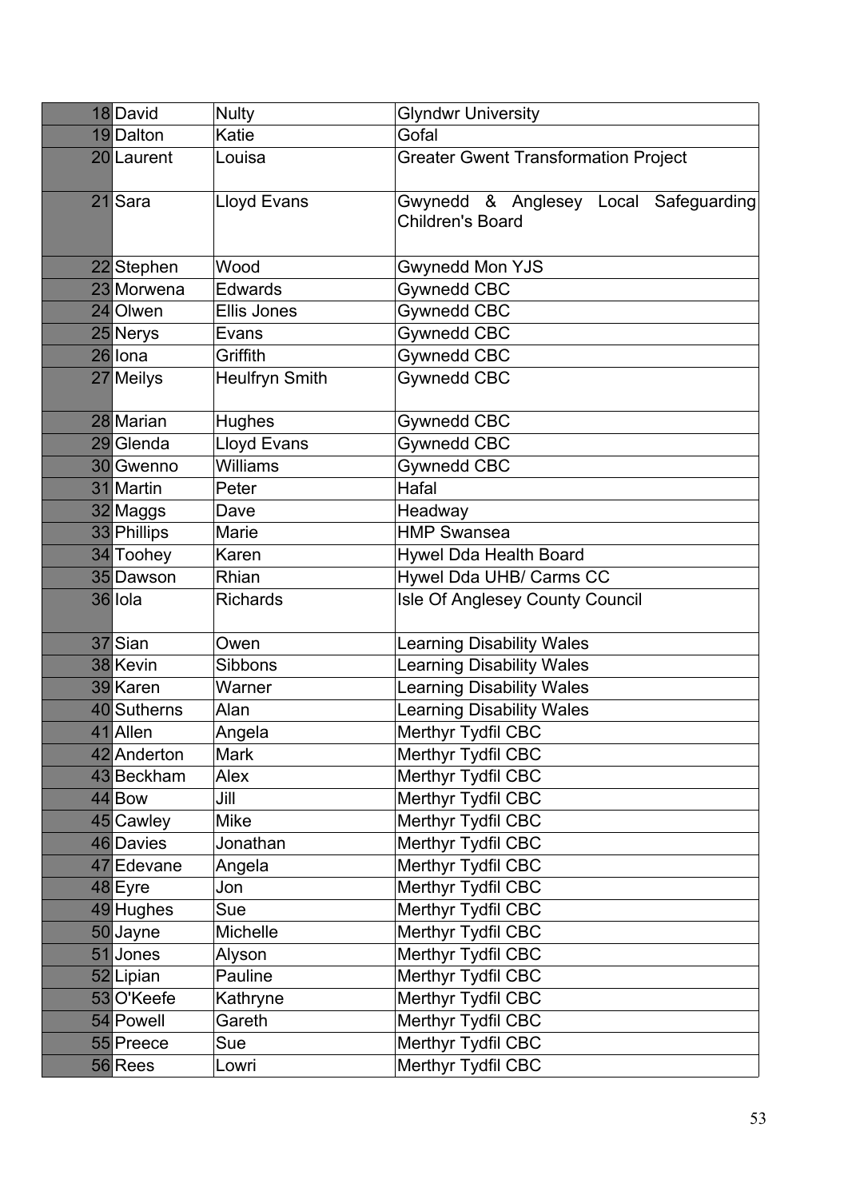| | | | |
|---|---|---|---|
| 18 | David | Nulty | Glyndwr University |
| 19 | Dalton | Katie | Gofal |
| 20 | Laurent | Louisa | Greater Gwent Transformation Project |
| 21 | Sara | Lloyd Evans | Gwynedd & Anglesey Local Safeguarding Children's Board |
| 22 | Stephen | Wood | Gwynedd Mon YJS |
| 23 | Morwena | Edwards | Gwynedd CBC |
| 24 | Olwen | Ellis Jones | Gwynedd CBC |
| 25 | Nerys | Evans | Gwynedd CBC |
| 26 | Iona | Griffith | Gwynedd CBC |
| 27 | Meilys | Heulfryn Smith | Gwynedd CBC |
| 28 | Marian | Hughes | Gwynedd CBC |
| 29 | Glenda | Lloyd Evans | Gwynedd CBC |
| 30 | Gwenno | Williams | Gwynedd CBC |
| 31 | Martin | Peter | Hafal |
| 32 | Maggs | Dave | Headway |
| 33 | Phillips | Marie | HMP Swansea |
| 34 | Toohey | Karen | Hywel Dda Health Board |
| 35 | Dawson | Rhian | Hywel Dda UHB/ Carms CC |
| 36 | Iola | Richards | Isle Of Anglesey County Council |
| 37 | Sian | Owen | Learning Disability Wales |
| 38 | Kevin | Sibbons | Learning Disability Wales |
| 39 | Karen | Warner | Learning Disability Wales |
| 40 | Sutherns | Alan | Learning Disability Wales |
| 41 | Allen | Angela | Merthyr Tydfil CBC |
| 42 | Anderton | Mark | Merthyr Tydfil CBC |
| 43 | Beckham | Alex | Merthyr Tydfil CBC |
| 44 | Bow | Jill | Merthyr Tydfil CBC |
| 45 | Cawley | Mike | Merthyr Tydfil CBC |
| 46 | Davies | Jonathan | Merthyr Tydfil CBC |
| 47 | Edevane | Angela | Merthyr Tydfil CBC |
| 48 | Eyre | Jon | Merthyr Tydfil CBC |
| 49 | Hughes | Sue | Merthyr Tydfil CBC |
| 50 | Jayne | Michelle | Merthyr Tydfil CBC |
| 51 | Jones | Alyson | Merthyr Tydfil CBC |
| 52 | Lipian | Pauline | Merthyr Tydfil CBC |
| 53 | O'Keefe | Kathryne | Merthyr Tydfil CBC |
| 54 | Powell | Gareth | Merthyr Tydfil CBC |
| 55 | Preece | Sue | Merthyr Tydfil CBC |
| 56 | Rees | Lowri | Merthyr Tydfil CBC |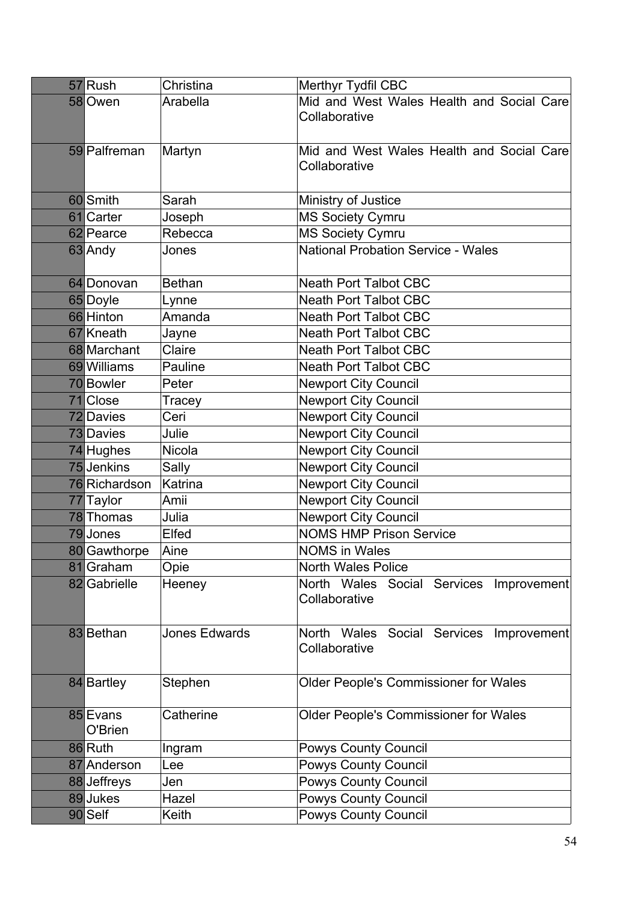| | | | |
|---|---|---|---|
| 57 | Rush | Christina | Merthyr Tydfil CBC |
| 58 | Owen | Arabella | Mid and West Wales Health and Social Care Collaborative |
| 59 | Palfreman | Martyn | Mid and West Wales Health and Social Care Collaborative |
| 60 | Smith | Sarah | Ministry of Justice |
| 61 | Carter | Joseph | MS Society Cymru |
| 62 | Pearce | Rebecca | MS Society Cymru |
| 63 | Andy | Jones | National Probation Service - Wales |
| 64 | Donovan | Bethan | Neath Port Talbot CBC |
| 65 | Doyle | Lynne | Neath Port Talbot CBC |
| 66 | Hinton | Amanda | Neath Port Talbot CBC |
| 67 | Kneath | Jayne | Neath Port Talbot CBC |
| 68 | Marchant | Claire | Neath Port Talbot CBC |
| 69 | Williams | Pauline | Neath Port Talbot CBC |
| 70 | Bowler | Peter | Newport City Council |
| 71 | Close | Tracey | Newport City Council |
| 72 | Davies | Ceri | Newport City Council |
| 73 | Davies | Julie | Newport City Council |
| 74 | Hughes | Nicola | Newport City Council |
| 75 | Jenkins | Sally | Newport City Council |
| 76 | Richardson | Katrina | Newport City Council |
| 77 | Taylor | Amii | Newport City Council |
| 78 | Thomas | Julia | Newport City Council |
| 79 | Jones | Elfed | NOMS HMP Prison Service |
| 80 | Gawthorpe | Aine | NOMS in Wales |
| 81 | Graham | Opie | North Wales Police |
| 82 | Gabrielle | Heeney | North Wales Social Services Improvement Collaborative |
| 83 | Bethan | Jones Edwards | North Wales Social Services Improvement Collaborative |
| 84 | Bartley | Stephen | Older People's Commissioner for Wales |
| 85 | Evans O'Brien | Catherine | Older People's Commissioner for Wales |
| 86 | Ruth | Ingram | Powys County Council |
| 87 | Anderson | Lee | Powys County Council |
| 88 | Jeffreys | Jen | Powys County Council |
| 89 | Jukes | Hazel | Powys County Council |
| 90 | Self | Keith | Powys County Council |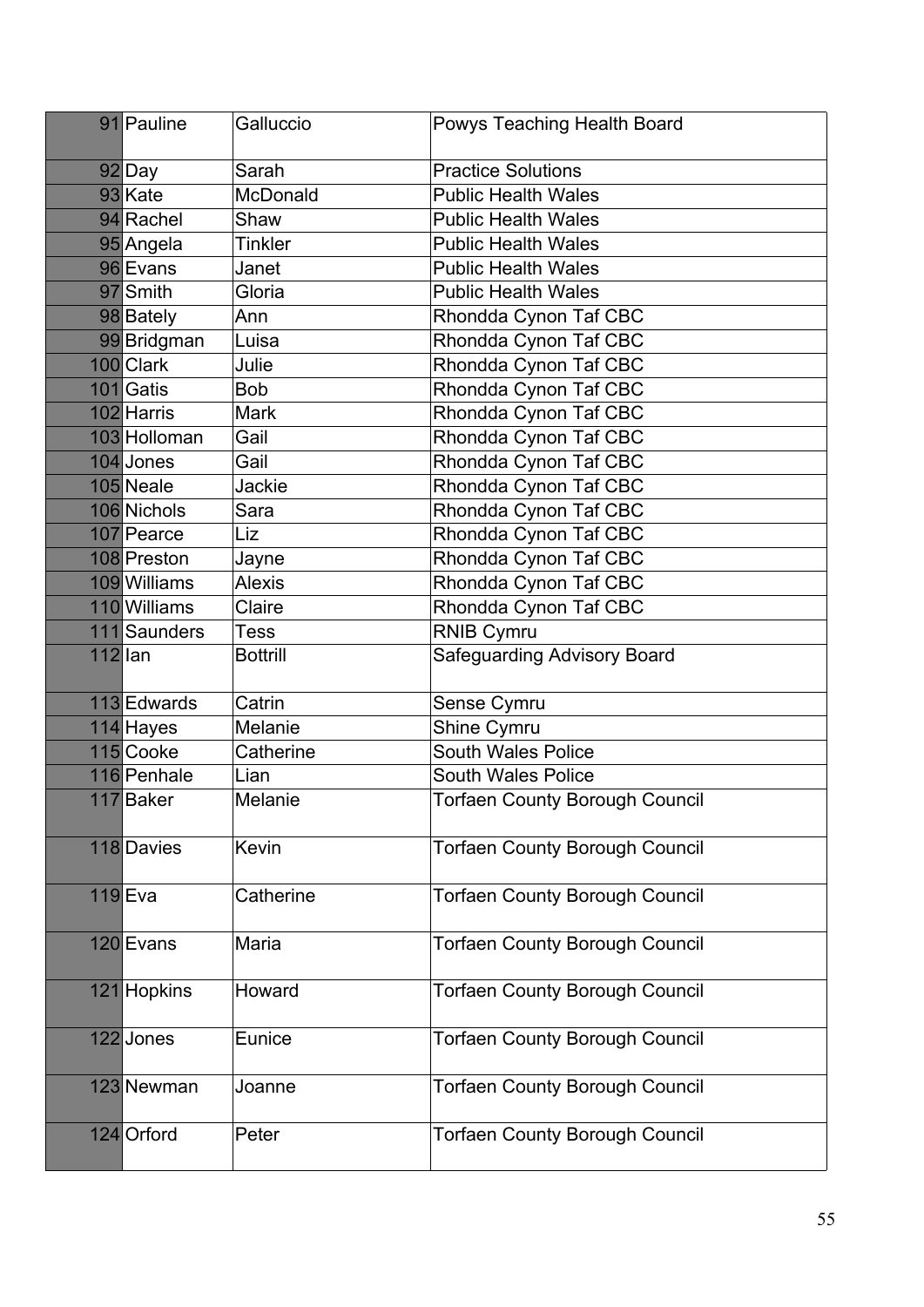| | | | |
|---|---|---|---|
| 91 | Pauline | Galluccio | Powys Teaching Health Board |
| 92 | Day | Sarah | Practice Solutions |
| 93 | Kate | McDonald | Public Health Wales |
| 94 | Rachel | Shaw | Public Health Wales |
| 95 | Angela | Tinkler | Public Health Wales |
| 96 | Evans | Janet | Public Health Wales |
| 97 | Smith | Gloria | Public Health Wales |
| 98 | Bately | Ann | Rhondda Cynon Taf CBC |
| 99 | Bridgman | Luisa | Rhondda Cynon Taf CBC |
| 100 | Clark | Julie | Rhondda Cynon Taf CBC |
| 101 | Gatis | Bob | Rhondda Cynon Taf CBC |
| 102 | Harris | Mark | Rhondda Cynon Taf CBC |
| 103 | Holloman | Gail | Rhondda Cynon Taf CBC |
| 104 | Jones | Gail | Rhondda Cynon Taf CBC |
| 105 | Neale | Jackie | Rhondda Cynon Taf CBC |
| 106 | Nichols | Sara | Rhondda Cynon Taf CBC |
| 107 | Pearce | Liz | Rhondda Cynon Taf CBC |
| 108 | Preston | Jayne | Rhondda Cynon Taf CBC |
| 109 | Williams | Alexis | Rhondda Cynon Taf CBC |
| 110 | Williams | Claire | Rhondda Cynon Taf CBC |
| 111 | Saunders | Tess | RNIB Cymru |
| 112 | Ian | Bottrill | Safeguarding Advisory Board |
| 113 | Edwards | Catrin | Sense Cymru |
| 114 | Hayes | Melanie | Shine Cymru |
| 115 | Cooke | Catherine | South Wales Police |
| 116 | Penhale | Lian | South Wales Police |
| 117 | Baker | Melanie | Torfaen County Borough Council |
| 118 | Davies | Kevin | Torfaen County Borough Council |
| 119 | Eva | Catherine | Torfaen County Borough Council |
| 120 | Evans | Maria | Torfaen County Borough Council |
| 121 | Hopkins | Howard | Torfaen County Borough Council |
| 122 | Jones | Eunice | Torfaen County Borough Council |
| 123 | Newman | Joanne | Torfaen County Borough Council |
| 124 | Orford | Peter | Torfaen County Borough Council |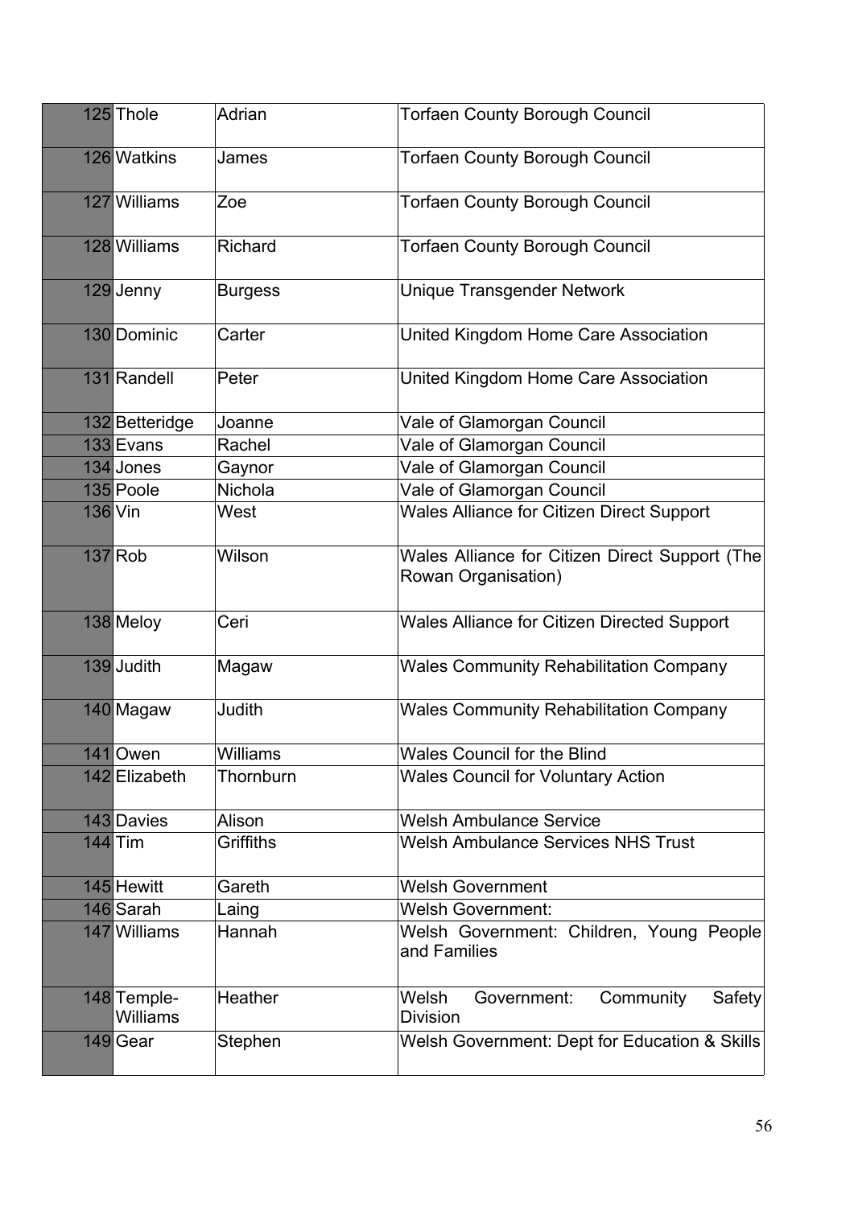| | | | |
|---|---|---|---|
| 125 | Thole | Adrian | Torfaen County Borough Council |
| 126 | Watkins | James | Torfaen County Borough Council |
| 127 | Williams | Zoe | Torfaen County Borough Council |
| 128 | Williams | Richard | Torfaen County Borough Council |
| 129 | Jenny | Burgess | Unique Transgender Network |
| 130 | Dominic | Carter | United Kingdom Home Care Association |
| 131 | Randell | Peter | United Kingdom Home Care Association |
| 132 | Betteridge | Joanne | Vale of Glamorgan Council |
| 133 | Evans | Rachel | Vale of Glamorgan Council |
| 134 | Jones | Gaynor | Vale of Glamorgan Council |
| 135 | Poole | Nichola | Vale of Glamorgan Council |
| 136 | Vin | West | Wales Alliance for Citizen Direct Support |
| 137 | Rob | Wilson | Wales Alliance for Citizen Direct Support (The Rowan Organisation) |
| 138 | Meloy | Ceri | Wales Alliance for Citizen Directed Support |
| 139 | Judith | Magaw | Wales Community Rehabilitation Company |
| 140 | Magaw | Judith | Wales Community Rehabilitation Company |
| 141 | Owen | Williams | Wales Council for the Blind |
| 142 | Elizabeth | Thornburn | Wales Council for Voluntary Action |
| 143 | Davies | Alison | Welsh Ambulance Service |
| 144 | Tim | Griffiths | Welsh Ambulance Services NHS Trust |
| 145 | Hewitt | Gareth | Welsh Government |
| 146 | Sarah | Laing | Welsh Government: |
| 147 | Williams | Hannah | Welsh Government: Children, Young People and Families |
| 148 | Temple-Williams | Heather | Welsh Government: Community Safety Division |
| 149 | Gear | Stephen | Welsh Government: Dept for Education & Skills |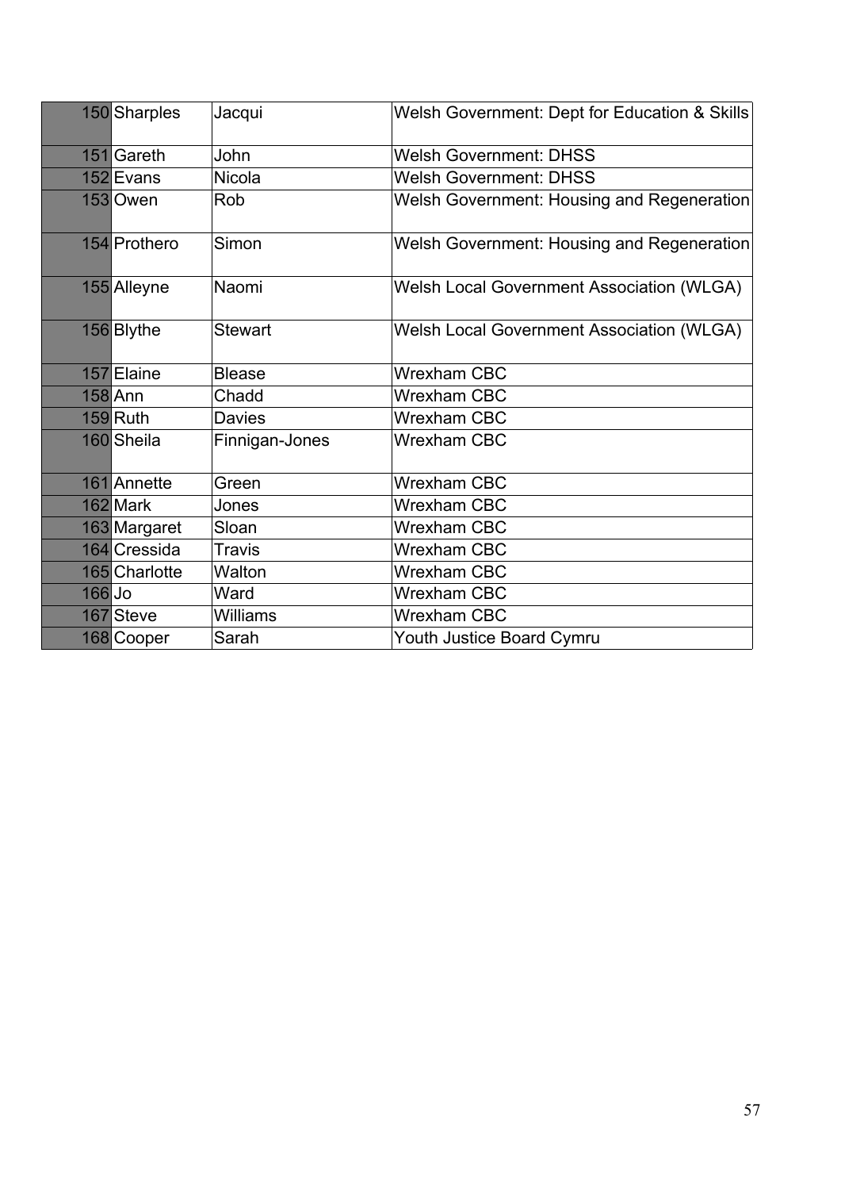| | | | |
|---|---|---|---|
| 150 | Sharples | Jacqui | Welsh Government: Dept for Education & Skills |
| 151 | Gareth | John | Welsh Government: DHSS |
| 152 | Evans | Nicola | Welsh Government: DHSS |
| 153 | Owen | Rob | Welsh Government: Housing and Regeneration |
| 154 | Prothero | Simon | Welsh Government: Housing and Regeneration |
| 155 | Alleyne | Naomi | Welsh Local Government Association (WLGA) |
| 156 | Blythe | Stewart | Welsh Local Government Association (WLGA) |
| 157 | Elaine | Blease | Wrexham CBC |
| 158 | Ann | Chadd | Wrexham CBC |
| 159 | Ruth | Davies | Wrexham CBC |
| 160 | Sheila | Finnigan-Jones | Wrexham CBC |
| 161 | Annette | Green | Wrexham CBC |
| 162 | Mark | Jones | Wrexham CBC |
| 163 | Margaret | Sloan | Wrexham CBC |
| 164 | Cressida | Travis | Wrexham CBC |
| 165 | Charlotte | Walton | Wrexham CBC |
| 166 | Jo | Ward | Wrexham CBC |
| 167 | Steve | Williams | Wrexham CBC |
| 168 | Cooper | Sarah | Youth Justice Board Cymru |